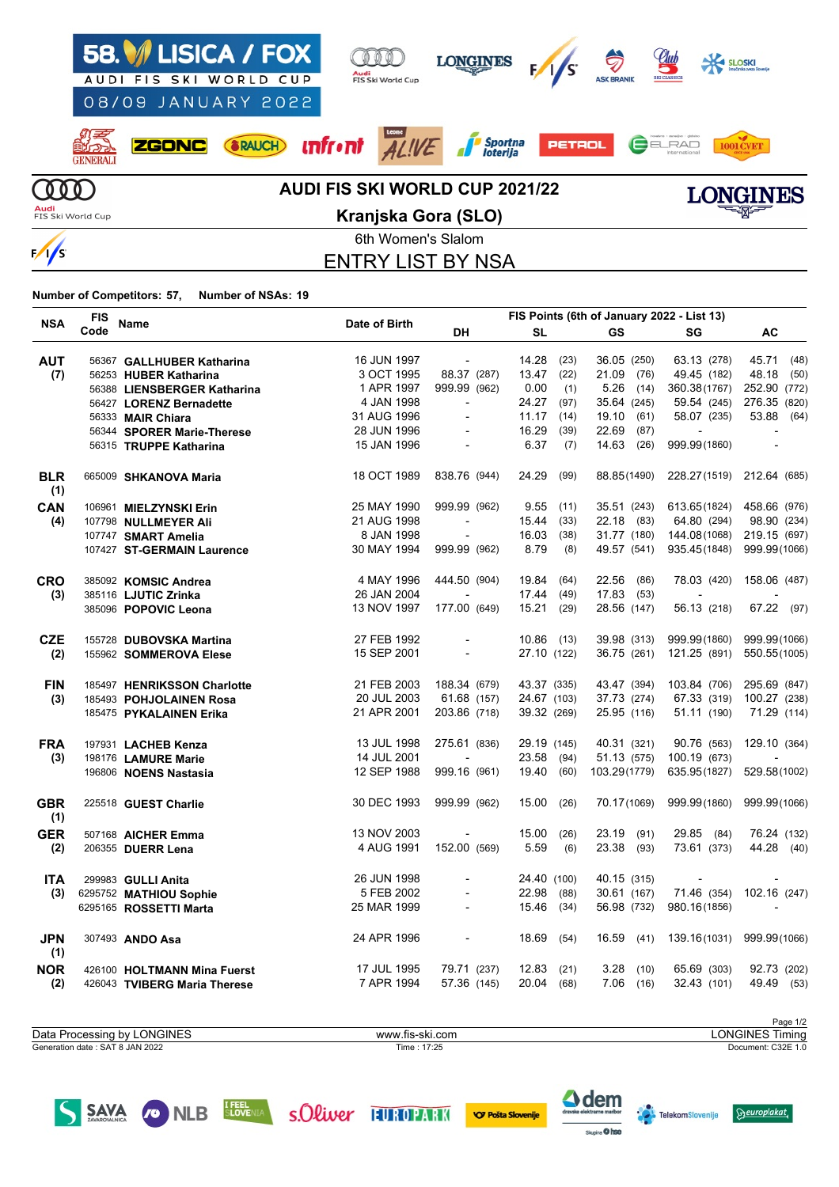# 58. LISICA / FOX

AUDI FIS SKI WORLD CUP

08/09 JANUARY 2022

## AUDI FIS SKI WORLD CUP 2021/22

## Kranjska Gora (SLO)

6th Women's Slalom

## ENTRY LIST BY NSA

**Number of Competitors: 57, Number of NSAs: 19**

| NSA | FIS Code | Name | Date of Birth | DH | SL | GS | SG | AC |
|---|---|---|---|---|---|---|---|---|
| | | | | FIS Points (6th of January 2022 - List 13) | | | | |
| **AUT (7)** | 56367 | **GALLHUBER Katharina** | 16 JUN 1997 | - | 14.28 (23) | 36.05 (250) | 63.13 (278) | 45.71 (48) |
| | 56253 | **HUBER Katharina** | 3 OCT 1995 | 88.37 (287) | 13.47 (22) | 21.09 (76) | 49.45 (182) | 48.18 (50) |
| | 56388 | **LIENSBERGER Katharina** | 1 APR 1997 | 999.99 (962) | 0.00 (1) | 5.26 (14) | 360.38 (1767) | 252.90 (772) |
| | 56427 | **LORENZ Bernadette** | 4 JAN 1998 | - | 24.27 (97) | 35.64 (245) | 59.54 (245) | 276.35 (820) |
| | 56333 | **MAIR Chiara** | 31 AUG 1996 | - | 11.17 (14) | 19.10 (61) | 58.07 (235) | 53.88 (64) |
| | 56344 | **SPORER Marie-Therese** | 28 JUN 1996 | - | 16.29 (39) | 22.69 (87) | - | - |
| | 56315 | **TRUPPE Katharina** | 15 JAN 1996 | - | 6.37 (7) | 14.63 (26) | 999.99 (1860) | - |
| **BLR (1)** | 665009 | **SHANKOVA Maria** | 18 OCT 1989 | 838.76 (944) | 24.29 (99) | 88.85 (1490) | 228.27 (1519) | 212.64 (685) |
| **CAN (4)** | 106961 | **MIELZYNSKI Erin** | 25 MAY 1990 | 999.99 (962) | 9.55 (11) | 35.51 (243) | 613.65 (1824) | 458.66 (976) |
| | 107798 | **NULLMEYER Ali** | 21 AUG 1998 | - | 15.44 (33) | 22.18 (83) | 64.80 (294) | 98.90 (234) |
| | 107747 | **SMART Amelia** | 8 JAN 1998 | - | 16.03 (38) | 31.77 (180) | 144.08 (1068) | 219.15 (697) |
| | 107427 | **ST-GERMAIN Laurence** | 30 MAY 1994 | 999.99 (962) | 8.79 (8) | 49.57 (541) | 935.45 (1848) | 999.99 (1066) |
| **CRO (3)** | 385092 | **KOMSIC Andrea** | 4 MAY 1996 | 444.50 (904) | 19.84 (64) | 22.56 (86) | 78.03 (420) | 158.06 (487) |
| | 385116 | **LJUTIC Zrinka** | 26 JAN 2004 | - | 17.44 (49) | 17.83 (53) | - | - |
| | 385096 | **POPOVIC Leona** | 13 NOV 1997 | 177.00 (649) | 15.21 (29) | 28.56 (147) | 56.13 (218) | 67.22 (97) |
| **CZE (2)** | 155728 | **DUBOVSKA Martina** | 27 FEB 1992 | - | 10.86 (13) | 39.98 (313) | 999.99 (1860) | 999.99 (1066) |
| | 155962 | **SOMMEROVA Elese** | 15 SEP 2001 | - | 27.10 (122) | 36.75 (261) | 121.25 (891) | 550.55 (1005) |
| **FIN (3)** | 185497 | **HENRIKSSON Charlotte** | 21 FEB 2003 | 188.34 (679) | 43.37 (335) | 43.47 (394) | 103.84 (706) | 295.69 (847) |
| | 185493 | **POHJOLAINEN Rosa** | 20 JUL 2003 | 61.68 (157) | 24.67 (103) | 37.73 (274) | 67.33 (319) | 100.27 (238) |
| | 185475 | **PYKALAINEN Erika** | 21 APR 2001 | 203.86 (718) | 39.32 (269) | 25.95 (116) | 51.11 (190) | 71.29 (114) |
| **FRA (3)** | 197931 | **LACHEB Kenza** | 13 JUL 1998 | 275.61 (836) | 29.19 (145) | 40.31 (321) | 90.76 (563) | 129.10 (364) |
| | 198176 | **LAMURE Marie** | 14 JUL 2001 | - | 23.58 (94) | 51.13 (575) | 100.19 (673) | - |
| | 196806 | **NOENS Nastasia** | 12 SEP 1988 | 999.16 (961) | 19.40 (60) | 103.29 (1779) | 635.95 (1827) | 529.58 (1002) |
| **GBR (1)** | 225518 | **GUEST Charlie** | 30 DEC 1993 | 999.99 (962) | 15.00 (26) | 70.17 (1069) | 999.99 (1860) | 999.99 (1066) |
| **GER (2)** | 507168 | **AICHER Emma** | 13 NOV 2003 | - | 15.00 (26) | 23.19 (91) | 29.85 (84) | 76.24 (132) |
| | 206355 | **DUERR Lena** | 4 AUG 1991 | 152.00 (569) | 5.59 (6) | 23.38 (93) | 73.61 (373) | 44.28 (40) |
| **ITA (3)** | 299983 | **GULLI Anita** | 26 JUN 1998 | - | 24.40 (100) | 40.15 (315) | - | - |
| | 6295752 | **MATHIOU Sophie** | 5 FEB 2002 | - | 22.98 (88) | 30.61 (167) | 71.46 (354) | 102.16 (247) |
| | 6295165 | **ROSSETTI Marta** | 25 MAR 1999 | - | 15.46 (34) | 56.98 (732) | 980.16 (1856) | - |
| **JPN (1)** | 307493 | **ANDO Asa** | 24 APR 1996 | - | 18.69 (54) | 16.59 (41) | 139.16 (1031) | 999.99 (1066) |
| **NOR (2)** | 426100 | **HOLTMANN Mina Fuerst** | 17 JUL 1995 | 79.71 (237) | 12.83 (21) | 3.28 (10) | 65.69 (303) | 92.73 (202) |
| | 426043 | **TVIBERG Maria Therese** | 7 APR 1994 | 57.36 (145) | 20.04 (68) | 7.06 (16) | 32.43 (101) | 49.49 (53) |

Data Processing by LONGINES | www.fis-ski.com | LONGINES Timing

Generation date : SAT 8 JAN 2022 | Time : 17:25 | Document: C32E 1.0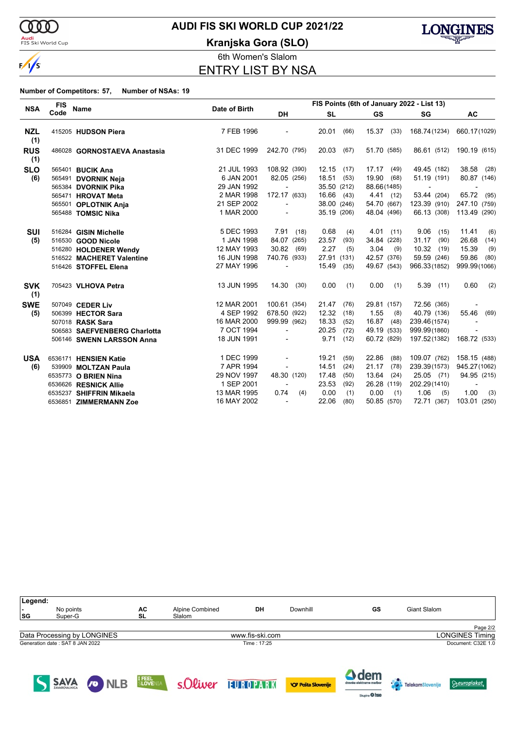# AUDI FIS SKI WORLD CUP 2021/22

## Kranjska Gora (SLO)

### 6th Women's Slalom

## ENTRY LIST BY NSA

**Number of Competitors: 57, Number of NSAs: 19**

| NSA | FIS Code | Name | Date of Birth | DH | SL | GS | SG | AC |
|---|---|---|---|---|---|---|---|---|
| | | | | FIS Points (6th of January 2022 - List 13) | | | | |
| **NZL (1)** | 415205 | **HUDSON Piera** | 7 FEB 1996 | - | 20.01 (66) | 15.37 (33) | 168.74 (1234) | 660.17 (1029) |
| **RUS (1)** | 486028 | **GORNOSTAEVA Anastasia** | 31 DEC 1999 | 242.70 (795) | 20.03 (67) | 51.70 (585) | 86.61 (512) | 190.19 (615) |
| **SLO (6)** | 565401 | **BUCIK Ana** | 21 JUL 1993 | 108.92 (390) | 12.15 (17) | 17.17 (49) | 49.45 (182) | 38.58 (28) |
| | 565491 | **DVORNIK Neja** | 6 JAN 2001 | 82.05 (256) | 18.51 (53) | 19.90 (68) | 51.19 (191) | 80.87 (146) |
| | 565384 | **DVORNIK Pika** | 29 JAN 1992 | - | 35.50 (212) | 88.66 (1485) | - | - |
| | 565471 | **HROVAT Meta** | 2 MAR 1998 | 172.17 (633) | 16.66 (43) | 4.41 (12) | 53.44 (204) | 65.72 (95) |
| | 565501 | **OPLOTNIK Anja** | 21 SEP 2002 | - | 38.00 (246) | 54.70 (667) | 123.39 (910) | 247.10 (759) |
| | 565488 | **TOMSIC Nika** | 1 MAR 2000 | - | 35.19 (206) | 48.04 (496) | 66.13 (308) | 113.49 (290) |
| **SUI (5)** | 516284 | **GISIN Michelle** | 5 DEC 1993 | 7.91 (18) | 0.68 (4) | 4.01 (11) | 9.06 (15) | 11.41 (6) |
| | 516530 | **GOOD Nicole** | 1 JAN 1998 | 84.07 (265) | 23.57 (93) | 34.84 (228) | 31.17 (90) | 26.68 (14) |
| | 516280 | **HOLDENER Wendy** | 12 MAY 1993 | 30.82 (69) | 2.27 (5) | 3.04 (9) | 10.32 (19) | 15.39 (9) |
| | 516522 | **MACHERET Valentine** | 16 JUN 1998 | 740.76 (933) | 27.91 (131) | 42.57 (376) | 59.59 (246) | 59.86 (80) |
| | 516426 | **STOFFEL Elena** | 27 MAY 1996 | - | 15.49 (35) | 49.67 (543) | 966.33 (1852) | 999.99 (1066) |
| **SVK (1)** | 705423 | **VLHOVA Petra** | 13 JUN 1995 | 14.30 (30) | 0.00 (1) | 0.00 (1) | 5.39 (11) | 0.60 (2) |
| **SWE (5)** | 507049 | **CEDER Liv** | 12 MAR 2001 | 100.61 (354) | 21.47 (76) | 29.81 (157) | 72.56 (365) | - |
| | 506399 | **HECTOR Sara** | 4 SEP 1992 | 678.50 (922) | 12.32 (18) | 1.55 (8) | 40.79 (136) | 55.46 (69) |
| | 507018 | **RASK Sara** | 16 MAR 2000 | 999.99 (962) | 18.33 (52) | 16.87 (48) | 239.46 (1574) | - |
| | 506583 | **SAEFVENBERG Charlotta** | 7 OCT 1994 | - | 20.25 (72) | 49.19 (533) | 999.99 (1860) | - |
| | 506146 | **SWENN LARSSON Anna** | 18 JUN 1991 | - | 9.71 (12) | 60.72 (829) | 197.52 (1382) | 168.72 (533) |
| **USA (6)** | 6536171 | **HENSIEN Katie** | 1 DEC 1999 | - | 19.21 (59) | 22.86 (88) | 109.07 (762) | 158.15 (488) |
| | 539909 | **MOLTZAN Paula** | 7 APR 1994 | - | 14.51 (24) | 21.17 (78) | 239.39 (1573) | 945.27 (1062) |
| | 6535773 | **O BRIEN Nina** | 29 NOV 1997 | 48.30 (120) | 17.48 (50) | 13.64 (24) | 25.05 (71) | 94.95 (215) |
| | 6536626 | **RESNICK Allie** | 1 SEP 2001 | - | 23.53 (92) | 26.28 (119) | 202.29 (1410) | - |
| | 6535237 | **SHIFFRIN Mikaela** | 13 MAR 1995 | 0.74 (4) | 0.00 (1) | 0.00 (1) | 1.06 (5) | 1.00 (3) |
| | 6536851 | **ZIMMERMANN Zoe** | 16 MAY 2002 | - | 22.06 (80) | 50.85 (570) | 72.71 (367) | 103.01 (250) |

**Legend:**

| | | | | | | | |
|---|---|---|---|---|---|---|---|
| - | No points | AC | Alpine Combined | DH | Downhill | GS | Giant Slalom |
| SG | Super-G | SL | Slalom | | | | |

Data Processing by LONGINES — www.fis-ski.com — LONGINES Timing

Generation date : SAT 8 JAN 2022 — Time : 17:25 — Document: C32E 1.0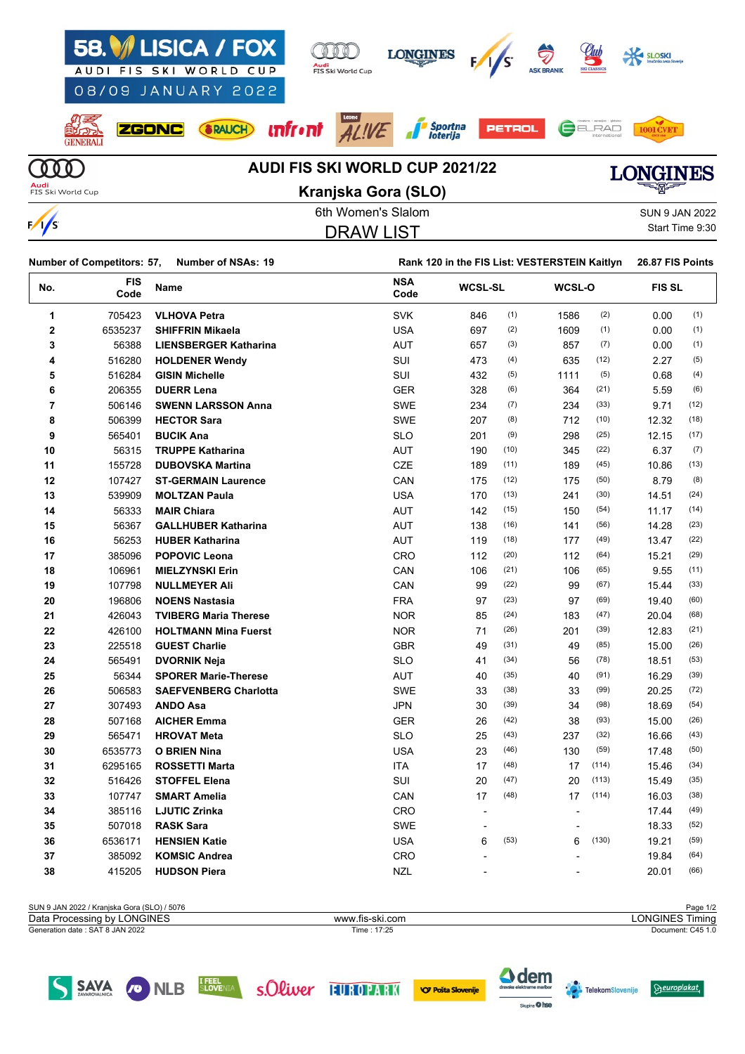# AUDI FIS SKI WORLD CUP 2021/22

## Kranjska Gora (SLO)

6th Women's Slalom

SUN 9 JAN 2022
Start Time 9:30

## DRAW LIST

**Number of Competitors: 57, Number of NSAs: 19**

**Rank 120 in the FIS List: VESTERSTEIN Kaitlyn 26.87 FIS Points**

| No. | FIS Code | Name | NSA Code | WCSL-SL | | WCSL-O | | FIS SL | |
|---|---|---|---|---|---|---|---|---|---|
| 1 | 705423 | **VLHOVA Petra** | SVK | 846 | (1) | 1586 | (2) | 0.00 | (1) |
| 2 | 6535237 | **SHIFFRIN Mikaela** | USA | 697 | (2) | 1609 | (1) | 0.00 | (1) |
| 3 | 56388 | **LIENSBERGER Katharina** | AUT | 657 | (3) | 857 | (7) | 0.00 | (1) |
| 4 | 516280 | **HOLDENER Wendy** | SUI | 473 | (4) | 635 | (12) | 2.27 | (5) |
| 5 | 516284 | **GISIN Michelle** | SUI | 432 | (5) | 1111 | (5) | 0.68 | (4) |
| 6 | 206355 | **DUERR Lena** | GER | 328 | (6) | 364 | (21) | 5.59 | (6) |
| 7 | 506146 | **SWENN LARSSON Anna** | SWE | 234 | (7) | 234 | (33) | 9.71 | (12) |
| 8 | 506399 | **HECTOR Sara** | SWE | 207 | (8) | 712 | (10) | 12.32 | (18) |
| 9 | 565401 | **BUCIK Ana** | SLO | 201 | (9) | 298 | (25) | 12.15 | (17) |
| 10 | 56315 | **TRUPPE Katharina** | AUT | 190 | (10) | 345 | (22) | 6.37 | (7) |
| 11 | 155728 | **DUBOVSKA Martina** | CZE | 189 | (11) | 189 | (45) | 10.86 | (13) |
| 12 | 107427 | **ST-GERMAIN Laurence** | CAN | 175 | (12) | 175 | (50) | 8.79 | (8) |
| 13 | 539909 | **MOLTZAN Paula** | USA | 170 | (13) | 241 | (30) | 14.51 | (24) |
| 14 | 56333 | **MAIR Chiara** | AUT | 142 | (15) | 150 | (54) | 11.17 | (14) |
| 15 | 56367 | **GALLHUBER Katharina** | AUT | 138 | (16) | 141 | (56) | 14.28 | (23) |
| 16 | 56253 | **HUBER Katharina** | AUT | 119 | (18) | 177 | (49) | 13.47 | (22) |
| 17 | 385096 | **POPOVIC Leona** | CRO | 112 | (20) | 112 | (64) | 15.21 | (29) |
| 18 | 106961 | **MIELZYNSKI Erin** | CAN | 106 | (21) | 106 | (65) | 9.55 | (11) |
| 19 | 107798 | **NULLMEYER Ali** | CAN | 99 | (22) | 99 | (67) | 15.44 | (33) |
| 20 | 196806 | **NOENS Nastasia** | FRA | 97 | (23) | 97 | (69) | 19.40 | (60) |
| 21 | 426043 | **TVIBERG Maria Therese** | NOR | 85 | (24) | 183 | (47) | 20.04 | (68) |
| 22 | 426100 | **HOLTMANN Mina Fuerst** | NOR | 71 | (26) | 201 | (39) | 12.83 | (21) |
| 23 | 225518 | **GUEST Charlie** | GBR | 49 | (31) | 49 | (85) | 15.00 | (26) |
| 24 | 565491 | **DVORNIK Neja** | SLO | 41 | (34) | 56 | (78) | 18.51 | (53) |
| 25 | 56344 | **SPORER Marie-Therese** | AUT | 40 | (35) | 40 | (91) | 16.29 | (39) |
| 26 | 506583 | **SAEFVENBERG Charlotta** | SWE | 33 | (38) | 33 | (99) | 20.25 | (72) |
| 27 | 307493 | **ANDO Asa** | JPN | 30 | (39) | 34 | (98) | 18.69 | (54) |
| 28 | 507168 | **AICHER Emma** | GER | 26 | (42) | 38 | (93) | 15.00 | (26) |
| 29 | 565471 | **HROVAT Meta** | SLO | 25 | (43) | 237 | (32) | 16.66 | (43) |
| 30 | 6535773 | **O BRIEN Nina** | USA | 23 | (46) | 130 | (59) | 17.48 | (50) |
| 31 | 6295165 | **ROSSETTI Marta** | ITA | 17 | (48) | 17 | (114) | 15.46 | (34) |
| 32 | 516426 | **STOFFEL Elena** | SUI | 20 | (47) | 20 | (113) | 15.49 | (35) |
| 33 | 107747 | **SMART Amelia** | CAN | 17 | (48) | 17 | (114) | 16.03 | (38) |
| 34 | 385116 | **LJUTIC Zrinka** | CRO | - | | - | | 17.44 | (49) |
| 35 | 507018 | **RASK Sara** | SWE | - | | - | | 18.33 | (52) |
| 36 | 6536171 | **HENSIEN Katie** | USA | 6 | (53) | 6 | (130) | 19.21 | (59) |
| 37 | 385092 | **KOMSIC Andrea** | CRO | - | | - | | 19.84 | (64) |
| 38 | 415205 | **HUDSON Piera** | NZL | - | | - | | 20.01 | (66) |

SUN 9 JAN 2022 / Kranjska Gora (SLO) / 5076
Data Processing by LONGINES — www.fis-ski.com — LONGINES Timing
Generation date : SAT 8 JAN 2022 — Time : 17:25 — Document: C45 1.0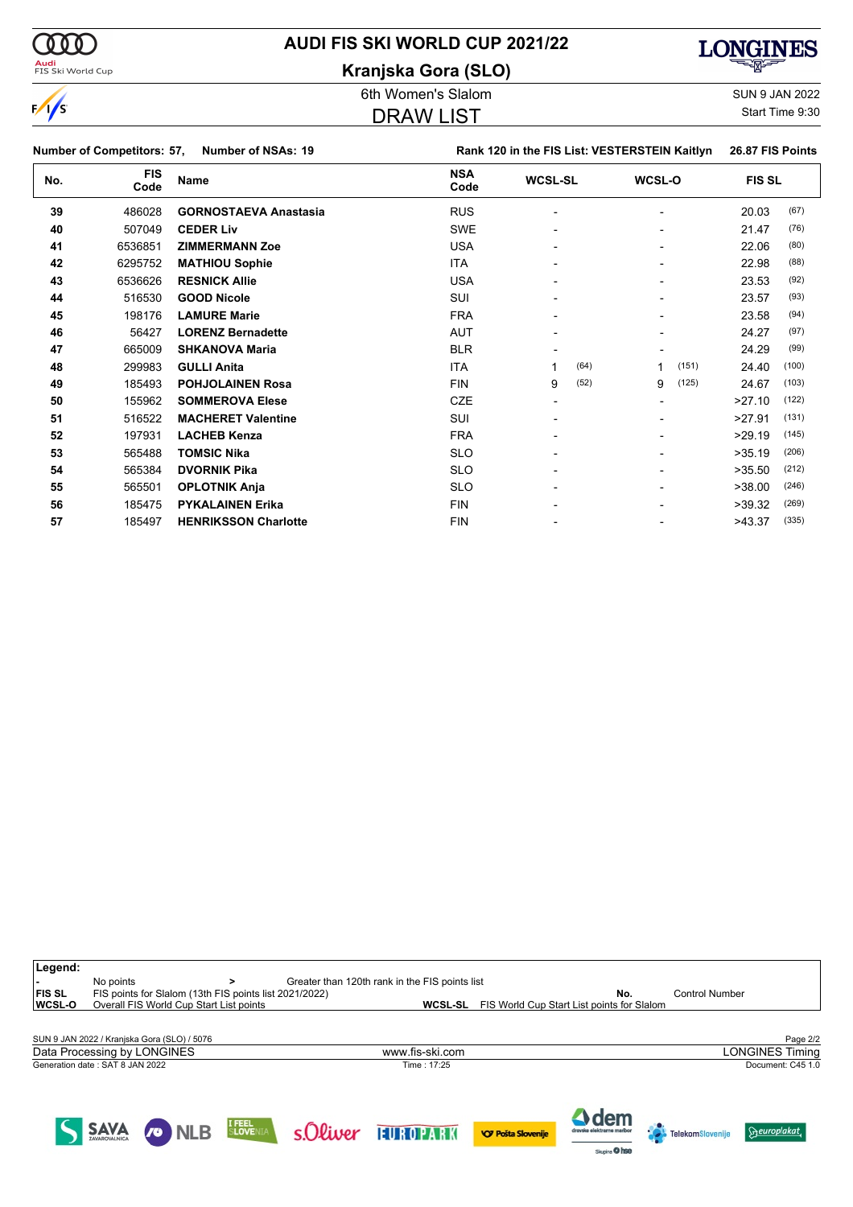# AUDI FIS SKI WORLD CUP 2021/22

## Kranjska Gora (SLO)

6th Women's Slalom

## DRAW LIST

SUN 9 JAN 2022
Start Time 9:30

**Number of Competitors: 57, Number of NSAs: 19** **Rank 120 in the FIS List: VESTERSTEIN Kaitlyn 26.87 FIS Points**

| No. | FIS Code | Name | NSA Code | WCSL-SL | | WCSL-O | | FIS SL | |
|---|---|---|---|---|---|---|---|---|---|
| 39 | 486028 | **GORNOSTAEVA Anastasia** | RUS | - | | - | | 20.03 | (67) |
| 40 | 507049 | **CEDER Liv** | SWE | - | | - | | 21.47 | (76) |
| 41 | 6536851 | **ZIMMERMANN Zoe** | USA | - | | - | | 22.06 | (80) |
| 42 | 6295752 | **MATHIOU Sophie** | ITA | - | | - | | 22.98 | (88) |
| 43 | 6536626 | **RESNICK Allie** | USA | - | | - | | 23.53 | (92) |
| 44 | 516530 | **GOOD Nicole** | SUI | - | | - | | 23.57 | (93) |
| 45 | 198176 | **LAMURE Marie** | FRA | - | | - | | 23.58 | (94) |
| 46 | 56427 | **LORENZ Bernadette** | AUT | - | | - | | 24.27 | (97) |
| 47 | 665009 | **SHKANOVA Maria** | BLR | - | | - | | 24.29 | (99) |
| 48 | 299983 | **GULLI Anita** | ITA | 1 | (64) | 1 | (151) | 24.40 | (100) |
| 49 | 185493 | **POHJOLAINEN Rosa** | FIN | 9 | (52) | 9 | (125) | 24.67 | (103) |
| 50 | 155962 | **SOMMEROVA Elese** | CZE | - | | - | | >27.10 | (122) |
| 51 | 516522 | **MACHERET Valentine** | SUI | - | | - | | >27.91 | (131) |
| 52 | 197931 | **LACHEB Kenza** | FRA | - | | - | | >29.19 | (145) |
| 53 | 565488 | **TOMSIC Nika** | SLO | - | | - | | >35.19 | (206) |
| 54 | 565384 | **DVORNIK Pika** | SLO | - | | - | | >35.50 | (212) |
| 55 | 565501 | **OPLOTNIK Anja** | SLO | - | | - | | >38.00 | (246) |
| 56 | 185475 | **PYKALAINEN Erika** | FIN | - | | - | | >39.32 | (269) |
| 57 | 185497 | **HENRIKSSON Charlotte** | FIN | - | | - | | >43.37 | (335) |

**Legend:**

| | | | |
|---|---|---|---|
| **-** | No points | **>** | Greater than 120th rank in the FIS points list |
| **FIS SL** | FIS points for Slalom (13th FIS points list 2021/2022) | **No.** | Control Number |
| **WCSL-O** | Overall FIS World Cup Start List points | **WCSL-SL** | FIS World Cup Start List points for Slalom |

SUN 9 JAN 2022 / Kranjska Gora (SLO) / 5076

Data Processing by LONGINES — www.fis-ski.com — LONGINES Timing

Generation date : SAT 8 JAN 2022 — Time : 17:25 — Document: C45 1.0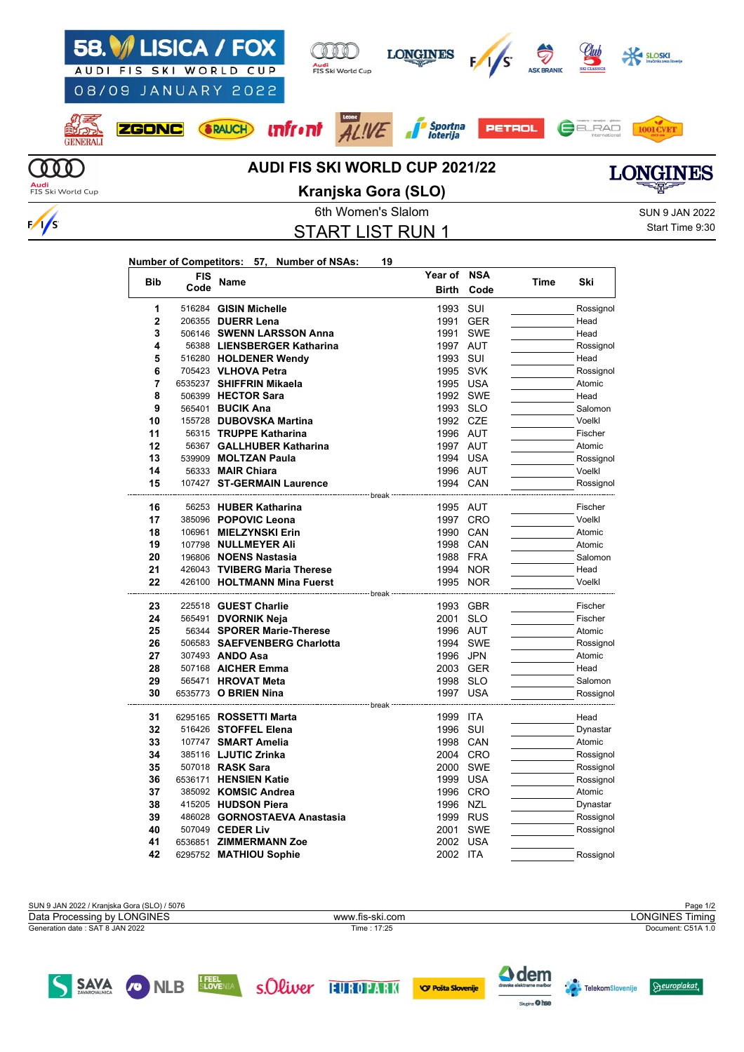# AUDI FIS SKI WORLD CUP 2021/22

## Kranjska Gora (SLO)

6th Women's Slalom

SUN 9 JAN 2022

## START LIST RUN 1

Start Time 9:30

**Number of Competitors: 57, Number of NSAs: 19**

| Bib | FIS Code | Name | Year of Birth | NSA Code | Time | Ski |
|---|---|---|---|---|---|---|
| 1 | 516284 | **GISIN Michelle** | 1993 | SUI | | Rossignol |
| 2 | 206355 | **DUERR Lena** | 1991 | GER | | Head |
| 3 | 506146 | **SWENN LARSSON Anna** | 1991 | SWE | | Head |
| 4 | 56388 | **LIENSBERGER Katharina** | 1997 | AUT | | Rossignol |
| 5 | 516280 | **HOLDENER Wendy** | 1993 | SUI | | Head |
| 6 | 705423 | **VLHOVA Petra** | 1995 | SVK | | Rossignol |
| 7 | 6535237 | **SHIFFRIN Mikaela** | 1995 | USA | | Atomic |
| 8 | 506399 | **HECTOR Sara** | 1992 | SWE | | Head |
| 9 | 565401 | **BUCIK Ana** | 1993 | SLO | | Salomon |
| 10 | 155728 | **DUBOVSKA Martina** | 1992 | CZE | | Voelkl |
| 11 | 56315 | **TRUPPE Katharina** | 1996 | AUT | | Fischer |
| 12 | 56367 | **GALLHUBER Katharina** | 1997 | AUT | | Atomic |
| 13 | 539909 | **MOLTZAN Paula** | 1994 | USA | | Rossignol |
| 14 | 56333 | **MAIR Chiara** | 1996 | AUT | | Voelkl |
| 15 | 107427 | **ST-GERMAIN Laurence** | 1994 | CAN | | Rossignol |
| | | break | | | | |
| 16 | 56253 | **HUBER Katharina** | 1995 | AUT | | Fischer |
| 17 | 385096 | **POPOVIC Leona** | 1997 | CRO | | Voelkl |
| 18 | 106961 | **MIELZYNSKI Erin** | 1990 | CAN | | Atomic |
| 19 | 107798 | **NULLMEYER Ali** | 1998 | CAN | | Atomic |
| 20 | 196806 | **NOENS Nastasia** | 1988 | FRA | | Salomon |
| 21 | 426043 | **TVIBERG Maria Therese** | 1994 | NOR | | Head |
| 22 | 426100 | **HOLTMANN Mina Fuerst** | 1995 | NOR | | Voelkl |
| | | break | | | | |
| 23 | 225518 | **GUEST Charlie** | 1993 | GBR | | Fischer |
| 24 | 565491 | **DVORNIK Neja** | 2001 | SLO | | Fischer |
| 25 | 56344 | **SPORER Marie-Therese** | 1996 | AUT | | Atomic |
| 26 | 506583 | **SAEFVENBERG Charlotta** | 1994 | SWE | | Rossignol |
| 27 | 307493 | **ANDO Asa** | 1996 | JPN | | Atomic |
| 28 | 507168 | **AICHER Emma** | 2003 | GER | | Head |
| 29 | 565471 | **HROVAT Meta** | 1998 | SLO | | Salomon |
| 30 | 6535773 | **O BRIEN Nina** | 1997 | USA | | Rossignol |
| | | break | | | | |
| 31 | 6295165 | **ROSSETTI Marta** | 1999 | ITA | | Head |
| 32 | 516426 | **STOFFEL Elena** | 1996 | SUI | | Dynastar |
| 33 | 107747 | **SMART Amelia** | 1998 | CAN | | Atomic |
| 34 | 385116 | **LJUTIC Zrinka** | 2004 | CRO | | Rossignol |
| 35 | 507018 | **RASK Sara** | 2000 | SWE | | Rossignol |
| 36 | 6536171 | **HENSIEN Katie** | 1999 | USA | | Rossignol |
| 37 | 385092 | **KOMSIC Andrea** | 1996 | CRO | | Atomic |
| 38 | 415205 | **HUDSON Piera** | 1996 | NZL | | Dynastar |
| 39 | 486028 | **GORNOSTAEVA Anastasia** | 1999 | RUS | | Rossignol |
| 40 | 507049 | **CEDER Liv** | 2001 | SWE | | Rossignol |
| 41 | 6536851 | **ZIMMERMANN Zoe** | 2002 | USA | | |
| 42 | 6295752 | **MATHIOU Sophie** | 2002 | ITA | | Rossignol |

SUN 9 JAN 2022 / Kranjska Gora (SLO) / 5076

Data Processing by LONGINES — www.fis-ski.com — LONGINES Timing

Generation date : SAT 8 JAN 2022 — Time : 17:25 — Document: C51A 1.0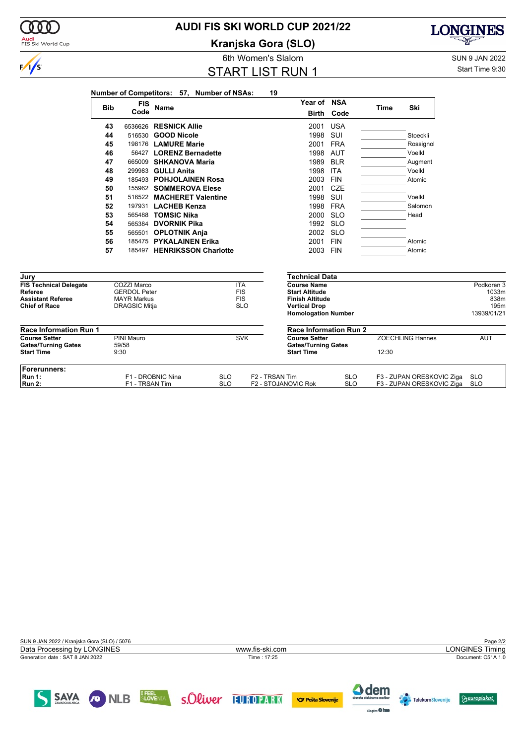# AUDI FIS SKI WORLD CUP 2021/22

## Kranjska Gora (SLO)

6th Women's Slalom

SUN 9 JAN 2022

## START LIST RUN 1

Start Time 9:30

**Number of Competitors: 57, Number of NSAs: 19**

| Bib | FIS Code | Name | Year of Birth | NSA Code | Time | Ski |
|---|---|---|---|---|---|---|
| 43 | 6536626 | RESNICK Allie | 2001 | USA | | |
| 44 | 516530 | GOOD Nicole | 1998 | SUI | | Stoeckli |
| 45 | 198176 | LAMURE Marie | 2001 | FRA | | Rossignol |
| 46 | 56427 | LORENZ Bernadette | 1998 | AUT | | Voelkl |
| 47 | 665009 | SHKANOVA Maria | 1989 | BLR | | Augment |
| 48 | 299983 | GULLI Anita | 1998 | ITA | | Voelkl |
| 49 | 185493 | POHJOLAINEN Rosa | 2003 | FIN | | Atomic |
| 50 | 155962 | SOMMEROVA Elese | 2001 | CZE | | |
| 51 | 516522 | MACHERET Valentine | 1998 | SUI | | Voelkl |
| 52 | 197931 | LACHEB Kenza | 1998 | FRA | | Salomon |
| 53 | 565488 | TOMSIC Nika | 2000 | SLO | | Head |
| 54 | 565384 | DVORNIK Pika | 1992 | SLO | | |
| 55 | 565501 | OPLOTNIK Anja | 2002 | SLO | | |
| 56 | 185475 | PYKALAINEN Erika | 2001 | FIN | | Atomic |
| 57 | 185497 | HENRIKSSON Charlotte | 2003 | FIN | | Atomic |

### Jury

| | | |
|---|---|---|
| **FIS Technical Delegate** | COZZI Marco | ITA |
| **Referee** | GERDOL Peter | FIS |
| **Assistant Referee** | MAYR Markus | FIS |
| **Chief of Race** | DRAGSIC Mitja | SLO |

### Technical Data

| | |
|---|---|
| **Course Name** | Podkoren 3 |
| **Start Altitude** | 1033m |
| **Finish Altitude** | 838m |
| **Vertical Drop** | 195m |
| **Homologation Number** | 13939/01/21 |

### Race Information Run 1

| | | |
|---|---|---|
| **Course Setter** | PINI Mauro | SVK |
| **Gates/Turning Gates** | 59/58 | |
| **Start Time** | 9:30 | |

### Race Information Run 2

| | | |
|---|---|---|
| **Course Setter** | ZOECHLING Hannes | AUT |
| **Gates/Turning Gates** | | |
| **Start Time** | 12:30 | |

### Forerunners:

| | | | | | | |
|---|---|---|---|---|---|---|
| **Run 1:** | F1 - DROBNIC Nina | SLO | F2 - TRSAN Tim | SLO | F3 - ZUPAN ORESKOVIC Ziga | SLO |
| **Run 2:** | F1 - TRSAN Tim | SLO | F2 - STOJANOVIC Rok | SLO | F3 - ZUPAN ORESKOVIC Ziga | SLO |

SUN 9 JAN 2022 / Kranjska Gora (SLO) / 5076

Data Processing by LONGINES — www.fis-ski.com — LONGINES Timing

Generation date : SAT 8 JAN 2022 — Time : 17:25 — Document: C51A 1.0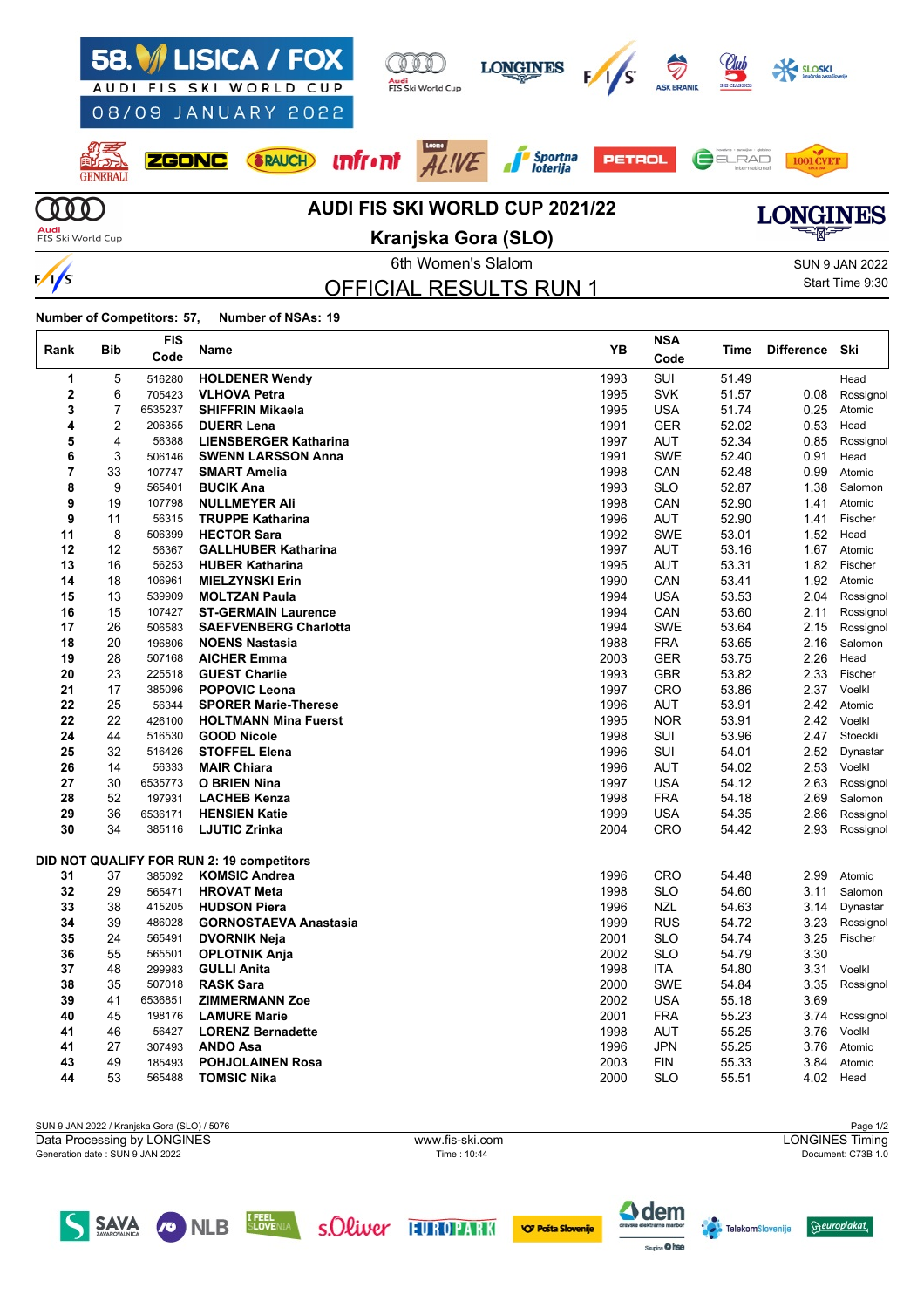# AUDI FIS SKI WORLD CUP 2021/22

## Kranjska Gora (SLO)

6th Women's Slalom

SUN 9 JAN 2022

Start Time 9:30

## OFFICIAL RESULTS RUN 1

**Number of Competitors: 57, Number of NSAs: 19**

| Rank | Bib | FIS Code | Name | YB | NSA Code | Time | Difference | Ski |
|---|---|---|---|---|---|---|---|---|
| 1 | 5 | 516280 | **HOLDENER Wendy** | 1993 | SUI | 51.49 | | Head |
| 2 | 6 | 705423 | **VLHOVA Petra** | 1995 | SVK | 51.57 | 0.08 | Rossignol |
| 3 | 7 | 6535237 | **SHIFFRIN Mikaela** | 1995 | USA | 51.74 | 0.25 | Atomic |
| 4 | 2 | 206355 | **DUERR Lena** | 1991 | GER | 52.02 | 0.53 | Head |
| 5 | 4 | 56388 | **LIENSBERGER Katharina** | 1997 | AUT | 52.34 | 0.85 | Rossignol |
| 6 | 3 | 506146 | **SWENN LARSSON Anna** | 1991 | SWE | 52.40 | 0.91 | Head |
| 7 | 33 | 107747 | **SMART Amelia** | 1998 | CAN | 52.48 | 0.99 | Atomic |
| 8 | 9 | 565401 | **BUCIK Ana** | 1993 | SLO | 52.87 | 1.38 | Salomon |
| 9 | 19 | 107798 | **NULLMEYER Ali** | 1998 | CAN | 52.90 | 1.41 | Atomic |
| 9 | 11 | 56315 | **TRUPPE Katharina** | 1996 | AUT | 52.90 | 1.41 | Fischer |
| 11 | 8 | 506399 | **HECTOR Sara** | 1992 | SWE | 53.01 | 1.52 | Head |
| 12 | 12 | 56367 | **GALLHUBER Katharina** | 1997 | AUT | 53.16 | 1.67 | Atomic |
| 13 | 16 | 56253 | **HUBER Katharina** | 1995 | AUT | 53.31 | 1.82 | Fischer |
| 14 | 18 | 106961 | **MIELZYNSKI Erin** | 1990 | CAN | 53.41 | 1.92 | Atomic |
| 15 | 13 | 539909 | **MOLTZAN Paula** | 1994 | USA | 53.53 | 2.04 | Rossignol |
| 16 | 15 | 107427 | **ST-GERMAIN Laurence** | 1994 | CAN | 53.60 | 2.11 | Rossignol |
| 17 | 26 | 506583 | **SAEFVENBERG Charlotta** | 1994 | SWE | 53.64 | 2.15 | Rossignol |
| 18 | 20 | 196806 | **NOENS Nastasia** | 1988 | FRA | 53.65 | 2.16 | Salomon |
| 19 | 28 | 507168 | **AICHER Emma** | 2003 | GER | 53.75 | 2.26 | Head |
| 20 | 23 | 225518 | **GUEST Charlie** | 1993 | GBR | 53.82 | 2.33 | Fischer |
| 21 | 17 | 385096 | **POPOVIC Leona** | 1997 | CRO | 53.86 | 2.37 | Voelkl |
| 22 | 25 | 56344 | **SPORER Marie-Therese** | 1996 | AUT | 53.91 | 2.42 | Atomic |
| 22 | 22 | 426100 | **HOLTMANN Mina Fuerst** | 1995 | NOR | 53.91 | 2.42 | Voelkl |
| 24 | 44 | 516530 | **GOOD Nicole** | 1998 | SUI | 53.96 | 2.47 | Stoeckli |
| 25 | 32 | 516426 | **STOFFEL Elena** | 1996 | SUI | 54.01 | 2.52 | Dynastar |
| 26 | 14 | 56333 | **MAIR Chiara** | 1996 | AUT | 54.02 | 2.53 | Voelkl |
| 27 | 30 | 6535773 | **O BRIEN Nina** | 1997 | USA | 54.12 | 2.63 | Rossignol |
| 28 | 52 | 197931 | **LACHEB Kenza** | 1998 | FRA | 54.18 | 2.69 | Salomon |
| 29 | 36 | 6536171 | **HENSIEN Katie** | 1999 | USA | 54.35 | 2.86 | Rossignol |
| 30 | 34 | 385116 | **LJUTIC Zrinka** | 2004 | CRO | 54.42 | 2.93 | Rossignol |
| **DID NOT QUALIFY FOR RUN 2: 19 competitors** | | | | | | | | |
| 31 | 37 | 385092 | **KOMSIC Andrea** | 1996 | CRO | 54.48 | 2.99 | Atomic |
| 32 | 29 | 565471 | **HROVAT Meta** | 1998 | SLO | 54.60 | 3.11 | Salomon |
| 33 | 38 | 415205 | **HUDSON Piera** | 1996 | NZL | 54.63 | 3.14 | Dynastar |
| 34 | 39 | 486028 | **GORNOSTAEVA Anastasia** | 1999 | RUS | 54.72 | 3.23 | Rossignol |
| 35 | 24 | 565491 | **DVORNIK Neja** | 2001 | SLO | 54.74 | 3.25 | Fischer |
| 36 | 55 | 565501 | **OPLOTNIK Anja** | 2002 | SLO | 54.79 | 3.30 | |
| 37 | 48 | 299983 | **GULLI Anita** | 1998 | ITA | 54.80 | 3.31 | Voelkl |
| 38 | 35 | 507018 | **RASK Sara** | 2000 | SWE | 54.84 | 3.35 | Rossignol |
| 39 | 41 | 6536851 | **ZIMMERMANN Zoe** | 2002 | USA | 55.18 | 3.69 | |
| 40 | 45 | 198176 | **LAMURE Marie** | 2001 | FRA | 55.23 | 3.74 | Rossignol |
| 41 | 46 | 56427 | **LORENZ Bernadette** | 1998 | AUT | 55.25 | 3.76 | Voelkl |
| 41 | 27 | 307493 | **ANDO Asa** | 1996 | JPN | 55.25 | 3.76 | Atomic |
| 43 | 49 | 185493 | **POHJOLAINEN Rosa** | 2003 | FIN | 55.33 | 3.84 | Atomic |
| 44 | 53 | 565488 | **TOMSIC Nika** | 2000 | SLO | 55.51 | 4.02 | Head |

SUN 9 JAN 2022 / Kranjska Gora (SLO) / 5076

Data Processing by LONGINES — www.fis-ski.com — LONGINES Timing

Generation date : SUN 9 JAN 2022 — Time : 10:44 — Document: C73B 1.0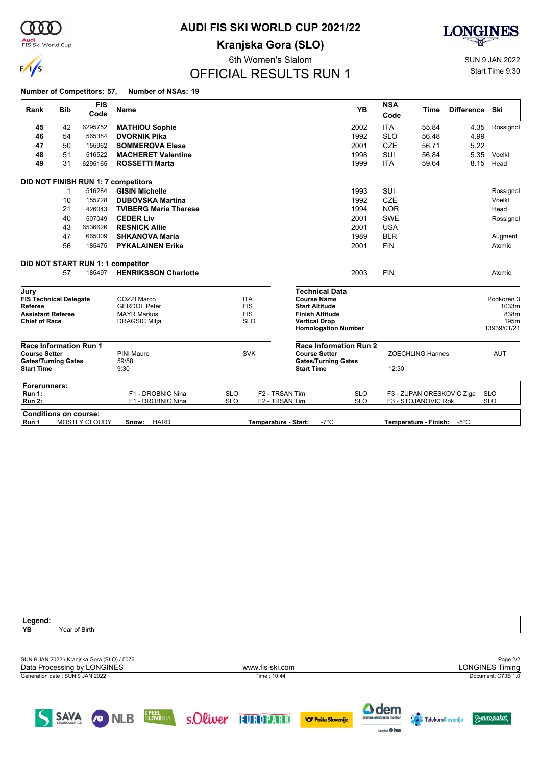# AUDI FIS SKI WORLD CUP 2021/22

## Kranjska Gora (SLO)

6th Women's Slalom

SUN 9 JAN 2022

## OFFICIAL RESULTS RUN 1

Start Time 9:30

**Number of Competitors: 57, Number of NSAs: 19**

| Rank | Bib | FIS Code | Name | YB | NSA Code | Time | Difference | Ski |
|---|---|---|---|---|---|---|---|---|
| 45 | 42 | 6295752 | **MATHIOU Sophie** | 2002 | ITA | 55.84 | 4.35 | Rossignol |
| 46 | 54 | 565384 | **DVORNIK Pika** | 1992 | SLO | 56.48 | 4.99 | |
| 47 | 50 | 155962 | **SOMMEROVA Elese** | 2001 | CZE | 56.71 | 5.22 | |
| 48 | 51 | 516522 | **MACHERET Valentine** | 1998 | SUI | 56.84 | 5.35 | Voelkl |
| 49 | 31 | 6295165 | **ROSSETTI Marta** | 1999 | ITA | 59.64 | 8.15 | Head |

**DID NOT FINISH RUN 1: 7 competitors**

| Rank | Bib | FIS Code | Name | YB | NSA Code | Time | Difference | Ski |
|---|---|---|---|---|---|---|---|---|
| | 1 | 516284 | **GISIN Michelle** | 1993 | SUI | | | Rossignol |
| | 10 | 155728 | **DUBOVSKA Martina** | 1992 | CZE | | | Voelkl |
| | 21 | 426043 | **TVIBERG Maria Therese** | 1994 | NOR | | | Head |
| | 40 | 507049 | **CEDER Liv** | 2001 | SWE | | | Rossignol |
| | 43 | 6536626 | **RESNICK Allie** | 2001 | USA | | | |
| | 47 | 665009 | **SHKANOVA Maria** | 1989 | BLR | | | Augment |
| | 56 | 185475 | **PYKALAINEN Erika** | 2001 | FIN | | | Atomic |

**DID NOT START RUN 1: 1 competitor**

| Rank | Bib | FIS Code | Name | YB | NSA Code | Time | Difference | Ski |
|---|---|---|---|---|---|---|---|---|
| | 57 | 185497 | **HENRIKSSON Charlotte** | 2003 | FIN | | | Atomic |

### Jury

| Role | Name | |
|---|---|---|
| **FIS Technical Delegate** | COZZI Marco | ITA |
| **Referee** | GERDOL Peter | FIS |
| **Assistant Referee** | MAYR Markus | FIS |
| **Chief of Race** | DRAGSIC Mitja | SLO |

### Technical Data

| | |
|---|---|
| **Course Name** | Podkoren 3 |
| **Start Altitude** | 1033m |
| **Finish Altitude** | 838m |
| **Vertical Drop** | 195m |
| **Homologation Number** | 13939/01/21 |

### Race Information Run 1

| | | |
|---|---|---|
| **Course Setter** | PINI Mauro | SVK |
| **Gates/Turning Gates** | 59/58 | |
| **Start Time** | 9:30 | |

### Race Information Run 2

| | | |
|---|---|---|
| **Course Setter** | ZOECHLING Hannes | AUT |
| **Gates/Turning Gates** | | |
| **Start Time** | 12:30 | |

### Forerunners:

| | | | | | | |
|---|---|---|---|---|---|---|
| **Run 1:** | F1 - DROBNIC Nina | SLO | F2 - TRSAN Tim | SLO | F3 - ZUPAN ORESKOVIC Ziga | SLO |
| **Run 2:** | F1 - DROBNIC Nina | SLO | F2 - TRSAN Tim | SLO | F3 - STOJANOVIC Rok | SLO |

### Conditions on course:

**Run 1** MOSTLY CLOUDY **Snow:** HARD **Temperature - Start:** -7°C **Temperature - Finish:** -5°C

**Legend:**
**YB** Year of Birth

SUN 9 JAN 2022 / Kranjska Gora (SLO) / 5076

Data Processing by LONGINES — www.fis-ski.com — LONGINES Timing

Generation date : SUN 9 JAN 2022 — Time : 10:44 — Document: C73B 1.0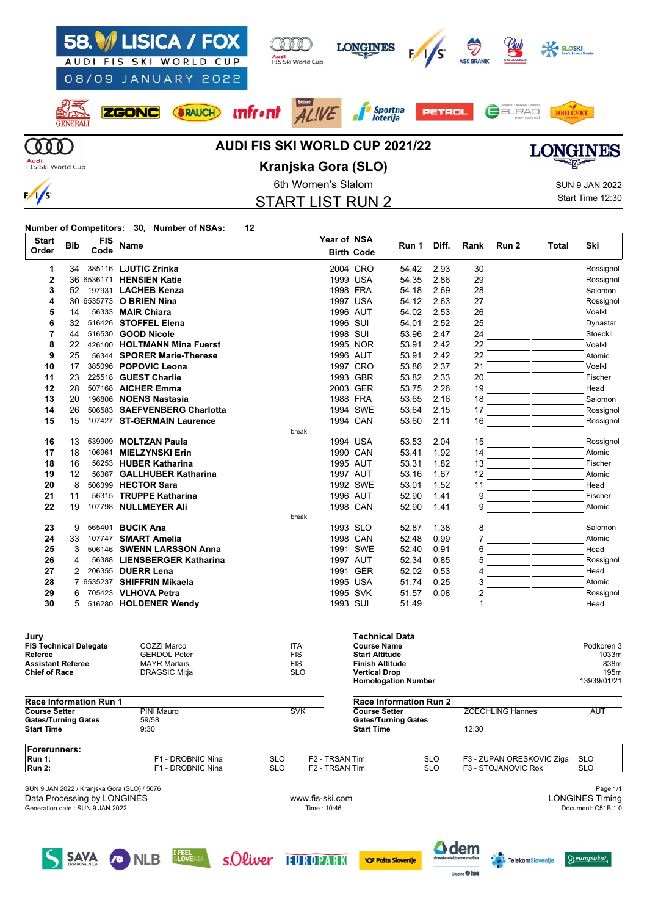# 58. LISICA / FOX

AUDI FIS SKI WORLD CUP

08/09 JANUARY 2022

## AUDI FIS SKI WORLD CUP 2021/22

## Kranjska Gora (SLO)

6th Women's Slalom

SUN 9 JAN 2022

Start Time 12:30

## START LIST RUN 2

**Number of Competitors: 30, Number of NSAs: 12**

| Start Order | Bib | FIS Code | Name | Year of Birth | NSA Code | Run 1 | Diff. | Rank | Run 2 | Total | Ski |
|---|---|---|---|---|---|---|---|---|---|---|---|
| 1 | 34 | 385116 | **LJUTIC Zrinka** | 2004 | CRO | 54.42 | 2.93 | 30 | | | Rossignol |
| 2 | 36 | 6536171 | **HENSIEN Katie** | 1999 | USA | 54.35 | 2.86 | 29 | | | Rossignol |
| 3 | 52 | 197931 | **LACHEB Kenza** | 1998 | FRA | 54.18 | 2.69 | 28 | | | Salomon |
| 4 | 30 | 6535773 | **O BRIEN Nina** | 1997 | USA | 54.12 | 2.63 | 27 | | | Rossignol |
| 5 | 14 | 56333 | **MAIR Chiara** | 1996 | AUT | 54.02 | 2.53 | 26 | | | Voelkl |
| 6 | 32 | 516426 | **STOFFEL Elena** | 1996 | SUI | 54.01 | 2.52 | 25 | | | Dynastar |
| 7 | 44 | 516530 | **GOOD Nicole** | 1998 | SUI | 53.96 | 2.47 | 24 | | | Stoeckli |
| 8 | 22 | 426100 | **HOLTMANN Mina Fuerst** | 1995 | NOR | 53.91 | 2.42 | 22 | | | Voelkl |
| 9 | 25 | 56344 | **SPORER Marie-Therese** | 1996 | AUT | 53.91 | 2.42 | 22 | | | Atomic |
| 10 | 17 | 385096 | **POPOVIC Leona** | 1997 | CRO | 53.86 | 2.37 | 21 | | | Voelkl |
| 11 | 23 | 225518 | **GUEST Charlie** | 1993 | GBR | 53.82 | 2.33 | 20 | | | Fischer |
| 12 | 28 | 507168 | **AICHER Emma** | 2003 | GER | 53.75 | 2.26 | 19 | | | Head |
| 13 | 20 | 196806 | **NOENS Nastasia** | 1988 | FRA | 53.65 | 2.16 | 18 | | | Salomon |
| 14 | 26 | 506583 | **SAEFVENBERG Charlotta** | 1994 | SWE | 53.64 | 2.15 | 17 | | | Rossignol |
| 15 | 15 | 107427 | **ST-GERMAIN Laurence** | 1994 | CAN | 53.60 | 2.11 | 16 | | | Rossignol |
| | | | break | | | | | | | | |
| 16 | 13 | 539909 | **MOLTZAN Paula** | 1994 | USA | 53.53 | 2.04 | 15 | | | Rossignol |
| 17 | 18 | 106961 | **MIELZYNSKI Erin** | 1990 | CAN | 53.41 | 1.92 | 14 | | | Atomic |
| 18 | 16 | 56253 | **HUBER Katharina** | 1995 | AUT | 53.31 | 1.82 | 13 | | | Fischer |
| 19 | 12 | 56367 | **GALLHUBER Katharina** | 1997 | AUT | 53.16 | 1.67 | 12 | | | Atomic |
| 20 | 8 | 506399 | **HECTOR Sara** | 1992 | SWE | 53.01 | 1.52 | 11 | | | Head |
| 21 | 11 | 56315 | **TRUPPE Katharina** | 1996 | AUT | 52.90 | 1.41 | 9 | | | Fischer |
| 22 | 19 | 107798 | **NULLMEYER Ali** | 1998 | CAN | 52.90 | 1.41 | 9 | | | Atomic |
| | | | break | | | | | | | | |
| 23 | 9 | 565401 | **BUCIK Ana** | 1993 | SLO | 52.87 | 1.38 | 8 | | | Salomon |
| 24 | 33 | 107747 | **SMART Amelia** | 1998 | CAN | 52.48 | 0.99 | 7 | | | Atomic |
| 25 | 3 | 506146 | **SWENN LARSSON Anna** | 1991 | SWE | 52.40 | 0.91 | 6 | | | Head |
| 26 | 4 | 56388 | **LIENSBERGER Katharina** | 1997 | AUT | 52.34 | 0.85 | 5 | | | Rossignol |
| 27 | 2 | 206355 | **DUERR Lena** | 1991 | GER | 52.02 | 0.53 | 4 | | | Head |
| 28 | 7 | 6535237 | **SHIFFRIN Mikaela** | 1995 | USA | 51.74 | 0.25 | 3 | | | Atomic |
| 29 | 6 | 705423 | **VLHOVA Petra** | 1995 | SVK | 51.57 | 0.08 | 2 | | | Rossignol |
| 30 | 5 | 516280 | **HOLDENER Wendy** | 1993 | SUI | 51.49 | | 1 | | | Head |

### Jury

| | | |
|---|---|---|
| **FIS Technical Delegate** | COZZI Marco | ITA |
| **Referee** | GERDOL Peter | FIS |
| **Assistant Referee** | MAYR Markus | FIS |
| **Chief of Race** | DRAGSIC Mitja | SLO |

### Technical Data

| | |
|---|---|
| **Course Name** | Podkoren 3 |
| **Start Altitude** | 1033m |
| **Finish Altitude** | 838m |
| **Vertical Drop** | 195m |
| **Homologation Number** | 13939/01/21 |

### Race Information Run 1

| | | |
|---|---|---|
| **Course Setter** | PINI Mauro | SVK |
| **Gates/Turning Gates** | 59/58 | |
| **Start Time** | 9:30 | |

### Race Information Run 2

| | | |
|---|---|---|
| **Course Setter** | ZOECHLING Hannes | AUT |
| **Gates/Turning Gates** | | |
| **Start Time** | 12:30 | |

### Forerunners:

| | | | | | | |
|---|---|---|---|---|---|---|
| **Run 1:** | F1 - DROBNIC Nina | SLO | F2 - TRSAN Tim | SLO | F3 - ZUPAN ORESKOVIC Ziga | SLO |
| **Run 2:** | F1 - DROBNIC Nina | SLO | F2 - TRSAN Tim | SLO | F3 - STOJANOVIC Rok | SLO |

SUN 9 JAN 2022 / Kranjska Gora (SLO) / 5076

Data Processing by LONGINES — www.fis-ski.com — LONGINES Timing

Generation date : SUN 9 JAN 2022 — Time : 10:46 — Document: C51B 1.0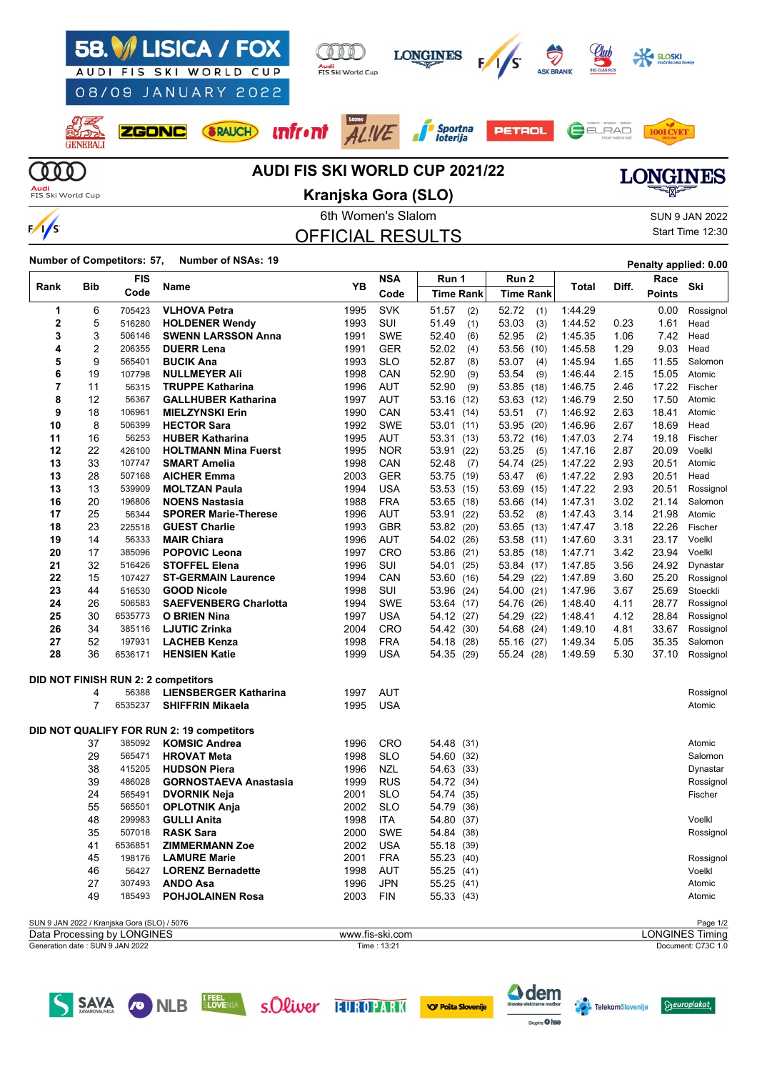# 58. LISICA / FOX
AUDI FIS SKI WORLD CUP
08/09 JANUARY 2022

## AUDI FIS SKI WORLD CUP 2021/22

## Kranjska Gora (SLO)

6th Women's Slalom

SUN 9 JAN 2022
Start Time 12:30

## OFFICIAL RESULTS

**Number of Competitors: 57, Number of NSAs: 19**

**Penalty applied: 0.00**

| Rank | Bib | FIS Code | Name | YB | NSA Code | Run 1 Time | Run 1 Rank | Run 2 Time | Run 2 Rank | Total | Diff. | Race Points | Ski |
|---|---|---|---|---|---|---|---|---|---|---|---|---|---|
| 1 | 6 | 705423 | **VLHOVA Petra** | 1995 | SVK | 51.57 | (2) | 52.72 | (1) | 1:44.29 | | 0.00 | Rossignol |
| 2 | 5 | 516280 | **HOLDENER Wendy** | 1993 | SUI | 51.49 | (1) | 53.03 | (3) | 1:44.52 | 0.23 | 1.61 | Head |
| 3 | 3 | 506146 | **SWENN LARSSON Anna** | 1991 | SWE | 52.40 | (6) | 52.95 | (2) | 1:45.35 | 1.06 | 7.42 | Head |
| 4 | 2 | 206355 | **DUERR Lena** | 1991 | GER | 52.02 | (4) | 53.56 | (10) | 1:45.58 | 1.29 | 9.03 | Head |
| 5 | 9 | 565401 | **BUCIK Ana** | 1993 | SLO | 52.87 | (8) | 53.07 | (4) | 1:45.94 | 1.65 | 11.55 | Salomon |
| 6 | 19 | 107798 | **NULLMEYER Ali** | 1998 | CAN | 52.90 | (9) | 53.54 | (9) | 1:46.44 | 2.15 | 15.05 | Atomic |
| 7 | 11 | 56315 | **TRUPPE Katharina** | 1996 | AUT | 52.90 | (9) | 53.85 | (18) | 1:46.75 | 2.46 | 17.22 | Fischer |
| 8 | 12 | 56367 | **GALLHUBER Katharina** | 1997 | AUT | 53.16 | (12) | 53.63 | (12) | 1:46.79 | 2.50 | 17.50 | Atomic |
| 9 | 18 | 106961 | **MIELZYNSKI Erin** | 1990 | CAN | 53.41 | (14) | 53.51 | (7) | 1:46.92 | 2.63 | 18.41 | Atomic |
| 10 | 8 | 506399 | **HECTOR Sara** | 1992 | SWE | 53.01 | (11) | 53.95 | (20) | 1:46.96 | 2.67 | 18.69 | Head |
| 11 | 16 | 56253 | **HUBER Katharina** | 1995 | AUT | 53.31 | (13) | 53.72 | (16) | 1:47.03 | 2.74 | 19.18 | Fischer |
| 12 | 22 | 426100 | **HOLTMANN Mina Fuerst** | 1995 | NOR | 53.91 | (22) | 53.25 | (5) | 1:47.16 | 2.87 | 20.09 | Voelkl |
| 13 | 33 | 107747 | **SMART Amelia** | 1998 | CAN | 52.48 | (7) | 54.74 | (25) | 1:47.22 | 2.93 | 20.51 | Atomic |
| 13 | 28 | 507168 | **AICHER Emma** | 2003 | GER | 53.75 | (19) | 53.47 | (6) | 1:47.22 | 2.93 | 20.51 | Head |
| 13 | 13 | 539909 | **MOLTZAN Paula** | 1994 | USA | 53.53 | (15) | 53.69 | (15) | 1:47.22 | 2.93 | 20.51 | Rossignol |
| 16 | 20 | 196806 | **NOENS Nastasia** | 1988 | FRA | 53.65 | (18) | 53.66 | (14) | 1:47.31 | 3.02 | 21.14 | Salomon |
| 17 | 25 | 56344 | **SPORER Marie-Therese** | 1996 | AUT | 53.91 | (22) | 53.52 | (8) | 1:47.43 | 3.14 | 21.98 | Atomic |
| 18 | 23 | 225518 | **GUEST Charlie** | 1993 | GBR | 53.82 | (20) | 53.65 | (13) | 1:47.47 | 3.18 | 22.26 | Fischer |
| 19 | 14 | 56333 | **MAIR Chiara** | 1996 | AUT | 54.02 | (26) | 53.58 | (11) | 1:47.60 | 3.31 | 23.17 | Voelkl |
| 20 | 17 | 385096 | **POPOVIC Leona** | 1997 | CRO | 53.86 | (21) | 53.85 | (18) | 1:47.71 | 3.42 | 23.94 | Voelkl |
| 21 | 32 | 516426 | **STOFFEL Elena** | 1996 | SUI | 54.01 | (25) | 53.84 | (17) | 1:47.85 | 3.56 | 24.92 | Dynastar |
| 22 | 15 | 107427 | **ST-GERMAIN Laurence** | 1994 | CAN | 53.60 | (16) | 54.29 | (22) | 1:47.89 | 3.60 | 25.20 | Rossignol |
| 23 | 44 | 516530 | **GOOD Nicole** | 1998 | SUI | 53.96 | (24) | 54.00 | (21) | 1:47.96 | 3.67 | 25.69 | Stoeckli |
| 24 | 26 | 506583 | **SAEFVENBERG Charlotta** | 1994 | SWE | 53.64 | (17) | 54.76 | (26) | 1:48.40 | 4.11 | 28.77 | Rossignol |
| 25 | 30 | 6535773 | **O BRIEN Nina** | 1997 | USA | 54.12 | (27) | 54.29 | (22) | 1:48.41 | 4.12 | 28.84 | Rossignol |
| 26 | 34 | 385116 | **LJUTIC Zrinka** | 2004 | CRO | 54.42 | (30) | 54.68 | (24) | 1:49.10 | 4.81 | 33.67 | Rossignol |
| 27 | 52 | 197931 | **LACHEB Kenza** | 1998 | FRA | 54.18 | (28) | 55.16 | (27) | 1:49.34 | 5.05 | 35.35 | Salomon |
| 28 | 36 | 6536171 | **HENSIEN Katie** | 1999 | USA | 54.35 | (29) | 55.24 | (28) | 1:49.59 | 5.30 | 37.10 | Rossignol |

**DID NOT FINISH RUN 2: 2 competitors**

| Rank | Bib | FIS Code | Name | YB | NSA Code | Run 1 Time | Run 1 Rank | Run 2 Time | Run 2 Rank | Total | Diff. | Race Points | Ski |
|---|---|---|---|---|---|---|---|---|---|---|---|---|---|
| | 4 | 56388 | **LIENSBERGER Katharina** | 1997 | AUT | | | | | | | | Rossignol |
| | 7 | 6535237 | **SHIFFRIN Mikaela** | 1995 | USA | | | | | | | | Atomic |

**DID NOT QUALIFY FOR RUN 2: 19 competitors**

| Rank | Bib | FIS Code | Name | YB | NSA Code | Run 1 Time | Run 1 Rank | Run 2 Time | Run 2 Rank | Total | Diff. | Race Points | Ski |
|---|---|---|---|---|---|---|---|---|---|---|---|---|---|
| | 37 | 385092 | **KOMSIC Andrea** | 1996 | CRO | 54.48 | (31) | | | | | | Atomic |
| | 29 | 565471 | **HROVAT Meta** | 1998 | SLO | 54.60 | (32) | | | | | | Salomon |
| | 38 | 415205 | **HUDSON Piera** | 1996 | NZL | 54.63 | (33) | | | | | | Dynastar |
| | 39 | 486028 | **GORNOSTAEVA Anastasia** | 1999 | RUS | 54.72 | (34) | | | | | | Rossignol |
| | 24 | 565491 | **DVORNIK Neja** | 2001 | SLO | 54.74 | (35) | | | | | | Fischer |
| | 55 | 565501 | **OPLOTNIK Anja** | 2002 | SLO | 54.79 | (36) | | | | | | |
| | 48 | 299983 | **GULLI Anita** | 1998 | ITA | 54.80 | (37) | | | | | | Voelkl |
| | 35 | 507018 | **RASK Sara** | 2000 | SWE | 54.84 | (38) | | | | | | Rossignol |
| | 41 | 6536851 | **ZIMMERMANN Zoe** | 2002 | USA | 55.18 | (39) | | | | | | |
| | 45 | 198176 | **LAMURE Marie** | 2001 | FRA | 55.23 | (40) | | | | | | Rossignol |
| | 46 | 56427 | **LORENZ Bernadette** | 1998 | AUT | 55.25 | (41) | | | | | | Voelkl |
| | 27 | 307493 | **ANDO Asa** | 1996 | JPN | 55.25 | (41) | | | | | | Atomic |
| | 49 | 185493 | **POHJOLAINEN Rosa** | 2003 | FIN | 55.33 | (43) | | | | | | Atomic |

SUN 9 JAN 2022 / Kranjska Gora (SLO) / 5076

Data Processing by LONGINES | www.fis-ski.com | LONGINES Timing

Generation date : SUN 9 JAN 2022 | Time : 13:21 | Document: C73C 1.0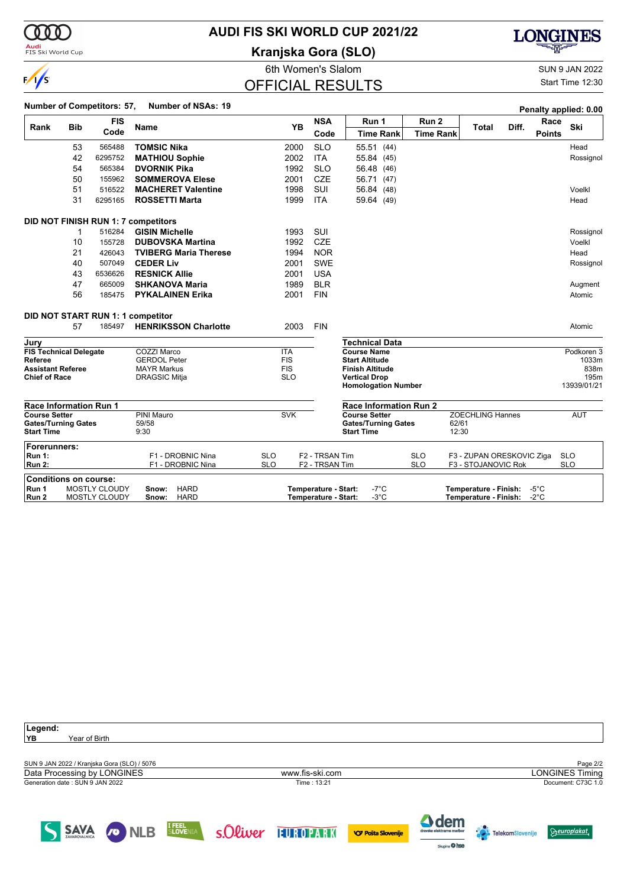# AUDI FIS SKI WORLD CUP 2021/22

## Kranjska Gora (SLO)

6th Women's Slalom

SUN 9 JAN 2022

Start Time 12:30

## OFFICIAL RESULTS

**Number of Competitors: 57, Number of NSAs: 19**

**Penalty applied: 0.00**

| Rank | Bib | FIS Code | Name | YB | NSA Code | Run 1 Time | Run 1 Rank | Run 2 Time | Run 2 Rank | Total | Diff. | Race Points | Ski |
|---|---|---|---|---|---|---|---|---|---|---|---|---|---|
| | 53 | 565488 | **TOMSIC Nika** | 2000 | SLO | 55.51 | (44) | | | | | | Head |
| | 42 | 6295752 | **MATHIOU Sophie** | 2002 | ITA | 55.84 | (45) | | | | | | Rossignol |
| | 54 | 565384 | **DVORNIK Pika** | 1992 | SLO | 56.48 | (46) | | | | | | |
| | 50 | 155962 | **SOMMEROVA Elese** | 2001 | CZE | 56.71 | (47) | | | | | | |
| | 51 | 516522 | **MACHERET Valentine** | 1998 | SUI | 56.84 | (48) | | | | | | Voelkl |
| | 31 | 6295165 | **ROSSETTI Marta** | 1999 | ITA | 59.64 | (49) | | | | | | Head |

**DID NOT FINISH RUN 1: 7 competitors**

| Bib | FIS Code | Name | YB | NSA Code | Ski |
|---|---|---|---|---|---|
| 1 | 516284 | **GISIN Michelle** | 1993 | SUI | Rossignol |
| 10 | 155728 | **DUBOVSKA Martina** | 1992 | CZE | Voelkl |
| 21 | 426043 | **TVIBERG Maria Therese** | 1994 | NOR | Head |
| 40 | 507049 | **CEDER Liv** | 2001 | SWE | Rossignol |
| 43 | 6536626 | **RESNICK Allie** | 2001 | USA | |
| 47 | 665009 | **SHKANOVA Maria** | 1989 | BLR | Augment |
| 56 | 185475 | **PYKALAINEN Erika** | 2001 | FIN | Atomic |

**DID NOT START RUN 1: 1 competitor**

| Bib | FIS Code | Name | YB | NSA Code | Ski |
|---|---|---|---|---|---|
| 57 | 185497 | **HENRIKSSON Charlotte** | 2003 | FIN | Atomic |

**Jury**

| | | |
|---|---|---|
| **FIS Technical Delegate** | COZZI Marco | ITA |
| **Referee** | GERDOL Peter | FIS |
| **Assistant Referee** | MAYR Markus | FIS |
| **Chief of Race** | DRAGSIC Mitja | SLO |

**Technical Data**

| | |
|---|---|
| **Course Name** | Podkoren 3 |
| **Start Altitude** | 1033m |
| **Finish Altitude** | 838m |
| **Vertical Drop** | 195m |
| **Homologation Number** | 13939/01/21 |

**Race Information Run 1**

| | | |
|---|---|---|
| **Course Setter** | PINI Mauro | SVK |
| **Gates/Turning Gates** | 59/58 | |
| **Start Time** | 9:30 | |

**Race Information Run 2**

| | | |
|---|---|---|
| **Course Setter** | ZOECHLING Hannes | AUT |
| **Gates/Turning Gates** | 62/61 | |
| **Start Time** | 12:30 | |

**Forerunners:**

| | | | | | | |
|---|---|---|---|---|---|---|
| **Run 1:** | F1 - DROBNIC Nina | SLO | F2 - TRSAN Tim | SLO | F3 - ZUPAN ORESKOVIC Ziga | SLO |
| **Run 2:** | F1 - DROBNIC Nina | SLO | F2 - TRSAN Tim | SLO | F3 - STOJANOVIC Rok | SLO |

**Conditions on course:**

| | | | | | |
|---|---|---|---|---|---|
| **Run 1** | MOSTLY CLOUDY | **Snow:** HARD | **Temperature - Start:** -7°C | **Temperature - Finish:** -5°C |
| **Run 2** | MOSTLY CLOUDY | **Snow:** HARD | **Temperature - Start:** -3°C | **Temperature - Finish:** -2°C |

**Legend:**

**YB** Year of Birth

SUN 9 JAN 2022 / Kranjska Gora (SLO) / 5076

Data Processing by LONGINES | www.fis-ski.com | LONGINES Timing

Generation date : SUN 9 JAN 2022 | Time : 13:21 | Document: C73C 1.0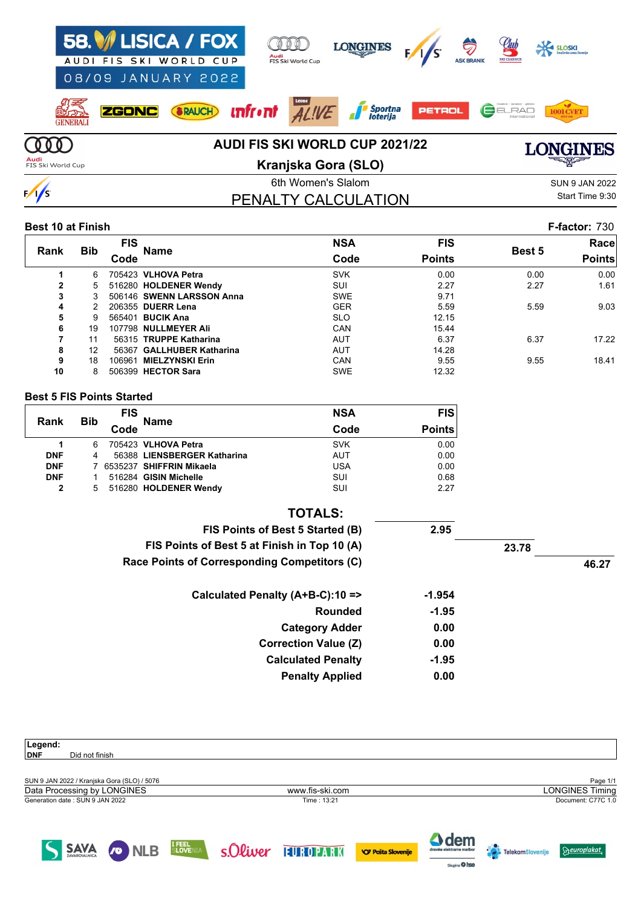# AUDI FIS SKI WORLD CUP 2021/22

## Kranjska Gora (SLO)

6th Women's Slalom

SUN 9 JAN 2022

Start Time 9:30

## PENALTY CALCULATION

**Best 10 at Finish** — **F-factor:** 730

| Rank | Bib | FIS Code | Name | NSA Code | FIS Points | Best 5 | Race Points |
|---|---|---|---|---|---|---|---|
| 1 | 6 | 705423 | **VLHOVA Petra** | SVK | 0.00 | 0.00 | 0.00 |
| 2 | 5 | 516280 | **HOLDENER Wendy** | SUI | 2.27 | 2.27 | 1.61 |
| 3 | 3 | 506146 | **SWENN LARSSON Anna** | SWE | 9.71 | | |
| 4 | 2 | 206355 | **DUERR Lena** | GER | 5.59 | 5.59 | 9.03 |
| 5 | 9 | 565401 | **BUCIK Ana** | SLO | 12.15 | | |
| 6 | 19 | 107798 | **NULLMEYER Ali** | CAN | 15.44 | | |
| 7 | 11 | 56315 | **TRUPPE Katharina** | AUT | 6.37 | 6.37 | 17.22 |
| 8 | 12 | 56367 | **GALLHUBER Katharina** | AUT | 14.28 | | |
| 9 | 18 | 106961 | **MIELZYNSKI Erin** | CAN | 9.55 | 9.55 | 18.41 |
| 10 | 8 | 506399 | **HECTOR Sara** | SWE | 12.32 | | |

**Best 5 FIS Points Started**

| Rank | Bib | FIS Code | Name | NSA Code | FIS Points |
|---|---|---|---|---|---|
| 1 | 6 | 705423 | **VLHOVA Petra** | SVK | 0.00 |
| DNF | 4 | 56388 | **LIENSBERGER Katharina** | AUT | 0.00 |
| DNF | 7 | 6535237 | **SHIFFRIN Mikaela** | USA | 0.00 |
| DNF | 1 | 516284 | **GISIN Michelle** | SUI | 0.68 |
| 2 | 5 | 516280 | **HOLDENER Wendy** | SUI | 2.27 |

**TOTALS:**

| | | | |
|---|---|---|---|
| **FIS Points of Best 5 Started (B)** | **2.95** | | |
| **FIS Points of Best 5 at Finish in Top 10 (A)** | | **23.78** | |
| **Race Points of Corresponding Competitors (C)** | | | **46.27** |

| | |
|---|---|
| **Calculated Penalty (A+B-C):10 =>** | **-1.954** |
| **Rounded** | **-1.95** |
| **Category Adder** | **0.00** |
| **Correction Value (Z)** | **0.00** |
| **Calculated Penalty** | **-1.95** |
| **Penalty Applied** | **0.00** |

**Legend:**
**DNF** Did not finish

SUN 9 JAN 2022 / Kranjska Gora (SLO) / 5076
Data Processing by LONGINES — www.fis-ski.com — LONGINES Timing
Generation date : SUN 9 JAN 2022 — Time : 13:21 — Document: C77C 1.0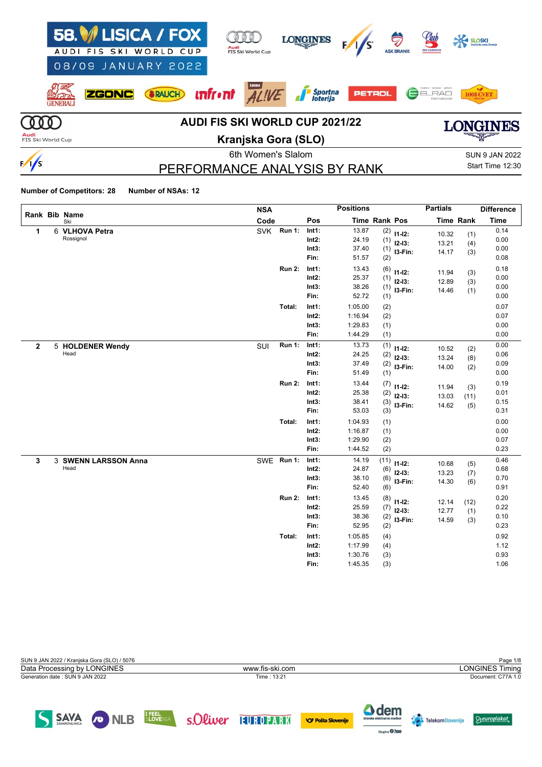# AUDI FIS SKI WORLD CUP 2021/22

## Kranjska Gora (SLO)

6th Women's Slalom

SUN 9 JAN 2022
Start Time 12:30

## PERFORMANCE ANALYSIS BY RANK

**Number of Competitors: 28** **Number of NSAs: 12**

| Rank | Bib | Name / Ski | NSA Code | | Pos | Time | Rank | Pos | Partials Time | Partials Rank | Difference Time |
|---|---|---|---|---|---|---|---|---|---|---|---|
| 1 | 6 | **VLHOVA Petra** Rossignol | SVK | Run 1: | Int1: | 13.87 | (2) | I1-I2: | 10.32 | (1) | 0.14 |
| | | | | | Int2: | 24.19 | (1) | I2-I3: | 13.21 | (4) | 0.00 |
| | | | | | Int3: | 37.40 | (1) | I3-Fin: | 14.17 | (3) | 0.00 |
| | | | | | Fin: | 51.57 | (2) | | | | 0.08 |
| | | | | Run 2: | Int1: | 13.43 | (6) | I1-I2: | 11.94 | (3) | 0.18 |
| | | | | | Int2: | 25.37 | (1) | I2-I3: | 12.89 | (3) | 0.00 |
| | | | | | Int3: | 38.26 | (1) | I3-Fin: | 14.46 | (1) | 0.00 |
| | | | | | Fin: | 52.72 | (1) | | | | 0.00 |
| | | | | Total: | Int1: | 1:05.00 | (2) | | | | 0.07 |
| | | | | | Int2: | 1:16.94 | (2) | | | | 0.07 |
| | | | | | Int3: | 1:29.83 | (1) | | | | 0.00 |
| | | | | | Fin: | 1:44.29 | (1) | | | | 0.00 |
| 2 | 5 | **HOLDENER Wendy** Head | SUI | Run 1: | Int1: | 13.73 | (1) | I1-I2: | 10.52 | (2) | 0.00 |
| | | | | | Int2: | 24.25 | (2) | I2-I3: | 13.24 | (8) | 0.06 |
| | | | | | Int3: | 37.49 | (2) | I3-Fin: | 14.00 | (2) | 0.09 |
| | | | | | Fin: | 51.49 | (1) | | | | 0.00 |
| | | | | Run 2: | Int1: | 13.44 | (7) | I1-I2: | 11.94 | (3) | 0.19 |
| | | | | | Int2: | 25.38 | (2) | I2-I3: | 13.03 | (11) | 0.01 |
| | | | | | Int3: | 38.41 | (3) | I3-Fin: | 14.62 | (5) | 0.15 |
| | | | | | Fin: | 53.03 | (3) | | | | 0.31 |
| | | | | Total: | Int1: | 1:04.93 | (1) | | | | 0.00 |
| | | | | | Int2: | 1:16.87 | (1) | | | | 0.00 |
| | | | | | Int3: | 1:29.90 | (2) | | | | 0.07 |
| | | | | | Fin: | 1:44.52 | (2) | | | | 0.23 |
| 3 | 3 | **SWENN LARSSON Anna** Head | SWE | Run 1: | Int1: | 14.19 | (11) | I1-I2: | 10.68 | (5) | 0.46 |
| | | | | | Int2: | 24.87 | (6) | I2-I3: | 13.23 | (7) | 0.68 |
| | | | | | Int3: | 38.10 | (6) | I3-Fin: | 14.30 | (6) | 0.70 |
| | | | | | Fin: | 52.40 | (6) | | | | 0.91 |
| | | | | Run 2: | Int1: | 13.45 | (8) | I1-I2: | 12.14 | (12) | 0.20 |
| | | | | | Int2: | 25.59 | (7) | I2-I3: | 12.77 | (1) | 0.22 |
| | | | | | Int3: | 38.36 | (2) | I3-Fin: | 14.59 | (3) | 0.10 |
| | | | | | Fin: | 52.95 | (2) | | | | 0.23 |
| | | | | Total: | Int1: | 1:05.85 | (4) | | | | 0.92 |
| | | | | | Int2: | 1:17.99 | (4) | | | | 1.12 |
| | | | | | Int3: | 1:30.76 | (3) | | | | 0.93 |
| | | | | | Fin: | 1:45.35 | (3) | | | | 1.06 |

SUN 9 JAN 2022 / Kranjska Gora (SLO) / 5076
Data Processing by LONGINES — www.fis-ski.com — LONGINES Timing
Generation date : SUN 9 JAN 2022 — Time : 13:21 — Document: C77A 1.0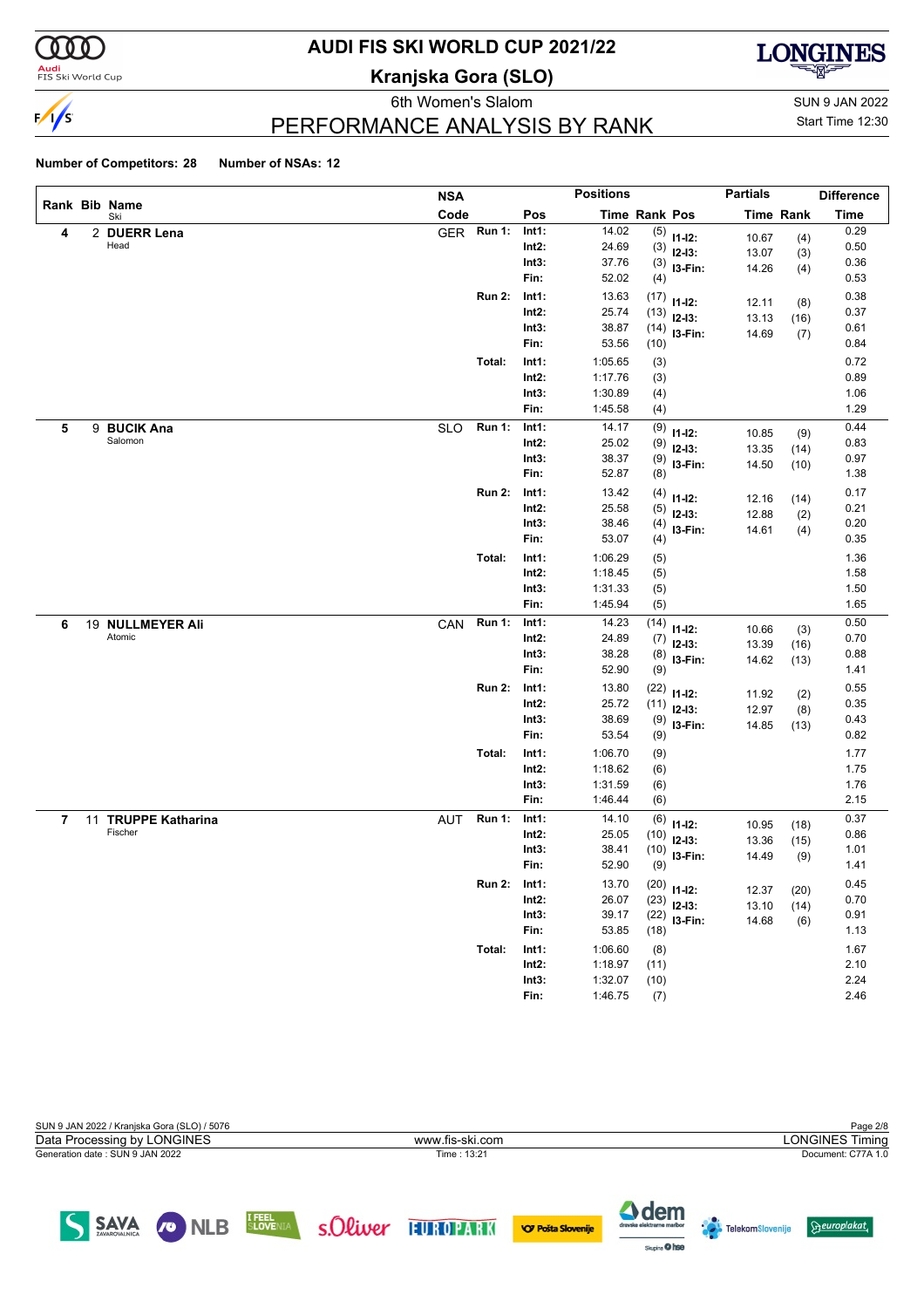# AUDI FIS SKI WORLD CUP 2021/22

## Kranjska Gora (SLO)

6th Women's Slalom

SUN 9 JAN 2022

Start Time 12:30

## PERFORMANCE ANALYSIS BY RANK

**Number of Competitors: 28** **Number of NSAs: 12**

| Rank | Bib | Name / Ski | NSA Code | | Pos | Time | Rank | Pos | Partials Time | Partials Rank | Difference Time |
|---|---|---|---|---|---|---|---|---|---|---|---|
| 4 | 2 | **DUERR Lena** / Head | GER | Run 1: | Int1: | 14.02 | (5) | I1-I2: | 10.67 | (4) | 0.29 |
| | | | | | Int2: | 24.69 | (3) | I2-I3: | 13.07 | (3) | 0.50 |
| | | | | | Int3: | 37.76 | (3) | I3-Fin: | 14.26 | (4) | 0.36 |
| | | | | | Fin: | 52.02 | (4) | | | | 0.53 |
| | | | | Run 2: | Int1: | 13.63 | (17) | I1-I2: | 12.11 | (8) | 0.38 |
| | | | | | Int2: | 25.74 | (13) | I2-I3: | 13.13 | (16) | 0.37 |
| | | | | | Int3: | 38.87 | (14) | I3-Fin: | 14.69 | (7) | 0.61 |
| | | | | | Fin: | 53.56 | (10) | | | | 0.84 |
| | | | | Total: | Int1: | 1:05.65 | (3) | | | | 0.72 |
| | | | | | Int2: | 1:17.76 | (3) | | | | 0.89 |
| | | | | | Int3: | 1:30.89 | (4) | | | | 1.06 |
| | | | | | Fin: | 1:45.58 | (4) | | | | 1.29 |
| 5 | 9 | **BUCIK Ana** / Salomon | SLO | Run 1: | Int1: | 14.17 | (9) | I1-I2: | 10.85 | (9) | 0.44 |
| | | | | | Int2: | 25.02 | (9) | I2-I3: | 13.35 | (14) | 0.83 |
| | | | | | Int3: | 38.37 | (9) | I3-Fin: | 14.50 | (10) | 0.97 |
| | | | | | Fin: | 52.87 | (8) | | | | 1.38 |
| | | | | Run 2: | Int1: | 13.42 | (4) | I1-I2: | 12.16 | (14) | 0.17 |
| | | | | | Int2: | 25.58 | (5) | I2-I3: | 12.88 | (2) | 0.21 |
| | | | | | Int3: | 38.46 | (4) | I3-Fin: | 14.61 | (4) | 0.20 |
| | | | | | Fin: | 53.07 | (4) | | | | 0.35 |
| | | | | Total: | Int1: | 1:06.29 | (5) | | | | 1.36 |
| | | | | | Int2: | 1:18.45 | (5) | | | | 1.58 |
| | | | | | Int3: | 1:31.33 | (5) | | | | 1.50 |
| | | | | | Fin: | 1:45.94 | (5) | | | | 1.65 |
| 6 | 19 | **NULLMEYER Ali** / Atomic | CAN | Run 1: | Int1: | 14.23 | (14) | I1-I2: | 10.66 | (3) | 0.50 |
| | | | | | Int2: | 24.89 | (7) | I2-I3: | 13.39 | (16) | 0.70 |
| | | | | | Int3: | 38.28 | (8) | I3-Fin: | 14.62 | (13) | 0.88 |
| | | | | | Fin: | 52.90 | (9) | | | | 1.41 |
| | | | | Run 2: | Int1: | 13.80 | (22) | I1-I2: | 11.92 | (2) | 0.55 |
| | | | | | Int2: | 25.72 | (11) | I2-I3: | 12.97 | (8) | 0.35 |
| | | | | | Int3: | 38.69 | (9) | I3-Fin: | 14.85 | (13) | 0.43 |
| | | | | | Fin: | 53.54 | (9) | | | | 0.82 |
| | | | | Total: | Int1: | 1:06.70 | (9) | | | | 1.77 |
| | | | | | Int2: | 1:18.62 | (6) | | | | 1.75 |
| | | | | | Int3: | 1:31.59 | (6) | | | | 1.76 |
| | | | | | Fin: | 1:46.44 | (6) | | | | 2.15 |
| 7 | 11 | **TRUPPE Katharina** / Fischer | AUT | Run 1: | Int1: | 14.10 | (6) | I1-I2: | 10.95 | (18) | 0.37 |
| | | | | | Int2: | 25.05 | (10) | I2-I3: | 13.36 | (15) | 0.86 |
| | | | | | Int3: | 38.41 | (10) | I3-Fin: | 14.49 | (9) | 1.01 |
| | | | | | Fin: | 52.90 | (9) | | | | 1.41 |
| | | | | Run 2: | Int1: | 13.70 | (20) | I1-I2: | 12.37 | (20) | 0.45 |
| | | | | | Int2: | 26.07 | (23) | I2-I3: | 13.10 | (14) | 0.70 |
| | | | | | Int3: | 39.17 | (22) | I3-Fin: | 14.68 | (6) | 0.91 |
| | | | | | Fin: | 53.85 | (18) | | | | 1.13 |
| | | | | Total: | Int1: | 1:06.60 | (8) | | | | 1.67 |
| | | | | | Int2: | 1:18.97 | (11) | | | | 2.10 |
| | | | | | Int3: | 1:32.07 | (10) | | | | 2.24 |
| | | | | | Fin: | 1:46.75 | (7) | | | | 2.46 |

SUN 9 JAN 2022 / Kranjska Gora (SLO) / 5076

Data Processing by LONGINES — www.fis-ski.com — LONGINES Timing

Generation date : SUN 9 JAN 2022 — Time : 13:21 — Document: C77A 1.0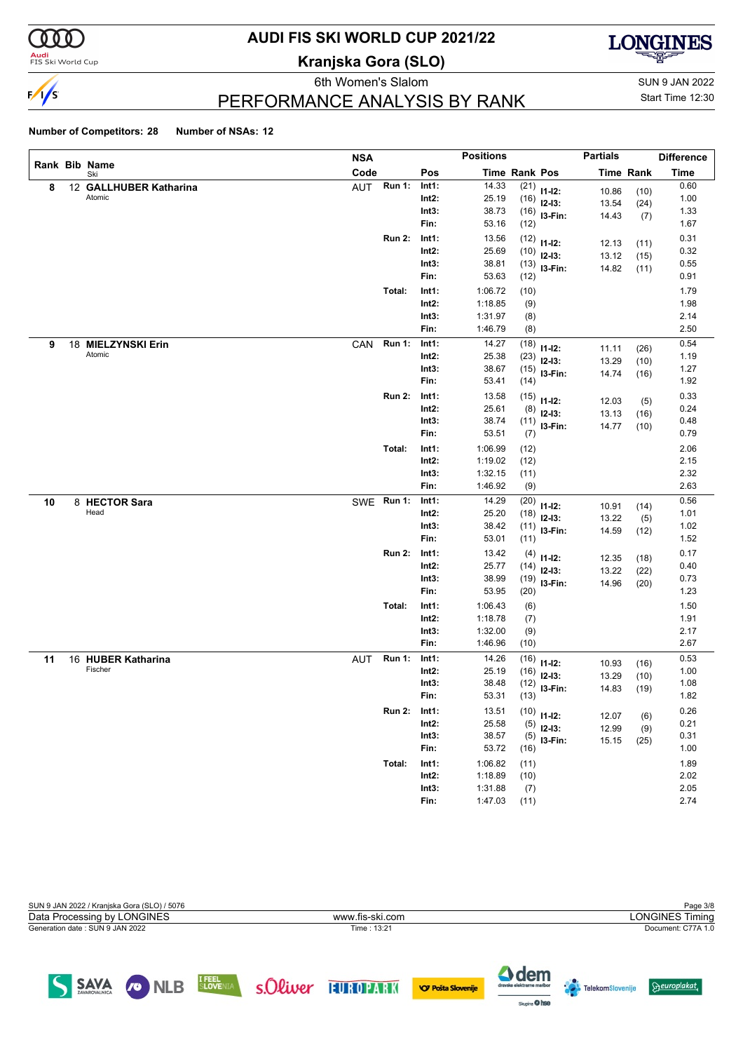# AUDI FIS SKI WORLD CUP 2021/22

## Kranjska Gora (SLO)

6th Women's Slalom

SUN 9 JAN 2022

Start Time 12:30

## PERFORMANCE ANALYSIS BY RANK

**Number of Competitors: 28** **Number of NSAs: 12**

| Rank | Bib | Name / Ski | NSA Code | Run | Pos | Time | Rank | Partials Pos | Partials Time | Partials Rank | Difference Time |
|---|---|---|---|---|---|---|---|---|---|---|---|
| 8 | 12 | **GALLHUBER Katharina** Atomic | AUT | Run 1: | Int1: | 14.33 | (21) | I1-I2: | 10.86 | (10) | 0.60 |
| | | | | | Int2: | 25.19 | (16) | I2-I3: | 13.54 | (24) | 1.00 |
| | | | | | Int3: | 38.73 | (16) | I3-Fin: | 14.43 | (7) | 1.33 |
| | | | | | Fin: | 53.16 | (12) | | | | 1.67 |
| | | | | Run 2: | Int1: | 13.56 | (12) | I1-I2: | 12.13 | (11) | 0.31 |
| | | | | | Int2: | 25.69 | (10) | I2-I3: | 13.12 | (15) | 0.32 |
| | | | | | Int3: | 38.81 | (13) | I3-Fin: | 14.82 | (11) | 0.55 |
| | | | | | Fin: | 53.63 | (12) | | | | 0.91 |
| | | | | Total: | Int1: | 1:06.72 | (10) | | | | 1.79 |
| | | | | | Int2: | 1:18.85 | (9) | | | | 1.98 |
| | | | | | Int3: | 1:31.97 | (8) | | | | 2.14 |
| | | | | | Fin: | 1:46.79 | (8) | | | | 2.50 |
| 9 | 18 | **MIELZYNSKI Erin** Atomic | CAN | Run 1: | Int1: | 14.27 | (18) | I1-I2: | 11.11 | (26) | 0.54 |
| | | | | | Int2: | 25.38 | (23) | I2-I3: | 13.29 | (10) | 1.19 |
| | | | | | Int3: | 38.67 | (15) | I3-Fin: | 14.74 | (16) | 1.27 |
| | | | | | Fin: | 53.41 | (14) | | | | 1.92 |
| | | | | Run 2: | Int1: | 13.58 | (15) | I1-I2: | 12.03 | (5) | 0.33 |
| | | | | | Int2: | 25.61 | (8) | I2-I3: | 13.13 | (16) | 0.24 |
| | | | | | Int3: | 38.74 | (11) | I3-Fin: | 14.77 | (10) | 0.48 |
| | | | | | Fin: | 53.51 | (7) | | | | 0.79 |
| | | | | Total: | Int1: | 1:06.99 | (12) | | | | 2.06 |
| | | | | | Int2: | 1:19.02 | (12) | | | | 2.15 |
| | | | | | Int3: | 1:32.15 | (11) | | | | 2.32 |
| | | | | | Fin: | 1:46.92 | (9) | | | | 2.63 |
| 10 | 8 | **HECTOR Sara** Head | SWE | Run 1: | Int1: | 14.29 | (20) | I1-I2: | 10.91 | (14) | 0.56 |
| | | | | | Int2: | 25.20 | (18) | I2-I3: | 13.22 | (5) | 1.01 |
| | | | | | Int3: | 38.42 | (11) | I3-Fin: | 14.59 | (12) | 1.02 |
| | | | | | Fin: | 53.01 | (11) | | | | 1.52 |
| | | | | Run 2: | Int1: | 13.42 | (4) | I1-I2: | 12.35 | (18) | 0.17 |
| | | | | | Int2: | 25.77 | (14) | I2-I3: | 13.22 | (22) | 0.40 |
| | | | | | Int3: | 38.99 | (19) | I3-Fin: | 14.96 | (20) | 0.73 |
| | | | | | Fin: | 53.95 | (20) | | | | 1.23 |
| | | | | Total: | Int1: | 1:06.43 | (6) | | | | 1.50 |
| | | | | | Int2: | 1:18.78 | (7) | | | | 1.91 |
| | | | | | Int3: | 1:32.00 | (9) | | | | 2.17 |
| | | | | | Fin: | 1:46.96 | (10) | | | | 2.67 |
| 11 | 16 | **HUBER Katharina** Fischer | AUT | Run 1: | Int1: | 14.26 | (16) | I1-I2: | 10.93 | (16) | 0.53 |
| | | | | | Int2: | 25.19 | (16) | I2-I3: | 13.29 | (10) | 1.00 |
| | | | | | Int3: | 38.48 | (12) | I3-Fin: | 14.83 | (19) | 1.08 |
| | | | | | Fin: | 53.31 | (13) | | | | 1.82 |
| | | | | Run 2: | Int1: | 13.51 | (10) | I1-I2: | 12.07 | (6) | 0.26 |
| | | | | | Int2: | 25.58 | (5) | I2-I3: | 12.99 | (9) | 0.21 |
| | | | | | Int3: | 38.57 | (5) | I3-Fin: | 15.15 | (25) | 0.31 |
| | | | | | Fin: | 53.72 | (16) | | | | 1.00 |
| | | | | Total: | Int1: | 1:06.82 | (11) | | | | 1.89 |
| | | | | | Int2: | 1:18.89 | (10) | | | | 2.02 |
| | | | | | Int3: | 1:31.88 | (7) | | | | 2.05 |
| | | | | | Fin: | 1:47.03 | (11) | | | | 2.74 |

SUN 9 JAN 2022 / Kranjska Gora (SLO) / 5076

Data Processing by LONGINES — www.fis-ski.com — LONGINES Timing

Generation date : SUN 9 JAN 2022 — Time : 13:21 — Document: C77A 1.0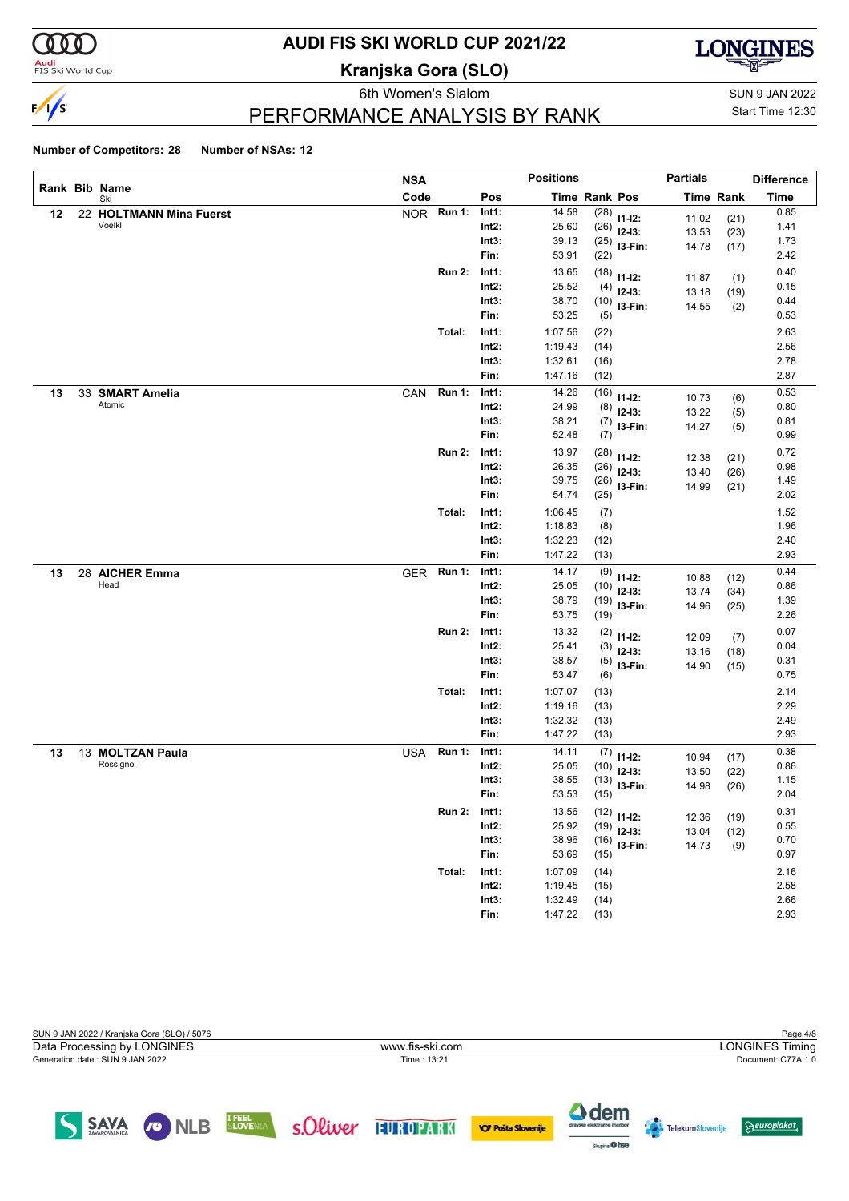# AUDI FIS SKI WORLD CUP 2021/22

**Kranjska Gora (SLO)**

6th Women's Slalom

SUN 9 JAN 2022

Start Time 12:30

## PERFORMANCE ANALYSIS BY RANK

**Number of Competitors: 28** **Number of NSAs: 12**

| Rank | Bib | Name / Ski | NSA Code | | Pos | Time | Rank | Partials Pos | Partials Time | Partials Rank | Difference Time |
|---|---|---|---|---|---|---|---|---|---|---|---|
| 12 | 22 | **HOLTMANN Mina Fuerst** Voelkl | NOR | Run 1: | Int1: | 14.58 | (28) | I1-I2: | 11.02 | (21) | 0.85 |
| | | | | | Int2: | 25.60 | (26) | I2-I3: | 13.53 | (23) | 1.41 |
| | | | | | Int3: | 39.13 | (25) | I3-Fin: | 14.78 | (17) | 1.73 |
| | | | | | Fin: | 53.91 | (22) | | | | 2.42 |
| | | | | Run 2: | Int1: | 13.65 | (18) | I1-I2: | 11.87 | (1) | 0.40 |
| | | | | | Int2: | 25.52 | (4) | I2-I3: | 13.18 | (19) | 0.15 |
| | | | | | Int3: | 38.70 | (10) | I3-Fin: | 14.55 | (2) | 0.44 |
| | | | | | Fin: | 53.25 | (5) | | | | 0.53 |
| | | | | Total: | Int1: | 1:07.56 | (22) | | | | 2.63 |
| | | | | | Int2: | 1:19.43 | (14) | | | | 2.56 |
| | | | | | Int3: | 1:32.61 | (16) | | | | 2.78 |
| | | | | | Fin: | 1:47.16 | (12) | | | | 2.87 |
| 13 | 33 | **SMART Amelia** Atomic | CAN | Run 1: | Int1: | 14.26 | (16) | I1-I2: | 10.73 | (6) | 0.53 |
| | | | | | Int2: | 24.99 | (8) | I2-I3: | 13.22 | (5) | 0.80 |
| | | | | | Int3: | 38.21 | (7) | I3-Fin: | 14.27 | (5) | 0.81 |
| | | | | | Fin: | 52.48 | (7) | | | | 0.99 |
| | | | | Run 2: | Int1: | 13.97 | (28) | I1-I2: | 12.38 | (21) | 0.72 |
| | | | | | Int2: | 26.35 | (26) | I2-I3: | 13.40 | (26) | 0.98 |
| | | | | | Int3: | 39.75 | (26) | I3-Fin: | 14.99 | (21) | 1.49 |
| | | | | | Fin: | 54.74 | (25) | | | | 2.02 |
| | | | | Total: | Int1: | 1:06.45 | (7) | | | | 1.52 |
| | | | | | Int2: | 1:18.83 | (8) | | | | 1.96 |
| | | | | | Int3: | 1:32.23 | (12) | | | | 2.40 |
| | | | | | Fin: | 1:47.22 | (13) | | | | 2.93 |
| 13 | 28 | **AICHER Emma** Head | GER | Run 1: | Int1: | 14.17 | (9) | I1-I2: | 10.88 | (12) | 0.44 |
| | | | | | Int2: | 25.05 | (10) | I2-I3: | 13.74 | (34) | 0.86 |
| | | | | | Int3: | 38.79 | (19) | I3-Fin: | 14.96 | (25) | 1.39 |
| | | | | | Fin: | 53.75 | (19) | | | | 2.26 |
| | | | | Run 2: | Int1: | 13.32 | (2) | I1-I2: | 12.09 | (7) | 0.07 |
| | | | | | Int2: | 25.41 | (3) | I2-I3: | 13.16 | (18) | 0.04 |
| | | | | | Int3: | 38.57 | (5) | I3-Fin: | 14.90 | (15) | 0.31 |
| | | | | | Fin: | 53.47 | (6) | | | | 0.75 |
| | | | | Total: | Int1: | 1:07.07 | (13) | | | | 2.14 |
| | | | | | Int2: | 1:19.16 | (13) | | | | 2.29 |
| | | | | | Int3: | 1:32.32 | (13) | | | | 2.49 |
| | | | | | Fin: | 1:47.22 | (13) | | | | 2.93 |
| 13 | 13 | **MOLTZAN Paula** Rossignol | USA | Run 1: | Int1: | 14.11 | (7) | I1-I2: | 10.94 | (17) | 0.38 |
| | | | | | Int2: | 25.05 | (10) | I2-I3: | 13.50 | (22) | 0.86 |
| | | | | | Int3: | 38.55 | (13) | I3-Fin: | 14.98 | (26) | 1.15 |
| | | | | | Fin: | 53.53 | (15) | | | | 2.04 |
| | | | | Run 2: | Int1: | 13.56 | (12) | I1-I2: | 12.36 | (19) | 0.31 |
| | | | | | Int2: | 25.92 | (19) | I2-I3: | 13.04 | (12) | 0.55 |
| | | | | | Int3: | 38.96 | (16) | I3-Fin: | 14.73 | (9) | 0.70 |
| | | | | | Fin: | 53.69 | (15) | | | | 0.97 |
| | | | | Total: | Int1: | 1:07.09 | (14) | | | | 2.16 |
| | | | | | Int2: | 1:19.45 | (15) | | | | 2.58 |
| | | | | | Int3: | 1:32.49 | (14) | | | | 2.66 |
| | | | | | Fin: | 1:47.22 | (13) | | | | 2.93 |

SUN 9 JAN 2022 / Kranjska Gora (SLO) / 5076

Data Processing by LONGINES — www.fis-ski.com — LONGINES Timing

Generation date : SUN 9 JAN 2022 — Time : 13:21 — Document: C77A 1.0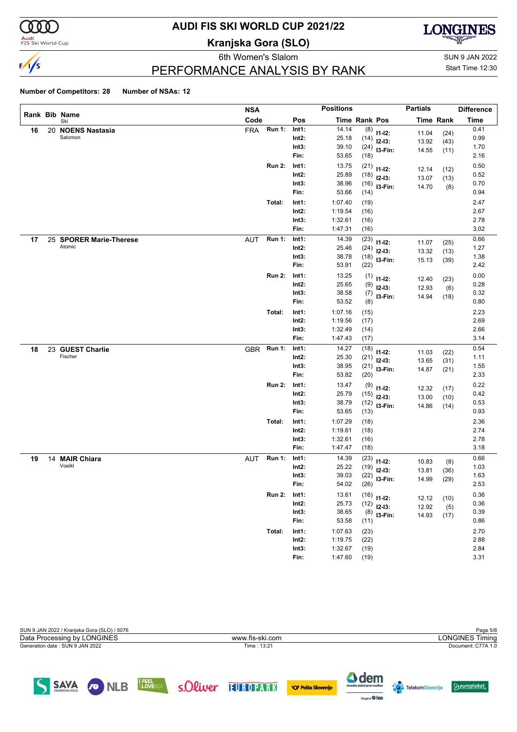# AUDI FIS SKI WORLD CUP 2021/22

## Kranjska Gora (SLO)

6th Women's Slalom

SUN 9 JAN 2022

Start Time 12:30

## PERFORMANCE ANALYSIS BY RANK

**Number of Competitors: 28** **Number of NSAs: 12**

| Rank | Bib | Name / Ski | NSA Code | | Pos | Time | Rank | Partials Pos | Partials Time | Partials Rank | Difference Time |
|---|---|---|---|---|---|---|---|---|---|---|---|
| 16 | 20 | **NOENS Nastasia** Salomon | FRA | Run 1: | Int1: | 14.14 | (8) | I1-I2: | 11.04 | (24) | 0.41 |
| | | | | | Int2: | 25.18 | (14) | I2-I3: | 13.92 | (43) | 0.99 |
| | | | | | Int3: | 39.10 | (24) | I3-Fin: | 14.55 | (11) | 1.70 |
| | | | | | Fin: | 53.65 | (18) | | | | 2.16 |
| | | | | Run 2: | Int1: | 13.75 | (21) | I1-I2: | 12.14 | (12) | 0.50 |
| | | | | | Int2: | 25.89 | (18) | I2-I3: | 13.07 | (13) | 0.52 |
| | | | | | Int3: | 38.96 | (16) | I3-Fin: | 14.70 | (8) | 0.70 |
| | | | | | Fin: | 53.66 | (14) | | | | 0.94 |
| | | | | Total: | Int1: | 1:07.40 | (19) | | | | 2.47 |
| | | | | | Int2: | 1:19.54 | (16) | | | | 2.67 |
| | | | | | Int3: | 1:32.61 | (16) | | | | 2.78 |
| | | | | | Fin: | 1:47.31 | (16) | | | | 3.02 |
| 17 | 25 | **SPORER Marie-Therese** Atomic | AUT | Run 1: | Int1: | 14.39 | (23) | I1-I2: | 11.07 | (25) | 0.66 |
| | | | | | Int2: | 25.46 | (24) | I2-I3: | 13.32 | (13) | 1.27 |
| | | | | | Int3: | 38.78 | (18) | I3-Fin: | 15.13 | (39) | 1.38 |
| | | | | | Fin: | 53.91 | (22) | | | | 2.42 |
| | | | | Run 2: | Int1: | 13.25 | (1) | I1-I2: | 12.40 | (23) | 0.00 |
| | | | | | Int2: | 25.65 | (9) | I2-I3: | 12.93 | (6) | 0.28 |
| | | | | | Int3: | 38.58 | (7) | I3-Fin: | 14.94 | (18) | 0.32 |
| | | | | | Fin: | 53.52 | (8) | | | | 0.80 |
| | | | | Total: | Int1: | 1:07.16 | (15) | | | | 2.23 |
| | | | | | Int2: | 1:19.56 | (17) | | | | 2.69 |
| | | | | | Int3: | 1:32.49 | (14) | | | | 2.66 |
| | | | | | Fin: | 1:47.43 | (17) | | | | 3.14 |
| 18 | 23 | **GUEST Charlie** Fischer | GBR | Run 1: | Int1: | 14.27 | (18) | I1-I2: | 11.03 | (22) | 0.54 |
| | | | | | Int2: | 25.30 | (21) | I2-I3: | 13.65 | (31) | 1.11 |
| | | | | | Int3: | 38.95 | (21) | I3-Fin: | 14.87 | (21) | 1.55 |
| | | | | | Fin: | 53.82 | (20) | | | | 2.33 |
| | | | | Run 2: | Int1: | 13.47 | (9) | I1-I2: | 12.32 | (17) | 0.22 |
| | | | | | Int2: | 25.79 | (15) | I2-I3: | 13.00 | (10) | 0.42 |
| | | | | | Int3: | 38.79 | (12) | I3-Fin: | 14.86 | (14) | 0.53 |
| | | | | | Fin: | 53.65 | (13) | | | | 0.93 |
| | | | | Total: | Int1: | 1:07.29 | (18) | | | | 2.36 |
| | | | | | Int2: | 1:19.61 | (18) | | | | 2.74 |
| | | | | | Int3: | 1:32.61 | (16) | | | | 2.78 |
| | | | | | Fin: | 1:47.47 | (18) | | | | 3.18 |
| 19 | 14 | **MAIR Chiara** Voelkl | AUT | Run 1: | Int1: | 14.39 | (23) | I1-I2: | 10.83 | (8) | 0.66 |
| | | | | | Int2: | 25.22 | (19) | I2-I3: | 13.81 | (36) | 1.03 |
| | | | | | Int3: | 39.03 | (22) | I3-Fin: | 14.99 | (29) | 1.63 |
| | | | | | Fin: | 54.02 | (26) | | | | 2.53 |
| | | | | Run 2: | Int1: | 13.61 | (16) | I1-I2: | 12.12 | (10) | 0.36 |
| | | | | | Int2: | 25.73 | (12) | I2-I3: | 12.92 | (5) | 0.36 |
| | | | | | Int3: | 38.65 | (8) | I3-Fin: | 14.93 | (17) | 0.39 |
| | | | | | Fin: | 53.58 | (11) | | | | 0.86 |
| | | | | Total: | Int1: | 1:07.63 | (23) | | | | 2.70 |
| | | | | | Int2: | 1:19.75 | (22) | | | | 2.88 |
| | | | | | Int3: | 1:32.67 | (19) | | | | 2.84 |
| | | | | | Fin: | 1:47.60 | (19) | | | | 3.31 |

SUN 9 JAN 2022 / Kranjska Gora (SLO) / 5076

Data Processing by LONGINES — www.fis-ski.com — LONGINES Timing

Generation date : SUN 9 JAN 2022 — Time : 13:21 — Document: C77A 1.0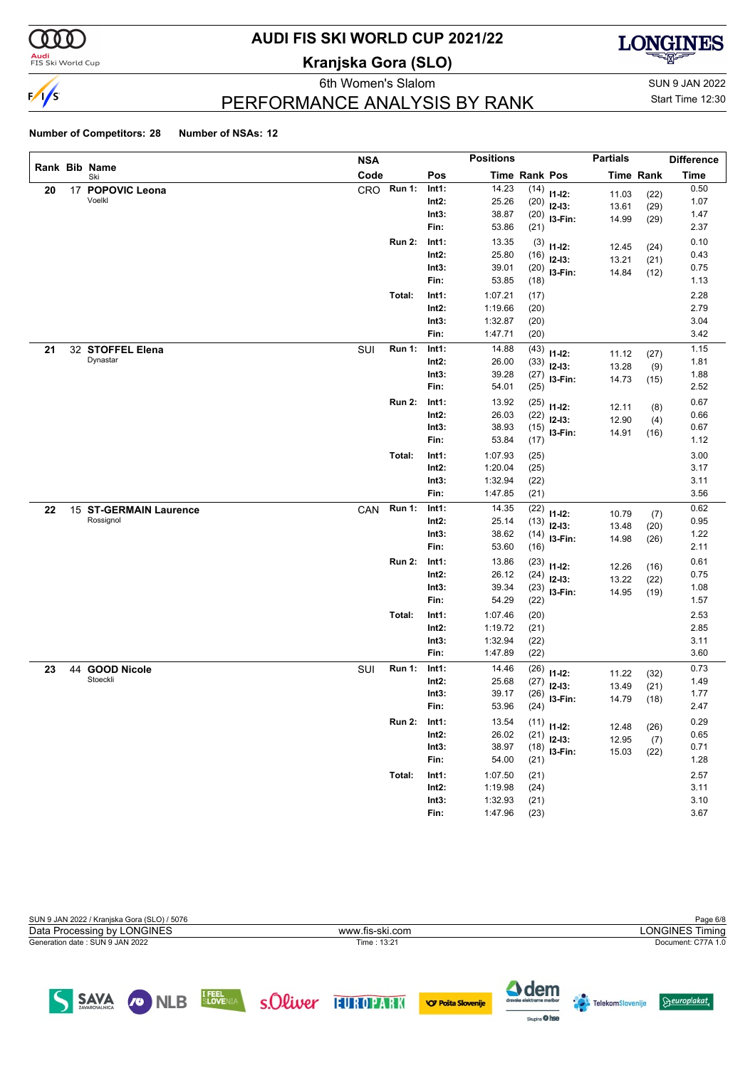# AUDI FIS SKI WORLD CUP 2021/22

## Kranjska Gora (SLO)

6th Women's Slalom

SUN 9 JAN 2022

## PERFORMANCE ANALYSIS BY RANK

Start Time 12:30

**Number of Competitors: 28** **Number of NSAs: 12**

| Rank | Bib | Name / Ski | NSA Code | | Pos | Time | Rank | Pos | Partials Time | Partials Rank | Difference Time |
|---|---|---|---|---|---|---|---|---|---|---|---|
| 20 | 17 | **POPOVIC Leona** | CRO | Run 1: | Int1: | 14.23 | (14) | I1-I2: | 11.03 | (22) | 0.50 |
| | | Voelkl | | | Int2: | 25.26 | (20) | I2-I3: | 13.61 | (29) | 1.07 |
| | | | | | Int3: | 38.87 | (20) | I3-Fin: | 14.99 | (29) | 1.47 |
| | | | | | Fin: | 53.86 | (21) | | | | 2.37 |
| | | | | Run 2: | Int1: | 13.35 | (3) | I1-I2: | 12.45 | (24) | 0.10 |
| | | | | | Int2: | 25.80 | (16) | I2-I3: | 13.21 | (21) | 0.43 |
| | | | | | Int3: | 39.01 | (20) | I3-Fin: | 14.84 | (12) | 0.75 |
| | | | | | Fin: | 53.85 | (18) | | | | 1.13 |
| | | | | Total: | Int1: | 1:07.21 | (17) | | | | 2.28 |
| | | | | | Int2: | 1:19.66 | (20) | | | | 2.79 |
| | | | | | Int3: | 1:32.87 | (20) | | | | 3.04 |
| | | | | | Fin: | 1:47.71 | (20) | | | | 3.42 |
| 21 | 32 | **STOFFEL Elena** | SUI | Run 1: | Int1: | 14.88 | (43) | I1-I2: | 11.12 | (27) | 1.15 |
| | | Dynastar | | | Int2: | 26.00 | (33) | I2-I3: | 13.28 | (9) | 1.81 |
| | | | | | Int3: | 39.28 | (27) | I3-Fin: | 14.73 | (15) | 1.88 |
| | | | | | Fin: | 54.01 | (25) | | | | 2.52 |
| | | | | Run 2: | Int1: | 13.92 | (25) | I1-I2: | 12.11 | (8) | 0.67 |
| | | | | | Int2: | 26.03 | (22) | I2-I3: | 12.90 | (4) | 0.66 |
| | | | | | Int3: | 38.93 | (15) | I3-Fin: | 14.91 | (16) | 0.67 |
| | | | | | Fin: | 53.84 | (17) | | | | 1.12 |
| | | | | Total: | Int1: | 1:07.93 | (25) | | | | 3.00 |
| | | | | | Int2: | 1:20.04 | (25) | | | | 3.17 |
| | | | | | Int3: | 1:32.94 | (22) | | | | 3.11 |
| | | | | | Fin: | 1:47.85 | (21) | | | | 3.56 |
| 22 | 15 | **ST-GERMAIN Laurence** | CAN | Run 1: | Int1: | 14.35 | (22) | I1-I2: | 10.79 | (7) | 0.62 |
| | | Rossignol | | | Int2: | 25.14 | (13) | I2-I3: | 13.48 | (20) | 0.95 |
| | | | | | Int3: | 38.62 | (14) | I3-Fin: | 14.98 | (26) | 1.22 |
| | | | | | Fin: | 53.60 | (16) | | | | 2.11 |
| | | | | Run 2: | Int1: | 13.86 | (23) | I1-I2: | 12.26 | (16) | 0.61 |
| | | | | | Int2: | 26.12 | (24) | I2-I3: | 13.22 | (22) | 0.75 |
| | | | | | Int3: | 39.34 | (23) | I3-Fin: | 14.95 | (19) | 1.08 |
| | | | | | Fin: | 54.29 | (22) | | | | 1.57 |
| | | | | Total: | Int1: | 1:07.46 | (20) | | | | 2.53 |
| | | | | | Int2: | 1:19.72 | (21) | | | | 2.85 |
| | | | | | Int3: | 1:32.94 | (22) | | | | 3.11 |
| | | | | | Fin: | 1:47.89 | (22) | | | | 3.60 |
| 23 | 44 | **GOOD Nicole** | SUI | Run 1: | Int1: | 14.46 | (26) | I1-I2: | 11.22 | (32) | 0.73 |
| | | Stoeckli | | | Int2: | 25.68 | (27) | I2-I3: | 13.49 | (21) | 1.49 |
| | | | | | Int3: | 39.17 | (26) | I3-Fin: | 14.79 | (18) | 1.77 |
| | | | | | Fin: | 53.96 | (24) | | | | 2.47 |
| | | | | Run 2: | Int1: | 13.54 | (11) | I1-I2: | 12.48 | (26) | 0.29 |
| | | | | | Int2: | 26.02 | (21) | I2-I3: | 12.95 | (7) | 0.65 |
| | | | | | Int3: | 38.97 | (18) | I3-Fin: | 15.03 | (22) | 0.71 |
| | | | | | Fin: | 54.00 | (21) | | | | 1.28 |
| | | | | Total: | Int1: | 1:07.50 | (21) | | | | 2.57 |
| | | | | | Int2: | 1:19.98 | (24) | | | | 3.11 |
| | | | | | Int3: | 1:32.93 | (21) | | | | 3.10 |
| | | | | | Fin: | 1:47.96 | (23) | | | | 3.67 |

SUN 9 JAN 2022 / Kranjska Gora (SLO) / 5076

Data Processing by LONGINES | www.fis-ski.com | LONGINES Timing

Generation date : SUN 9 JAN 2022 | Time : 13:21 | Document: C77A 1.0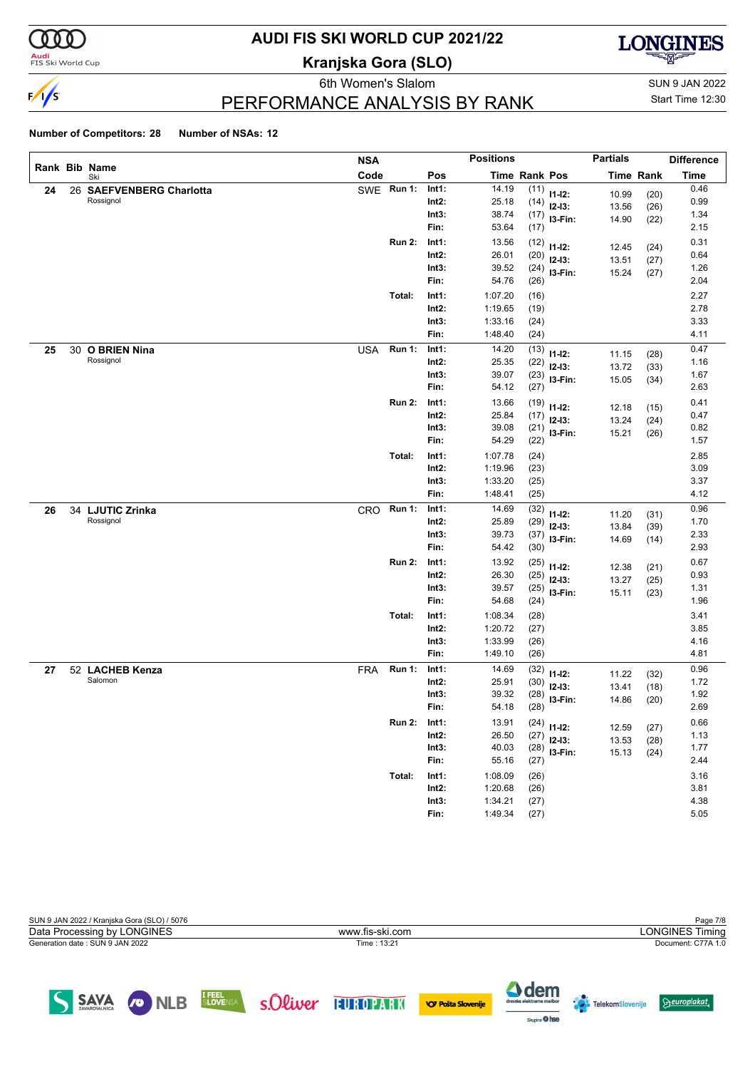# AUDI FIS SKI WORLD CUP 2021/22

## Kranjska Gora (SLO)

6th Women's Slalom

SUN 9 JAN 2022

Start Time 12:30

## PERFORMANCE ANALYSIS BY RANK

**Number of Competitors: 28** **Number of NSAs: 12**

| Rank | Bib | Name / Ski | NSA Code | Run | Pos | Time | Rank | Partials Pos | Partials Time | Partials Rank | Difference Time |
|---|---|---|---|---|---|---|---|---|---|---|---|
| 24 | 26 | **SAEFVENBERG Charlotta** Rossignol | SWE | Run 1: | Int1: | 14.19 | (11) | I1-I2: | 10.99 | (20) | 0.46 |
| | | | | | Int2: | 25.18 | (14) | I2-I3: | 13.56 | (26) | 0.99 |
| | | | | | Int3: | 38.74 | (17) | I3-Fin: | 14.90 | (22) | 1.34 |
| | | | | | Fin: | 53.64 | (17) | | | | 2.15 |
| | | | | Run 2: | Int1: | 13.56 | (12) | I1-I2: | 12.45 | (24) | 0.31 |
| | | | | | Int2: | 26.01 | (20) | I2-I3: | 13.51 | (27) | 0.64 |
| | | | | | Int3: | 39.52 | (24) | I3-Fin: | 15.24 | (27) | 1.26 |
| | | | | | Fin: | 54.76 | (26) | | | | 2.04 |
| | | | | Total: | Int1: | 1:07.20 | (16) | | | | 2.27 |
| | | | | | Int2: | 1:19.65 | (19) | | | | 2.78 |
| | | | | | Int3: | 1:33.16 | (24) | | | | 3.33 |
| | | | | | Fin: | 1:48.40 | (24) | | | | 4.11 |
| 25 | 30 | **O BRIEN Nina** Rossignol | USA | Run 1: | Int1: | 14.20 | (13) | I1-I2: | 11.15 | (28) | 0.47 |
| | | | | | Int2: | 25.35 | (22) | I2-I3: | 13.72 | (33) | 1.16 |
| | | | | | Int3: | 39.07 | (23) | I3-Fin: | 15.05 | (34) | 1.67 |
| | | | | | Fin: | 54.12 | (27) | | | | 2.63 |
| | | | | Run 2: | Int1: | 13.66 | (19) | I1-I2: | 12.18 | (15) | 0.41 |
| | | | | | Int2: | 25.84 | (17) | I2-I3: | 13.24 | (24) | 0.47 |
| | | | | | Int3: | 39.08 | (21) | I3-Fin: | 15.21 | (26) | 0.82 |
| | | | | | Fin: | 54.29 | (22) | | | | 1.57 |
| | | | | Total: | Int1: | 1:07.78 | (24) | | | | 2.85 |
| | | | | | Int2: | 1:19.96 | (23) | | | | 3.09 |
| | | | | | Int3: | 1:33.20 | (25) | | | | 3.37 |
| | | | | | Fin: | 1:48.41 | (25) | | | | 4.12 |
| 26 | 34 | **LJUTIC Zrinka** Rossignol | CRO | Run 1: | Int1: | 14.69 | (32) | I1-I2: | 11.20 | (31) | 0.96 |
| | | | | | Int2: | 25.89 | (29) | I2-I3: | 13.84 | (39) | 1.70 |
| | | | | | Int3: | 39.73 | (37) | I3-Fin: | 14.69 | (14) | 2.33 |
| | | | | | Fin: | 54.42 | (30) | | | | 2.93 |
| | | | | Run 2: | Int1: | 13.92 | (25) | I1-I2: | 12.38 | (21) | 0.67 |
| | | | | | Int2: | 26.30 | (25) | I2-I3: | 13.27 | (25) | 0.93 |
| | | | | | Int3: | 39.57 | (25) | I3-Fin: | 15.11 | (23) | 1.31 |
| | | | | | Fin: | 54.68 | (24) | | | | 1.96 |
| | | | | Total: | Int1: | 1:08.34 | (28) | | | | 3.41 |
| | | | | | Int2: | 1:20.72 | (27) | | | | 3.85 |
| | | | | | Int3: | 1:33.99 | (26) | | | | 4.16 |
| | | | | | Fin: | 1:49.10 | (26) | | | | 4.81 |
| 27 | 52 | **LACHEB Kenza** Salomon | FRA | Run 1: | Int1: | 14.69 | (32) | I1-I2: | 11.22 | (32) | 0.96 |
| | | | | | Int2: | 25.91 | (30) | I2-I3: | 13.41 | (18) | 1.72 |
| | | | | | Int3: | 39.32 | (28) | I3-Fin: | 14.86 | (20) | 1.92 |
| | | | | | Fin: | 54.18 | (28) | | | | 2.69 |
| | | | | Run 2: | Int1: | 13.91 | (24) | I1-I2: | 12.59 | (27) | 0.66 |
| | | | | | Int2: | 26.50 | (27) | I2-I3: | 13.53 | (28) | 1.13 |
| | | | | | Int3: | 40.03 | (28) | I3-Fin: | 15.13 | (24) | 1.77 |
| | | | | | Fin: | 55.16 | (27) | | | | 2.44 |
| | | | | Total: | Int1: | 1:08.09 | (26) | | | | 3.16 |
| | | | | | Int2: | 1:20.68 | (26) | | | | 3.81 |
| | | | | | Int3: | 1:34.21 | (27) | | | | 4.38 |
| | | | | | Fin: | 1:49.34 | (27) | | | | 5.05 |

SUN 9 JAN 2022 / Kranjska Gora (SLO) / 5076

Data Processing by LONGINES — www.fis-ski.com — LONGINES Timing

Generation date : SUN 9 JAN 2022 — Time : 13:21 — Document: C77A 1.0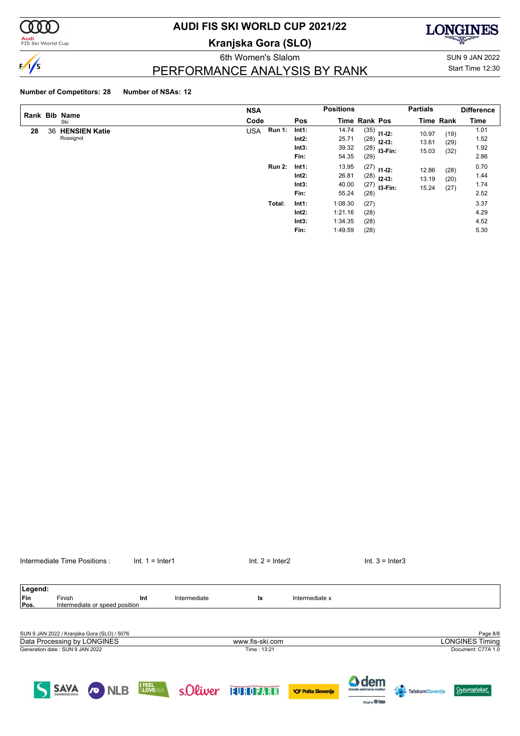# AUDI FIS SKI WORLD CUP 2021/22

**Kranjska Gora (SLO)**

6th Women's Slalom

## PERFORMANCE ANALYSIS BY RANK

SUN 9 JAN 2022
Start Time 12:30

**Number of Competitors: 28** **Number of NSAs: 12**

| Rank | Bib | Name / Ski | NSA Code | | Pos | Time | Rank | Pos | Partials Time | Partials Rank | Difference Time |
|---|---|---|---|---|---|---|---|---|---|---|---|
| 28 | 36 | **HENSIEN Katie** | USA | **Run 1:** | **Int1:** | 14.74 | (35) | **I1-I2:** | 10.97 | (19) | 1.01 |
| | | Rossignol | | | **Int2:** | 25.71 | (28) | **I2-I3:** | 13.61 | (29) | 1.52 |
| | | | | | **Int3:** | 39.32 | (28) | **I3-Fin:** | 15.03 | (32) | 1.92 |
| | | | | | **Fin:** | 54.35 | (29) | | | | 2.86 |
| | | | | **Run 2:** | **Int1:** | 13.95 | (27) | **I1-I2:** | 12.86 | (28) | 0.70 |
| | | | | | **Int2:** | 26.81 | (28) | **I2-I3:** | 13.19 | (20) | 1.44 |
| | | | | | **Int3:** | 40.00 | (27) | **I3-Fin:** | 15.24 | (27) | 1.74 |
| | | | | | **Fin:** | 55.24 | (28) | | | | 2.52 |
| | | | | **Total:** | **Int1:** | 1:08.30 | (27) | | | | 3.37 |
| | | | | | **Int2:** | 1:21.16 | (28) | | | | 4.29 |
| | | | | | **Int3:** | 1:34.35 | (28) | | | | 4.52 |
| | | | | | **Fin:** | 1:49.59 | (28) | | | | 5.30 |

Intermediate Time Positions : Int. 1 = Inter1 Int. 2 = Inter2 Int. 3 = Inter3

| Legend: | | | | | |
|---|---|---|---|---|---|
| Fin | Finish | Int | Intermediate | Ix | Intermediate x |
| Pos. | Intermediate or speed position | | | | |

SUN 9 JAN 2022 / Kranjska Gora (SLO) / 5076

Data Processing by LONGINES — www.fis-ski.com — LONGINES Timing

Generation date : SUN 9 JAN 2022 — Time : 13:21 — Document: C77A 1.0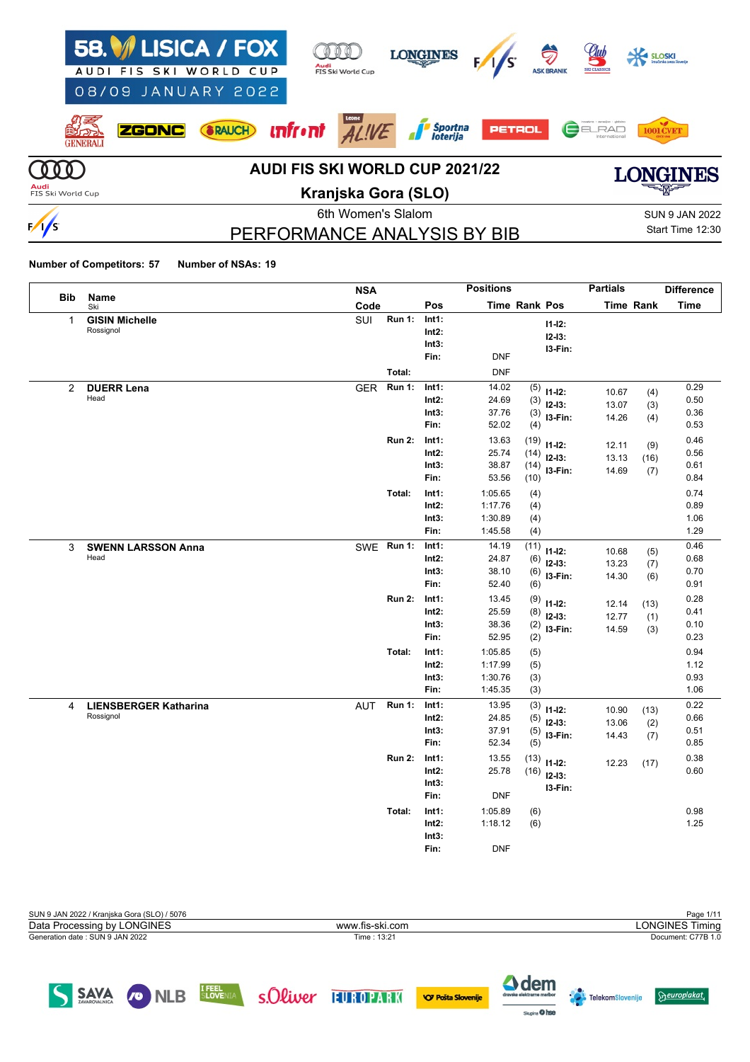# AUDI FIS SKI WORLD CUP 2021/22

## Kranjska Gora (SLO)

58. LISICA / FOX — AUDI FIS SKI WORLD CUP — 08/09 JANUARY 2022

6th Women's Slalom

SUN 9 JAN 2022
Start Time 12:30

## PERFORMANCE ANALYSIS BY BIB

**Number of Competitors: 57** **Number of NSAs: 19**

| Bib | Name / Ski | NSA Code | | Pos | Positions Time | Rank | Pos | Partials Time | Rank | Difference Time |
|---|---|---|---|---|---|---|---|---|---|---|
| 1 | **GISIN Michelle** | SUI | Run 1: | Int1: | | | I1-I2: | | | |
| | Rossignol | | | Int2: | | | I2-I3: | | | |
| | | | | Int3: | | | I3-Fin: | | | |
| | | | | Fin: | DNF | | | | | |
| | | | Total: | | DNF | | | | | |
| 2 | **DUERR Lena** | GER | Run 1: | Int1: | 14.02 | (5) | I1-I2: | 10.67 | (4) | 0.29 |
| | Head | | | Int2: | 24.69 | (3) | I2-I3: | 13.07 | (3) | 0.50 |
| | | | | Int3: | 37.76 | (3) | I3-Fin: | 14.26 | (4) | 0.36 |
| | | | | Fin: | 52.02 | (4) | | | | 0.53 |
| | | | Run 2: | Int1: | 13.63 | (19) | I1-I2: | 12.11 | (9) | 0.46 |
| | | | | Int2: | 25.74 | (14) | I2-I3: | 13.13 | (16) | 0.56 |
| | | | | Int3: | 38.87 | (14) | I3-Fin: | 14.69 | (7) | 0.61 |
| | | | | Fin: | 53.56 | (10) | | | | 0.84 |
| | | | Total: | Int1: | 1:05.65 | (4) | | | | 0.74 |
| | | | | Int2: | 1:17.76 | (4) | | | | 0.89 |
| | | | | Int3: | 1:30.89 | (4) | | | | 1.06 |
| | | | | Fin: | 1:45.58 | (4) | | | | 1.29 |
| 3 | **SWENN LARSSON Anna** | SWE | Run 1: | Int1: | 14.19 | (11) | I1-I2: | 10.68 | (5) | 0.46 |
| | Head | | | Int2: | 24.87 | (6) | I2-I3: | 13.23 | (7) | 0.68 |
| | | | | Int3: | 38.10 | (6) | I3-Fin: | 14.30 | (6) | 0.70 |
| | | | | Fin: | 52.40 | (6) | | | | 0.91 |
| | | | Run 2: | Int1: | 13.45 | (9) | I1-I2: | 12.14 | (13) | 0.28 |
| | | | | Int2: | 25.59 | (8) | I2-I3: | 12.77 | (1) | 0.41 |
| | | | | Int3: | 38.36 | (2) | I3-Fin: | 14.59 | (3) | 0.10 |
| | | | | Fin: | 52.95 | (2) | | | | 0.23 |
| | | | Total: | Int1: | 1:05.85 | (5) | | | | 0.94 |
| | | | | Int2: | 1:17.99 | (5) | | | | 1.12 |
| | | | | Int3: | 1:30.76 | (3) | | | | 0.93 |
| | | | | Fin: | 1:45.35 | (3) | | | | 1.06 |
| 4 | **LIENSBERGER Katharina** | AUT | Run 1: | Int1: | 13.95 | (3) | I1-I2: | 10.90 | (13) | 0.22 |
| | Rossignol | | | Int2: | 24.85 | (5) | I2-I3: | 13.06 | (2) | 0.66 |
| | | | | Int3: | 37.91 | (5) | I3-Fin: | 14.43 | (7) | 0.51 |
| | | | | Fin: | 52.34 | (5) | | | | 0.85 |
| | | | Run 2: | Int1: | 13.55 | (13) | I1-I2: | 12.23 | (17) | 0.38 |
| | | | | Int2: | 25.78 | (16) | I2-I3: | | | 0.60 |
| | | | | Int3: | | | I3-Fin: | | | |
| | | | | Fin: | DNF | | | | | |
| | | | Total: | Int1: | 1:05.89 | (6) | | | | 0.98 |
| | | | | Int2: | 1:18.12 | (6) | | | | 1.25 |
| | | | | Int3: | | | | | | |
| | | | | Fin: | DNF | | | | | |

SUN 9 JAN 2022 / Kranjska Gora (SLO) / 5076
Data Processing by LONGINES — www.fis-ski.com — LONGINES Timing
Generation date : SUN 9 JAN 2022 — Time : 13:21 — Document: C77B 1.0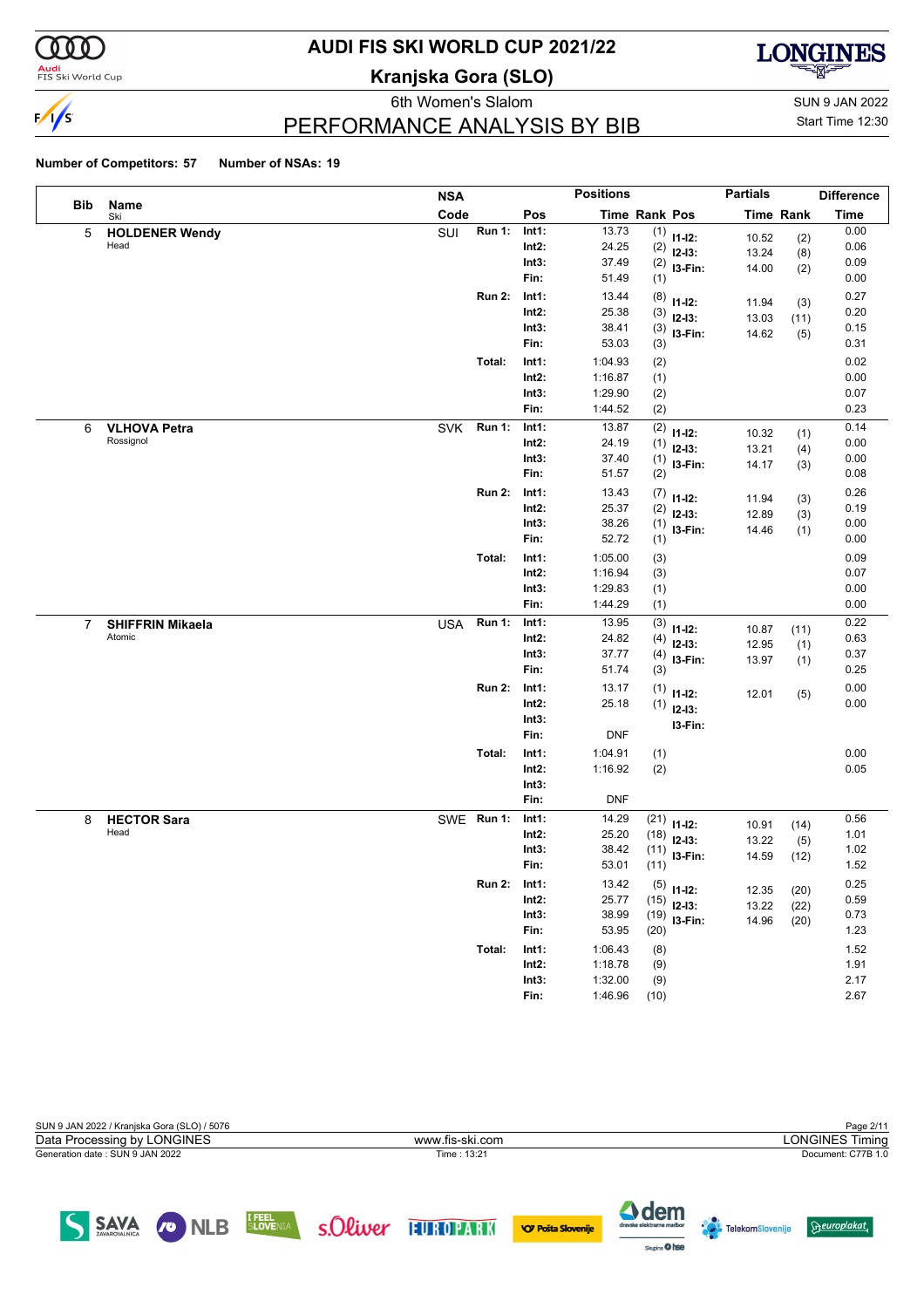# AUDI FIS SKI WORLD CUP 2021/22

**Kranjska Gora (SLO)**

6th Women's Slalom

SUN 9 JAN 2022

Start Time 12:30

## PERFORMANCE ANALYSIS BY BIB

**Number of Competitors: 57** **Number of NSAs: 19**

| Bib | Name / Ski | NSA Code | | Pos | Time | Rank | Partials Pos | Time | Rank | Difference Time |
|---|---|---|---|---|---|---|---|---|---|---|
| 5 | **HOLDENER Wendy** Head | SUI | Run 1: | Int1: | 13.73 | (1) | I1-I2: | 10.52 | (2) | 0.00 |
| | | | | Int2: | 24.25 | (2) | I2-I3: | 13.24 | (8) | 0.06 |
| | | | | Int3: | 37.49 | (2) | I3-Fin: | 14.00 | (2) | 0.09 |
| | | | | Fin: | 51.49 | (1) | | | | 0.00 |
| | | | Run 2: | Int1: | 13.44 | (8) | I1-I2: | 11.94 | (3) | 0.27 |
| | | | | Int2: | 25.38 | (3) | I2-I3: | 13.03 | (11) | 0.20 |
| | | | | Int3: | 38.41 | (3) | I3-Fin: | 14.62 | (5) | 0.15 |
| | | | | Fin: | 53.03 | (3) | | | | 0.31 |
| | | | Total: | Int1: | 1:04.93 | (2) | | | | 0.02 |
| | | | | Int2: | 1:16.87 | (1) | | | | 0.00 |
| | | | | Int3: | 1:29.90 | (2) | | | | 0.07 |
| | | | | Fin: | 1:44.52 | (2) | | | | 0.23 |
| 6 | **VLHOVA Petra** Rossignol | SVK | Run 1: | Int1: | 13.87 | (2) | I1-I2: | 10.32 | (1) | 0.14 |
| | | | | Int2: | 24.19 | (1) | I2-I3: | 13.21 | (4) | 0.00 |
| | | | | Int3: | 37.40 | (1) | I3-Fin: | 14.17 | (3) | 0.00 |
| | | | | Fin: | 51.57 | (2) | | | | 0.08 |
| | | | Run 2: | Int1: | 13.43 | (7) | I1-I2: | 11.94 | (3) | 0.26 |
| | | | | Int2: | 25.37 | (2) | I2-I3: | 12.89 | (3) | 0.19 |
| | | | | Int3: | 38.26 | (1) | I3-Fin: | 14.46 | (1) | 0.00 |
| | | | | Fin: | 52.72 | (1) | | | | 0.00 |
| | | | Total: | Int1: | 1:05.00 | (3) | | | | 0.09 |
| | | | | Int2: | 1:16.94 | (3) | | | | 0.07 |
| | | | | Int3: | 1:29.83 | (1) | | | | 0.00 |
| | | | | Fin: | 1:44.29 | (1) | | | | 0.00 |
| 7 | **SHIFFRIN Mikaela** Atomic | USA | Run 1: | Int1: | 13.95 | (3) | I1-I2: | 10.87 | (11) | 0.22 |
| | | | | Int2: | 24.82 | (4) | I2-I3: | 12.95 | (1) | 0.63 |
| | | | | Int3: | 37.77 | (4) | I3-Fin: | 13.97 | (1) | 0.37 |
| | | | | Fin: | 51.74 | (3) | | | | 0.25 |
| | | | Run 2: | Int1: | 13.17 | (1) | I1-I2: | 12.01 | (5) | 0.00 |
| | | | | Int2: | 25.18 | (1) | I2-I3: | | | 0.00 |
| | | | | Int3: | | | I3-Fin: | | | |
| | | | | Fin: | DNF | | | | | |
| | | | Total: | Int1: | 1:04.91 | (1) | | | | 0.00 |
| | | | | Int2: | 1:16.92 | (2) | | | | 0.05 |
| | | | | Int3: | | | | | | |
| | | | | Fin: | DNF | | | | | |
| 8 | **HECTOR Sara** Head | SWE | Run 1: | Int1: | 14.29 | (21) | I1-I2: | 10.91 | (14) | 0.56 |
| | | | | Int2: | 25.20 | (18) | I2-I3: | 13.22 | (5) | 1.01 |
| | | | | Int3: | 38.42 | (11) | I3-Fin: | 14.59 | (12) | 1.02 |
| | | | | Fin: | 53.01 | (11) | | | | 1.52 |
| | | | Run 2: | Int1: | 13.42 | (5) | I1-I2: | 12.35 | (20) | 0.25 |
| | | | | Int2: | 25.77 | (15) | I2-I3: | 13.22 | (22) | 0.59 |
| | | | | Int3: | 38.99 | (19) | I3-Fin: | 14.96 | (20) | 0.73 |
| | | | | Fin: | 53.95 | (20) | | | | 1.23 |
| | | | Total: | Int1: | 1:06.43 | (8) | | | | 1.52 |
| | | | | Int2: | 1:18.78 | (9) | | | | 1.91 |
| | | | | Int3: | 1:32.00 | (9) | | | | 2.17 |
| | | | | Fin: | 1:46.96 | (10) | | | | 2.67 |

SUN 9 JAN 2022 / Kranjska Gora (SLO) / 5076

Data Processing by LONGINES — www.fis-ski.com — LONGINES Timing

Generation date : SUN 9 JAN 2022 — Time : 13:21 — Document: C77B 1.0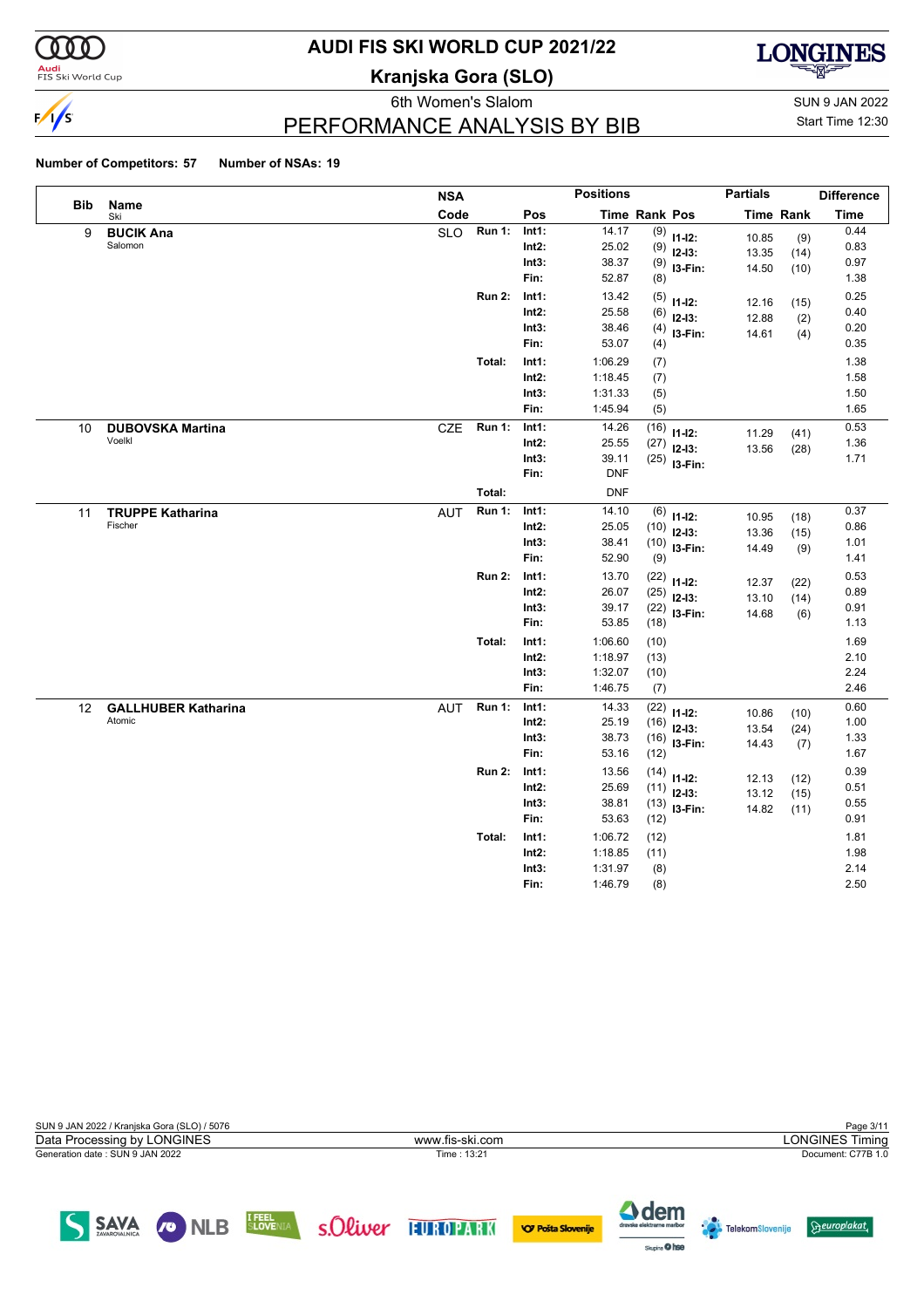# AUDI FIS SKI WORLD CUP 2021/22

## Kranjska Gora (SLO)

6th Women's Slalom

SUN 9 JAN 2022

Start Time 12:30

## PERFORMANCE ANALYSIS BY BIB

**Number of Competitors: 57** **Number of NSAs: 19**

| Bib | Name / Ski | NSA Code | | Pos | Positions Time | Rank | Partials Pos | Partials Time | Partials Rank | Difference Time |
|---|---|---|---|---|---|---|---|---|---|---|
| 9 | **BUCIK Ana** Salomon | SLO | Run 1: | Int1: | 14.17 | (9) | I1-I2: | 10.85 | (9) | 0.44 |
| | | | | Int2: | 25.02 | (9) | I2-I3: | 13.35 | (14) | 0.83 |
| | | | | Int3: | 38.37 | (9) | I3-Fin: | 14.50 | (10) | 0.97 |
| | | | | Fin: | 52.87 | (8) | | | | 1.38 |
| | | | Run 2: | Int1: | 13.42 | (5) | I1-I2: | 12.16 | (15) | 0.25 |
| | | | | Int2: | 25.58 | (6) | I2-I3: | 12.88 | (2) | 0.40 |
| | | | | Int3: | 38.46 | (4) | I3-Fin: | 14.61 | (4) | 0.20 |
| | | | | Fin: | 53.07 | (4) | | | | 0.35 |
| | | | Total: | Int1: | 1:06.29 | (7) | | | | 1.38 |
| | | | | Int2: | 1:18.45 | (7) | | | | 1.58 |
| | | | | Int3: | 1:31.33 | (5) | | | | 1.50 |
| | | | | Fin: | 1:45.94 | (5) | | | | 1.65 |
| 10 | **DUBOVSKA Martina** Voelkl | CZE | Run 1: | Int1: | 14.26 | (16) | I1-I2: | 11.29 | (41) | 0.53 |
| | | | | Int2: | 25.55 | (27) | I2-I3: | 13.56 | (28) | 1.36 |
| | | | | Int3: | 39.11 | (25) | I3-Fin: | | | 1.71 |
| | | | | Fin: | DNF | | | | | |
| | | | Total: | | DNF | | | | | |
| 11 | **TRUPPE Katharina** Fischer | AUT | Run 1: | Int1: | 14.10 | (6) | I1-I2: | 10.95 | (18) | 0.37 |
| | | | | Int2: | 25.05 | (10) | I2-I3: | 13.36 | (15) | 0.86 |
| | | | | Int3: | 38.41 | (10) | I3-Fin: | 14.49 | (9) | 1.01 |
| | | | | Fin: | 52.90 | (9) | | | | 1.41 |
| | | | Run 2: | Int1: | 13.70 | (22) | I1-I2: | 12.37 | (22) | 0.53 |
| | | | | Int2: | 26.07 | (25) | I2-I3: | 13.10 | (14) | 0.89 |
| | | | | Int3: | 39.17 | (22) | I3-Fin: | 14.68 | (6) | 0.91 |
| | | | | Fin: | 53.85 | (18) | | | | 1.13 |
| | | | Total: | Int1: | 1:06.60 | (10) | | | | 1.69 |
| | | | | Int2: | 1:18.97 | (13) | | | | 2.10 |
| | | | | Int3: | 1:32.07 | (10) | | | | 2.24 |
| | | | | Fin: | 1:46.75 | (7) | | | | 2.46 |
| 12 | **GALLHUBER Katharina** Atomic | AUT | Run 1: | Int1: | 14.33 | (22) | I1-I2: | 10.86 | (10) | 0.60 |
| | | | | Int2: | 25.19 | (16) | I2-I3: | 13.54 | (24) | 1.00 |
| | | | | Int3: | 38.73 | (16) | I3-Fin: | 14.43 | (7) | 1.33 |
| | | | | Fin: | 53.16 | (12) | | | | 1.67 |
| | | | Run 2: | Int1: | 13.56 | (14) | I1-I2: | 12.13 | (12) | 0.39 |
| | | | | Int2: | 25.69 | (11) | I2-I3: | 13.12 | (15) | 0.51 |
| | | | | Int3: | 38.81 | (13) | I3-Fin: | 14.82 | (11) | 0.55 |
| | | | | Fin: | 53.63 | (12) | | | | 0.91 |
| | | | Total: | Int1: | 1:06.72 | (12) | | | | 1.81 |
| | | | | Int2: | 1:18.85 | (11) | | | | 1.98 |
| | | | | Int3: | 1:31.97 | (8) | | | | 2.14 |
| | | | | Fin: | 1:46.79 | (8) | | | | 2.50 |

SUN 9 JAN 2022 / Kranjska Gora (SLO) / 5076

Data Processing by LONGINES — www.fis-ski.com — LONGINES Timing

Generation date : SUN 9 JAN 2022 — Time : 13:21 — Document: C77B 1.0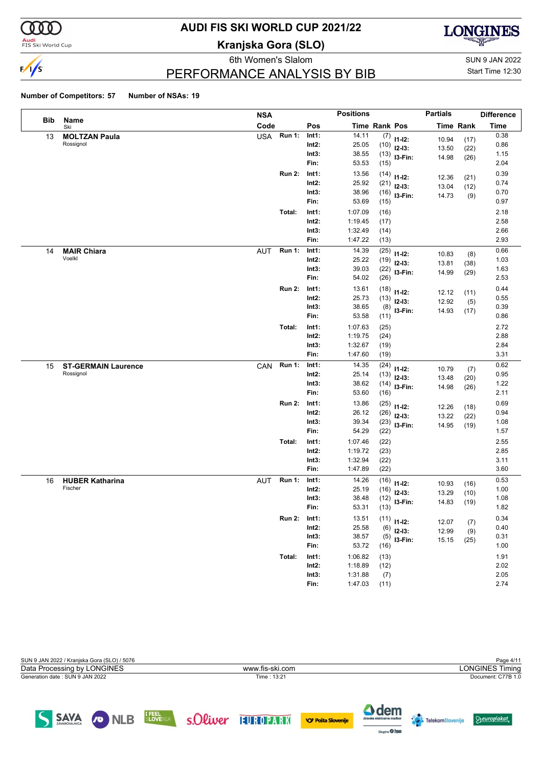# AUDI FIS SKI WORLD CUP 2021/22

**Kranjska Gora (SLO)**

6th Women's Slalom

## PERFORMANCE ANALYSIS BY BIB

SUN 9 JAN 2022

Start Time 12:30

**Number of Competitors: 57** **Number of NSAs: 19**

| Bib | Name / Ski | NSA Code | Run | Pos | Positions Time | Rank | Partials Pos | Partials Time | Partials Rank | Difference Time |
|---|---|---|---|---|---|---|---|---|---|---|
| 13 | **MOLTZAN Paula** | USA | Run 1: | Int1: | 14.11 | (7) | I1-I2: | 10.94 | (17) | 0.38 |
| | Rossignol | | | Int2: | 25.05 | (10) | I2-I3: | 13.50 | (22) | 0.86 |
| | | | | Int3: | 38.55 | (13) | I3-Fin: | 14.98 | (26) | 1.15 |
| | | | | Fin: | 53.53 | (15) | | | | 2.04 |
| | | | Run 2: | Int1: | 13.56 | (14) | I1-I2: | 12.36 | (21) | 0.39 |
| | | | | Int2: | 25.92 | (21) | I2-I3: | 13.04 | (12) | 0.74 |
| | | | | Int3: | 38.96 | (16) | I3-Fin: | 14.73 | (9) | 0.70 |
| | | | | Fin: | 53.69 | (15) | | | | 0.97 |
| | | | Total: | Int1: | 1:07.09 | (16) | | | | 2.18 |
| | | | | Int2: | 1:19.45 | (17) | | | | 2.58 |
| | | | | Int3: | 1:32.49 | (14) | | | | 2.66 |
| | | | | Fin: | 1:47.22 | (13) | | | | 2.93 |
| 14 | **MAIR Chiara** | AUT | Run 1: | Int1: | 14.39 | (25) | I1-I2: | 10.83 | (8) | 0.66 |
| | Voelkl | | | Int2: | 25.22 | (19) | I2-I3: | 13.81 | (38) | 1.03 |
| | | | | Int3: | 39.03 | (22) | I3-Fin: | 14.99 | (29) | 1.63 |
| | | | | Fin: | 54.02 | (26) | | | | 2.53 |
| | | | Run 2: | Int1: | 13.61 | (18) | I1-I2: | 12.12 | (11) | 0.44 |
| | | | | Int2: | 25.73 | (13) | I2-I3: | 12.92 | (5) | 0.55 |
| | | | | Int3: | 38.65 | (8) | I3-Fin: | 14.93 | (17) | 0.39 |
| | | | | Fin: | 53.58 | (11) | | | | 0.86 |
| | | | Total: | Int1: | 1:07.63 | (25) | | | | 2.72 |
| | | | | Int2: | 1:19.75 | (24) | | | | 2.88 |
| | | | | Int3: | 1:32.67 | (19) | | | | 2.84 |
| | | | | Fin: | 1:47.60 | (19) | | | | 3.31 |
| 15 | **ST-GERMAIN Laurence** | CAN | Run 1: | Int1: | 14.35 | (24) | I1-I2: | 10.79 | (7) | 0.62 |
| | Rossignol | | | Int2: | 25.14 | (13) | I2-I3: | 13.48 | (20) | 0.95 |
| | | | | Int3: | 38.62 | (14) | I3-Fin: | 14.98 | (26) | 1.22 |
| | | | | Fin: | 53.60 | (16) | | | | 2.11 |
| | | | Run 2: | Int1: | 13.86 | (25) | I1-I2: | 12.26 | (18) | 0.69 |
| | | | | Int2: | 26.12 | (26) | I2-I3: | 13.22 | (22) | 0.94 |
| | | | | Int3: | 39.34 | (23) | I3-Fin: | 14.95 | (19) | 1.08 |
| | | | | Fin: | 54.29 | (22) | | | | 1.57 |
| | | | Total: | Int1: | 1:07.46 | (22) | | | | 2.55 |
| | | | | Int2: | 1:19.72 | (23) | | | | 2.85 |
| | | | | Int3: | 1:32.94 | (22) | | | | 3.11 |
| | | | | Fin: | 1:47.89 | (22) | | | | 3.60 |
| 16 | **HUBER Katharina** | AUT | Run 1: | Int1: | 14.26 | (16) | I1-I2: | 10.93 | (16) | 0.53 |
| | Fischer | | | Int2: | 25.19 | (16) | I2-I3: | 13.29 | (10) | 1.00 |
| | | | | Int3: | 38.48 | (12) | I3-Fin: | 14.83 | (19) | 1.08 |
| | | | | Fin: | 53.31 | (13) | | | | 1.82 |
| | | | Run 2: | Int1: | 13.51 | (11) | I1-I2: | 12.07 | (7) | 0.34 |
| | | | | Int2: | 25.58 | (6) | I2-I3: | 12.99 | (9) | 0.40 |
| | | | | Int3: | 38.57 | (5) | I3-Fin: | 15.15 | (25) | 0.31 |
| | | | | Fin: | 53.72 | (16) | | | | 1.00 |
| | | | Total: | Int1: | 1:06.82 | (13) | | | | 1.91 |
| | | | | Int2: | 1:18.89 | (12) | | | | 2.02 |
| | | | | Int3: | 1:31.88 | (7) | | | | 2.05 |
| | | | | Fin: | 1:47.03 | (11) | | | | 2.74 |

SUN 9 JAN 2022 / Kranjska Gora (SLO) / 5076

Data Processing by LONGINES — www.fis-ski.com — LONGINES Timing

Generation date : SUN 9 JAN 2022 — Time : 13:21 — Document: C77B 1.0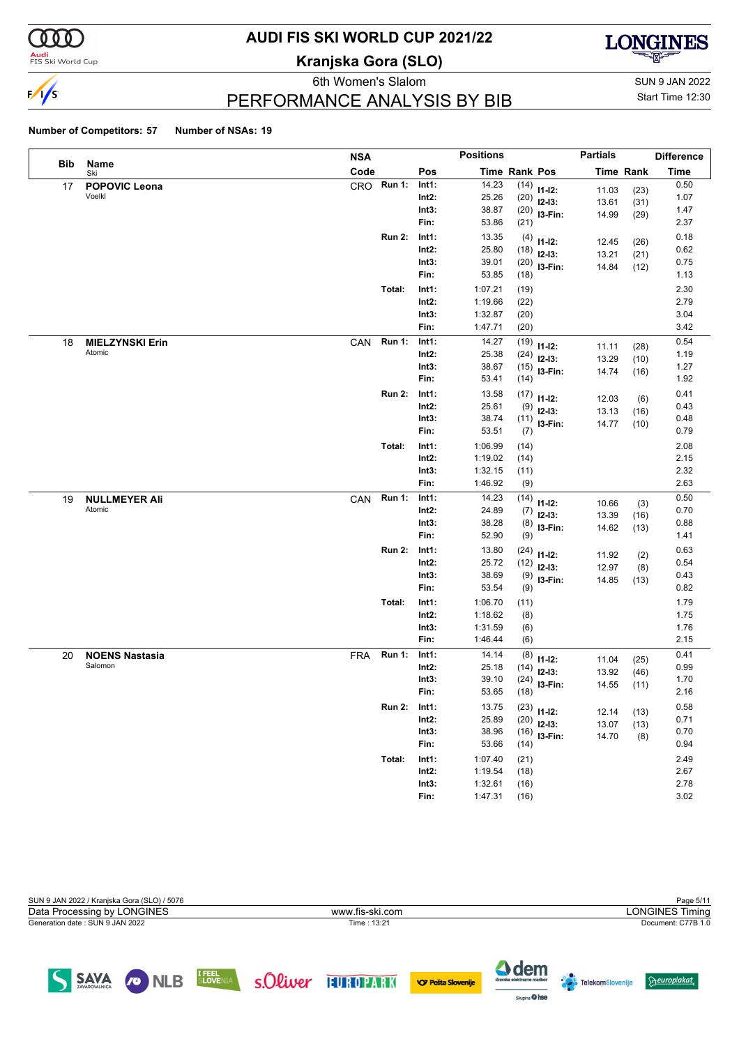# AUDI FIS SKI WORLD CUP 2021/22

## Kranjska Gora (SLO)

6th Women's Slalom

SUN 9 JAN 2022

Start Time 12:30

## PERFORMANCE ANALYSIS BY BIB

**Number of Competitors: 57** **Number of NSAs: 19**

| Bib | Name / Ski | NSA Code | | Pos | Time | Rank | Pos | Partials Time | Partials Rank | Difference Time |
|---|---|---|---|---|---|---|---|---|---|---|
| 17 | **POPOVIC Leona** Voelkl | CRO | Run 1: | Int1: | 14.23 | (14) | I1-I2: | 11.03 | (23) | 0.50 |
| | | | | Int2: | 25.26 | (20) | I2-I3: | 13.61 | (31) | 1.07 |
| | | | | Int3: | 38.87 | (20) | I3-Fin: | 14.99 | (29) | 1.47 |
| | | | | Fin: | 53.86 | (21) | | | | 2.37 |
| | | | Run 2: | Int1: | 13.35 | (4) | I1-I2: | 12.45 | (26) | 0.18 |
| | | | | Int2: | 25.80 | (18) | I2-I3: | 13.21 | (21) | 0.62 |
| | | | | Int3: | 39.01 | (20) | I3-Fin: | 14.84 | (12) | 0.75 |
| | | | | Fin: | 53.85 | (18) | | | | 1.13 |
| | | | Total: | Int1: | 1:07.21 | (19) | | | | 2.30 |
| | | | | Int2: | 1:19.66 | (22) | | | | 2.79 |
| | | | | Int3: | 1:32.87 | (20) | | | | 3.04 |
| | | | | Fin: | 1:47.71 | (20) | | | | 3.42 |
| 18 | **MIELZYNSKI Erin** Atomic | CAN | Run 1: | Int1: | 14.27 | (19) | I1-I2: | 11.11 | (28) | 0.54 |
| | | | | Int2: | 25.38 | (24) | I2-I3: | 13.29 | (10) | 1.19 |
| | | | | Int3: | 38.67 | (15) | I3-Fin: | 14.74 | (16) | 1.27 |
| | | | | Fin: | 53.41 | (14) | | | | 1.92 |
| | | | Run 2: | Int1: | 13.58 | (17) | I1-I2: | 12.03 | (6) | 0.41 |
| | | | | Int2: | 25.61 | (9) | I2-I3: | 13.13 | (16) | 0.43 |
| | | | | Int3: | 38.74 | (11) | I3-Fin: | 14.77 | (10) | 0.48 |
| | | | | Fin: | 53.51 | (7) | | | | 0.79 |
| | | | Total: | Int1: | 1:06.99 | (14) | | | | 2.08 |
| | | | | Int2: | 1:19.02 | (14) | | | | 2.15 |
| | | | | Int3: | 1:32.15 | (11) | | | | 2.32 |
| | | | | Fin: | 1:46.92 | (9) | | | | 2.63 |
| 19 | **NULLMEYER Ali** Atomic | CAN | Run 1: | Int1: | 14.23 | (14) | I1-I2: | 10.66 | (3) | 0.50 |
| | | | | Int2: | 24.89 | (7) | I2-I3: | 13.39 | (16) | 0.70 |
| | | | | Int3: | 38.28 | (8) | I3-Fin: | 14.62 | (13) | 0.88 |
| | | | | Fin: | 52.90 | (9) | | | | 1.41 |
| | | | Run 2: | Int1: | 13.80 | (24) | I1-I2: | 11.92 | (2) | 0.63 |
| | | | | Int2: | 25.72 | (12) | I2-I3: | 12.97 | (8) | 0.54 |
| | | | | Int3: | 38.69 | (9) | I3-Fin: | 14.85 | (13) | 0.43 |
| | | | | Fin: | 53.54 | (9) | | | | 0.82 |
| | | | Total: | Int1: | 1:06.70 | (11) | | | | 1.79 |
| | | | | Int2: | 1:18.62 | (8) | | | | 1.75 |
| | | | | Int3: | 1:31.59 | (6) | | | | 1.76 |
| | | | | Fin: | 1:46.44 | (6) | | | | 2.15 |
| 20 | **NOENS Nastasia** Salomon | FRA | Run 1: | Int1: | 14.14 | (8) | I1-I2: | 11.04 | (25) | 0.41 |
| | | | | Int2: | 25.18 | (14) | I2-I3: | 13.92 | (46) | 0.99 |
| | | | | Int3: | 39.10 | (24) | I3-Fin: | 14.55 | (11) | 1.70 |
| | | | | Fin: | 53.65 | (18) | | | | 2.16 |
| | | | Run 2: | Int1: | 13.75 | (23) | I1-I2: | 12.14 | (13) | 0.58 |
| | | | | Int2: | 25.89 | (20) | I2-I3: | 13.07 | (13) | 0.71 |
| | | | | Int3: | 38.96 | (16) | I3-Fin: | 14.70 | (8) | 0.70 |
| | | | | Fin: | 53.66 | (14) | | | | 0.94 |
| | | | Total: | Int1: | 1:07.40 | (21) | | | | 2.49 |
| | | | | Int2: | 1:19.54 | (18) | | | | 2.67 |
| | | | | Int3: | 1:32.61 | (16) | | | | 2.78 |
| | | | | Fin: | 1:47.31 | (16) | | | | 3.02 |

SUN 9 JAN 2022 / Kranjska Gora (SLO) / 5076

Data Processing by LONGINES — www.fis-ski.com — LONGINES Timing

Generation date : SUN 9 JAN 2022 — Time : 13:21 — Document: C77B 1.0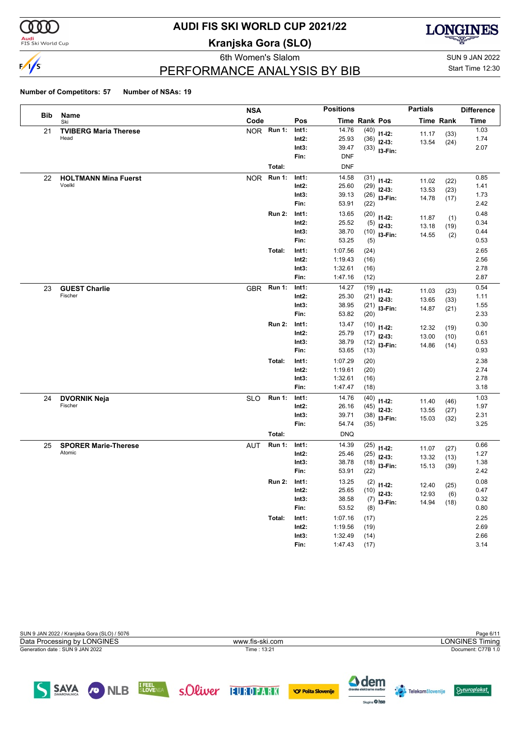# AUDI FIS SKI WORLD CUP 2021/22

## Kranjska Gora (SLO)

6th Women's Slalom

SUN 9 JAN 2022

Start Time 12:30

## PERFORMANCE ANALYSIS BY BIB

**Number of Competitors: 57** **Number of NSAs: 19**

| Bib | Name / Ski | NSA Code | | Pos | Time | Rank | Pos | Partials Time | Partials Rank | Difference Time |
|---|---|---|---|---|---|---|---|---|---|---|
| 21 | **TVIBERG Maria Therese** Head | NOR | Run 1: | Int1: | 14.76 | (40) | I1-I2: | 11.17 | (33) | 1.03 |
| | | | | Int2: | 25.93 | (36) | I2-I3: | 13.54 | (24) | 1.74 |
| | | | | Int3: | 39.47 | (33) | I3-Fin: | | | 2.07 |
| | | | | Fin: | DNF | | | | | |
| | | | Total: | | DNF | | | | | |
| 22 | **HOLTMANN Mina Fuerst** Voelkl | NOR | Run 1: | Int1: | 14.58 | (31) | I1-I2: | 11.02 | (22) | 0.85 |
| | | | | Int2: | 25.60 | (29) | I2-I3: | 13.53 | (23) | 1.41 |
| | | | | Int3: | 39.13 | (26) | I3-Fin: | 14.78 | (17) | 1.73 |
| | | | | Fin: | 53.91 | (22) | | | | 2.42 |
| | | | Run 2: | Int1: | 13.65 | (20) | I1-I2: | 11.87 | (1) | 0.48 |
| | | | | Int2: | 25.52 | (5) | I2-I3: | 13.18 | (19) | 0.34 |
| | | | | Int3: | 38.70 | (10) | I3-Fin: | 14.55 | (2) | 0.44 |
| | | | | Fin: | 53.25 | (5) | | | | 0.53 |
| | | | Total: | Int1: | 1:07.56 | (24) | | | | 2.65 |
| | | | | Int2: | 1:19.43 | (16) | | | | 2.56 |
| | | | | Int3: | 1:32.61 | (16) | | | | 2.78 |
| | | | | Fin: | 1:47.16 | (12) | | | | 2.87 |
| 23 | **GUEST Charlie** Fischer | GBR | Run 1: | Int1: | 14.27 | (19) | I1-I2: | 11.03 | (23) | 0.54 |
| | | | | Int2: | 25.30 | (21) | I2-I3: | 13.65 | (33) | 1.11 |
| | | | | Int3: | 38.95 | (21) | I3-Fin: | 14.87 | (21) | 1.55 |
| | | | | Fin: | 53.82 | (20) | | | | 2.33 |
| | | | Run 2: | Int1: | 13.47 | (10) | I1-I2: | 12.32 | (19) | 0.30 |
| | | | | Int2: | 25.79 | (17) | I2-I3: | 13.00 | (10) | 0.61 |
| | | | | Int3: | 38.79 | (12) | I3-Fin: | 14.86 | (14) | 0.53 |
| | | | | Fin: | 53.65 | (13) | | | | 0.93 |
| | | | Total: | Int1: | 1:07.29 | (20) | | | | 2.38 |
| | | | | Int2: | 1:19.61 | (20) | | | | 2.74 |
| | | | | Int3: | 1:32.61 | (16) | | | | 2.78 |
| | | | | Fin: | 1:47.47 | (18) | | | | 3.18 |
| 24 | **DVORNIK Neja** Fischer | SLO | Run 1: | Int1: | 14.76 | (40) | I1-I2: | 11.40 | (46) | 1.03 |
| | | | | Int2: | 26.16 | (45) | I2-I3: | 13.55 | (27) | 1.97 |
| | | | | Int3: | 39.71 | (38) | I3-Fin: | 15.03 | (32) | 2.31 |
| | | | | Fin: | 54.74 | (35) | | | | 3.25 |
| | | | Total: | | DNQ | | | | | |
| 25 | **SPORER Marie-Therese** Atomic | AUT | Run 1: | Int1: | 14.39 | (25) | I1-I2: | 11.07 | (27) | 0.66 |
| | | | | Int2: | 25.46 | (25) | I2-I3: | 13.32 | (13) | 1.27 |
| | | | | Int3: | 38.78 | (18) | I3-Fin: | 15.13 | (39) | 1.38 |
| | | | | Fin: | 53.91 | (22) | | | | 2.42 |
| | | | Run 2: | Int1: | 13.25 | (2) | I1-I2: | 12.40 | (25) | 0.08 |
| | | | | Int2: | 25.65 | (10) | I2-I3: | 12.93 | (6) | 0.47 |
| | | | | Int3: | 38.58 | (7) | I3-Fin: | 14.94 | (18) | 0.32 |
| | | | | Fin: | 53.52 | (8) | | | | 0.80 |
| | | | Total: | Int1: | 1:07.16 | (17) | | | | 2.25 |
| | | | | Int2: | 1:19.56 | (19) | | | | 2.69 |
| | | | | Int3: | 1:32.49 | (14) | | | | 2.66 |
| | | | | Fin: | 1:47.43 | (17) | | | | 3.14 |

SUN 9 JAN 2022 / Kranjska Gora (SLO) / 5076

Data Processing by LONGINES — www.fis-ski.com — LONGINES Timing

Generation date : SUN 9 JAN 2022 — Time : 13:21 — Document: C77B 1.0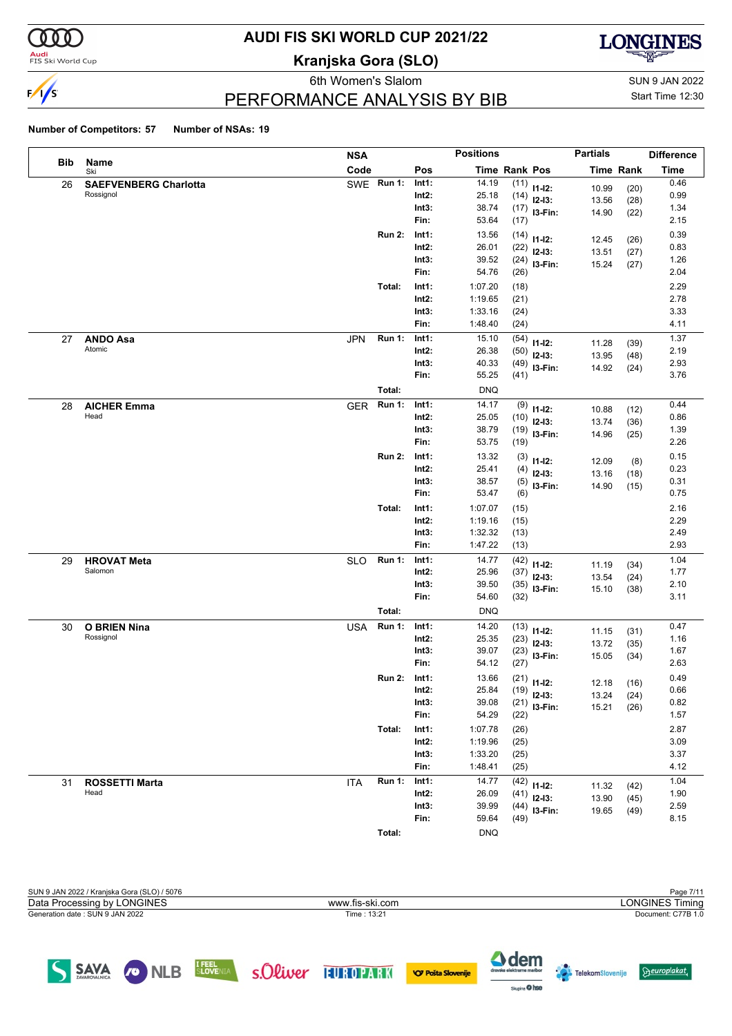# AUDI FIS SKI WORLD CUP 2021/22

## Kranjska Gora (SLO)

6th Women's Slalom

SUN 9 JAN 2022

Start Time 12:30

## PERFORMANCE ANALYSIS BY BIB

**Number of Competitors: 57** **Number of NSAs: 19**

| Bib | Name / Ski | NSA Code | | Pos | Time | Rank | Partials Pos | Partials Time | Partials Rank | Difference Time |
|---|---|---|---|---|---|---|---|---|---|---|
| 26 | **SAEFVENBERG Charlotta** (Rossignol) | SWE | Run 1: | Int1: | 14.19 | (11) | I1-I2: | 10.99 | (20) | 0.46 |
| | | | | Int2: | 25.18 | (14) | I2-I3: | 13.56 | (28) | 0.99 |
| | | | | Int3: | 38.74 | (17) | I3-Fin: | 14.90 | (22) | 1.34 |
| | | | | Fin: | 53.64 | (17) | | | | 2.15 |
| | | | Run 2: | Int1: | 13.56 | (14) | I1-I2: | 12.45 | (26) | 0.39 |
| | | | | Int2: | 26.01 | (22) | I2-I3: | 13.51 | (27) | 0.83 |
| | | | | Int3: | 39.52 | (24) | I3-Fin: | 15.24 | (27) | 1.26 |
| | | | | Fin: | 54.76 | (26) | | | | 2.04 |
| | | | Total: | Int1: | 1:07.20 | (18) | | | | 2.29 |
| | | | | Int2: | 1:19.65 | (21) | | | | 2.78 |
| | | | | Int3: | 1:33.16 | (24) | | | | 3.33 |
| | | | | Fin: | 1:48.40 | (24) | | | | 4.11 |
| 27 | **ANDO Asa** (Atomic) | JPN | Run 1: | Int1: | 15.10 | (54) | I1-I2: | 11.28 | (39) | 1.37 |
| | | | | Int2: | 26.38 | (50) | I2-I3: | 13.95 | (48) | 2.19 |
| | | | | Int3: | 40.33 | (49) | I3-Fin: | 14.92 | (24) | 2.93 |
| | | | | Fin: | 55.25 | (41) | | | | 3.76 |
| | | | Total: | | DNQ | | | | | |
| 28 | **AICHER Emma** (Head) | GER | Run 1: | Int1: | 14.17 | (9) | I1-I2: | 10.88 | (12) | 0.44 |
| | | | | Int2: | 25.05 | (10) | I2-I3: | 13.74 | (36) | 0.86 |
| | | | | Int3: | 38.79 | (19) | I3-Fin: | 14.96 | (25) | 1.39 |
| | | | | Fin: | 53.75 | (19) | | | | 2.26 |
| | | | Run 2: | Int1: | 13.32 | (3) | I1-I2: | 12.09 | (8) | 0.15 |
| | | | | Int2: | 25.41 | (4) | I2-I3: | 13.16 | (18) | 0.23 |
| | | | | Int3: | 38.57 | (5) | I3-Fin: | 14.90 | (15) | 0.31 |
| | | | | Fin: | 53.47 | (6) | | | | 0.75 |
| | | | Total: | Int1: | 1:07.07 | (15) | | | | 2.16 |
| | | | | Int2: | 1:19.16 | (15) | | | | 2.29 |
| | | | | Int3: | 1:32.32 | (13) | | | | 2.49 |
| | | | | Fin: | 1:47.22 | (13) | | | | 2.93 |
| 29 | **HROVAT Meta** (Salomon) | SLO | Run 1: | Int1: | 14.77 | (42) | I1-I2: | 11.19 | (34) | 1.04 |
| | | | | Int2: | 25.96 | (37) | I2-I3: | 13.54 | (24) | 1.77 |
| | | | | Int3: | 39.50 | (35) | I3-Fin: | 15.10 | (38) | 2.10 |
| | | | | Fin: | 54.60 | (32) | | | | 3.11 |
| | | | Total: | | DNQ | | | | | |
| 30 | **O BRIEN Nina** (Rossignol) | USA | Run 1: | Int1: | 14.20 | (13) | I1-I2: | 11.15 | (31) | 0.47 |
| | | | | Int2: | 25.35 | (23) | I2-I3: | 13.72 | (35) | 1.16 |
| | | | | Int3: | 39.07 | (23) | I3-Fin: | 15.05 | (34) | 1.67 |
| | | | | Fin: | 54.12 | (27) | | | | 2.63 |
| | | | Run 2: | Int1: | 13.66 | (21) | I1-I2: | 12.18 | (16) | 0.49 |
| | | | | Int2: | 25.84 | (19) | I2-I3: | 13.24 | (24) | 0.66 |
| | | | | Int3: | 39.08 | (21) | I3-Fin: | 15.21 | (26) | 0.82 |
| | | | | Fin: | 54.29 | (22) | | | | 1.57 |
| | | | Total: | Int1: | 1:07.78 | (26) | | | | 2.87 |
| | | | | Int2: | 1:19.96 | (25) | | | | 3.09 |
| | | | | Int3: | 1:33.20 | (25) | | | | 3.37 |
| | | | | Fin: | 1:48.41 | (25) | | | | 4.12 |
| 31 | **ROSSETTI Marta** (Head) | ITA | Run 1: | Int1: | 14.77 | (42) | I1-I2: | 11.32 | (42) | 1.04 |
| | | | | Int2: | 26.09 | (41) | I2-I3: | 13.90 | (45) | 1.90 |
| | | | | Int3: | 39.99 | (44) | I3-Fin: | 19.65 | (49) | 2.59 |
| | | | | Fin: | 59.64 | (49) | | | | 8.15 |
| | | | Total: | | DNQ | | | | | |

SUN 9 JAN 2022 / Kranjska Gora (SLO) / 5076

Data Processing by LONGINES — www.fis-ski.com — LONGINES Timing

Generation date : SUN 9 JAN 2022 — Time : 13:21 — Document: C77B 1.0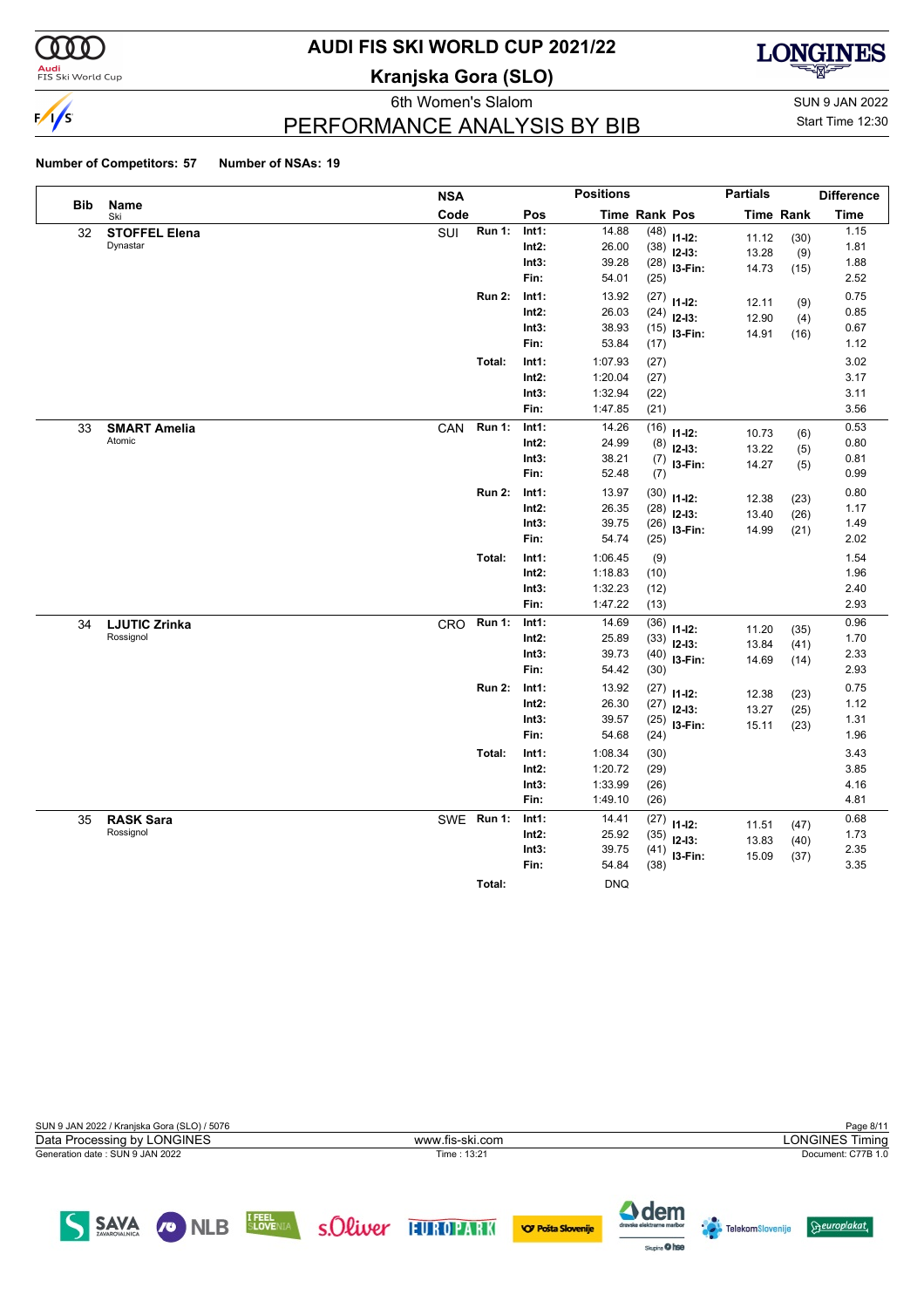# AUDI FIS SKI WORLD CUP 2021/22

## Kranjska Gora (SLO)

6th Women's Slalom

SUN 9 JAN 2022

Start Time 12:30

## PERFORMANCE ANALYSIS BY BIB

**Number of Competitors: 57** **Number of NSAs: 19**

| Bib | Name / Ski | NSA Code | | Pos | Positions Time | Rank | Pos | Partials Time | Rank | Difference Time |
|---|---|---|---|---|---|---|---|---|---|---|
| 32 | **STOFFEL Elena** Dynastar | SUI | Run 1: | Int1: | 14.88 | (48) | I1-I2: | 11.12 | (30) | 1.15 |
| | | | | Int2: | 26.00 | (38) | I2-I3: | 13.28 | (9) | 1.81 |
| | | | | Int3: | 39.28 | (28) | I3-Fin: | 14.73 | (15) | 1.88 |
| | | | | Fin: | 54.01 | (25) | | | | 2.52 |
| | | | Run 2: | Int1: | 13.92 | (27) | I1-I2: | 12.11 | (9) | 0.75 |
| | | | | Int2: | 26.03 | (24) | I2-I3: | 12.90 | (4) | 0.85 |
| | | | | Int3: | 38.93 | (15) | I3-Fin: | 14.91 | (16) | 0.67 |
| | | | | Fin: | 53.84 | (17) | | | | 1.12 |
| | | | Total: | Int1: | 1:07.93 | (27) | | | | 3.02 |
| | | | | Int2: | 1:20.04 | (27) | | | | 3.17 |
| | | | | Int3: | 1:32.94 | (22) | | | | 3.11 |
| | | | | Fin: | 1:47.85 | (21) | | | | 3.56 |
| 33 | **SMART Amelia** Atomic | CAN | Run 1: | Int1: | 14.26 | (16) | I1-I2: | 10.73 | (6) | 0.53 |
| | | | | Int2: | 24.99 | (8) | I2-I3: | 13.22 | (5) | 0.80 |
| | | | | Int3: | 38.21 | (7) | I3-Fin: | 14.27 | (5) | 0.81 |
| | | | | Fin: | 52.48 | (7) | | | | 0.99 |
| | | | Run 2: | Int1: | 13.97 | (30) | I1-I2: | 12.38 | (23) | 0.80 |
| | | | | Int2: | 26.35 | (28) | I2-I3: | 13.40 | (26) | 1.17 |
| | | | | Int3: | 39.75 | (26) | I3-Fin: | 14.99 | (21) | 1.49 |
| | | | | Fin: | 54.74 | (25) | | | | 2.02 |
| | | | Total: | Int1: | 1:06.45 | (9) | | | | 1.54 |
| | | | | Int2: | 1:18.83 | (10) | | | | 1.96 |
| | | | | Int3: | 1:32.23 | (12) | | | | 2.40 |
| | | | | Fin: | 1:47.22 | (13) | | | | 2.93 |
| 34 | **LJUTIC Zrinka** Rossignol | CRO | Run 1: | Int1: | 14.69 | (36) | I1-I2: | 11.20 | (35) | 0.96 |
| | | | | Int2: | 25.89 | (33) | I2-I3: | 13.84 | (41) | 1.70 |
| | | | | Int3: | 39.73 | (40) | I3-Fin: | 14.69 | (14) | 2.33 |
| | | | | Fin: | 54.42 | (30) | | | | 2.93 |
| | | | Run 2: | Int1: | 13.92 | (27) | I1-I2: | 12.38 | (23) | 0.75 |
| | | | | Int2: | 26.30 | (27) | I2-I3: | 13.27 | (25) | 1.12 |
| | | | | Int3: | 39.57 | (25) | I3-Fin: | 15.11 | (23) | 1.31 |
| | | | | Fin: | 54.68 | (24) | | | | 1.96 |
| | | | Total: | Int1: | 1:08.34 | (30) | | | | 3.43 |
| | | | | Int2: | 1:20.72 | (29) | | | | 3.85 |
| | | | | Int3: | 1:33.99 | (26) | | | | 4.16 |
| | | | | Fin: | 1:49.10 | (26) | | | | 4.81 |
| 35 | **RASK Sara** Rossignol | SWE | Run 1: | Int1: | 14.41 | (27) | I1-I2: | 11.51 | (47) | 0.68 |
| | | | | Int2: | 25.92 | (35) | I2-I3: | 13.83 | (40) | 1.73 |
| | | | | Int3: | 39.75 | (41) | I3-Fin: | 15.09 | (37) | 2.35 |
| | | | | Fin: | 54.84 | (38) | | | | 3.35 |
| | | | Total: | | DNQ | | | | | |

SUN 9 JAN 2022 / Kranjska Gora (SLO) / 5076

Data Processing by LONGINES | www.fis-ski.com | LONGINES Timing

Generation date : SUN 9 JAN 2022 | Time : 13:21 | Document: C77B 1.0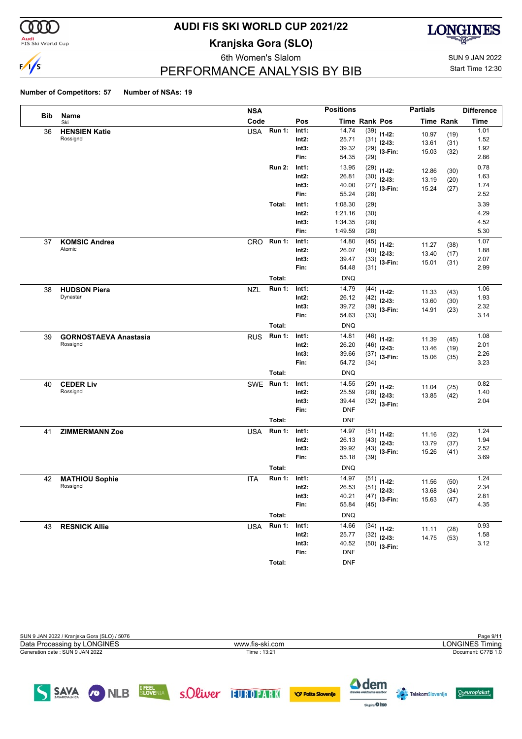# AUDI FIS SKI WORLD CUP 2021/22

## Kranjska Gora (SLO)

6th Women's Slalom

SUN 9 JAN 2022

Start Time 12:30

## PERFORMANCE ANALYSIS BY BIB

**Number of Competitors: 57** **Number of NSAs: 19**

| Bib | Name / Ski | NSA Code | | Pos | Time | Rank | Pos | Partials Time | Partials Rank | Difference Time |
|---|---|---|---|---|---|---|---|---|---|---|
| 36 | **HENSIEN Katie** | USA | Run 1: | Int1: | 14.74 | (39) | I1-I2: | 10.97 | (19) | 1.01 |
| | Rossignol | | | Int2: | 25.71 | (31) | I2-I3: | 13.61 | (31) | 1.52 |
| | | | | Int3: | 39.32 | (29) | I3-Fin: | 15.03 | (32) | 1.92 |
| | | | | Fin: | 54.35 | (29) | | | | 2.86 |
| | | | Run 2: | Int1: | 13.95 | (29) | I1-I2: | 12.86 | (30) | 0.78 |
| | | | | Int2: | 26.81 | (30) | I2-I3: | 13.19 | (20) | 1.63 |
| | | | | Int3: | 40.00 | (27) | I3-Fin: | 15.24 | (27) | 1.74 |
| | | | | Fin: | 55.24 | (28) | | | | 2.52 |
| | | | Total: | Int1: | 1:08.30 | (29) | | | | 3.39 |
| | | | | Int2: | 1:21.16 | (30) | | | | 4.29 |
| | | | | Int3: | 1:34.35 | (28) | | | | 4.52 |
| | | | | Fin: | 1:49.59 | (28) | | | | 5.30 |
| 37 | **KOMSIC Andrea** | CRO | Run 1: | Int1: | 14.80 | (45) | I1-I2: | 11.27 | (38) | 1.07 |
| | Atomic | | | Int2: | 26.07 | (40) | I2-I3: | 13.40 | (17) | 1.88 |
| | | | | Int3: | 39.47 | (33) | I3-Fin: | 15.01 | (31) | 2.07 |
| | | | | Fin: | 54.48 | (31) | | | | 2.99 |
| | | | Total: | | DNQ | | | | | |
| 38 | **HUDSON Piera** | NZL | Run 1: | Int1: | 14.79 | (44) | I1-I2: | 11.33 | (43) | 1.06 |
| | Dynastar | | | Int2: | 26.12 | (42) | I2-I3: | 13.60 | (30) | 1.93 |
| | | | | Int3: | 39.72 | (39) | I3-Fin: | 14.91 | (23) | 2.32 |
| | | | | Fin: | 54.63 | (33) | | | | 3.14 |
| | | | Total: | | DNQ | | | | | |
| 39 | **GORNOSTAEVA Anastasia** | RUS | Run 1: | Int1: | 14.81 | (46) | I1-I2: | 11.39 | (45) | 1.08 |
| | Rossignol | | | Int2: | 26.20 | (46) | I2-I3: | 13.46 | (19) | 2.01 |
| | | | | Int3: | 39.66 | (37) | I3-Fin: | 15.06 | (35) | 2.26 |
| | | | | Fin: | 54.72 | (34) | | | | 3.23 |
| | | | Total: | | DNQ | | | | | |
| 40 | **CEDER Liv** | SWE | Run 1: | Int1: | 14.55 | (29) | I1-I2: | 11.04 | (25) | 0.82 |
| | Rossignol | | | Int2: | 25.59 | (28) | I2-I3: | 13.85 | (42) | 1.40 |
| | | | | Int3: | 39.44 | (32) | I3-Fin: | | | 2.04 |
| | | | | Fin: | DNF | | | | | |
| | | | Total: | | DNF | | | | | |
| 41 | **ZIMMERMANN Zoe** | USA | Run 1: | Int1: | 14.97 | (51) | I1-I2: | 11.16 | (32) | 1.24 |
| | | | | Int2: | 26.13 | (43) | I2-I3: | 13.79 | (37) | 1.94 |
| | | | | Int3: | 39.92 | (43) | I3-Fin: | 15.26 | (41) | 2.52 |
| | | | | Fin: | 55.18 | (39) | | | | 3.69 |
| | | | Total: | | DNQ | | | | | |
| 42 | **MATHIOU Sophie** | ITA | Run 1: | Int1: | 14.97 | (51) | I1-I2: | 11.56 | (50) | 1.24 |
| | Rossignol | | | Int2: | 26.53 | (51) | I2-I3: | 13.68 | (34) | 2.34 |
| | | | | Int3: | 40.21 | (47) | I3-Fin: | 15.63 | (47) | 2.81 |
| | | | | Fin: | 55.84 | (45) | | | | 4.35 |
| | | | Total: | | DNQ | | | | | |
| 43 | **RESNICK Allie** | USA | Run 1: | Int1: | 14.66 | (34) | I1-I2: | 11.11 | (28) | 0.93 |
| | | | | Int2: | 25.77 | (32) | I2-I3: | 14.75 | (53) | 1.58 |
| | | | | Int3: | 40.52 | (50) | I3-Fin: | | | 3.12 |
| | | | | Fin: | DNF | | | | | |
| | | | Total: | | DNF | | | | | |

SUN 9 JAN 2022 / Kranjska Gora (SLO) / 5076

Data Processing by LONGINES — www.fis-ski.com — LONGINES Timing

Generation date : SUN 9 JAN 2022 — Time : 13:21 — Document: C77B 1.0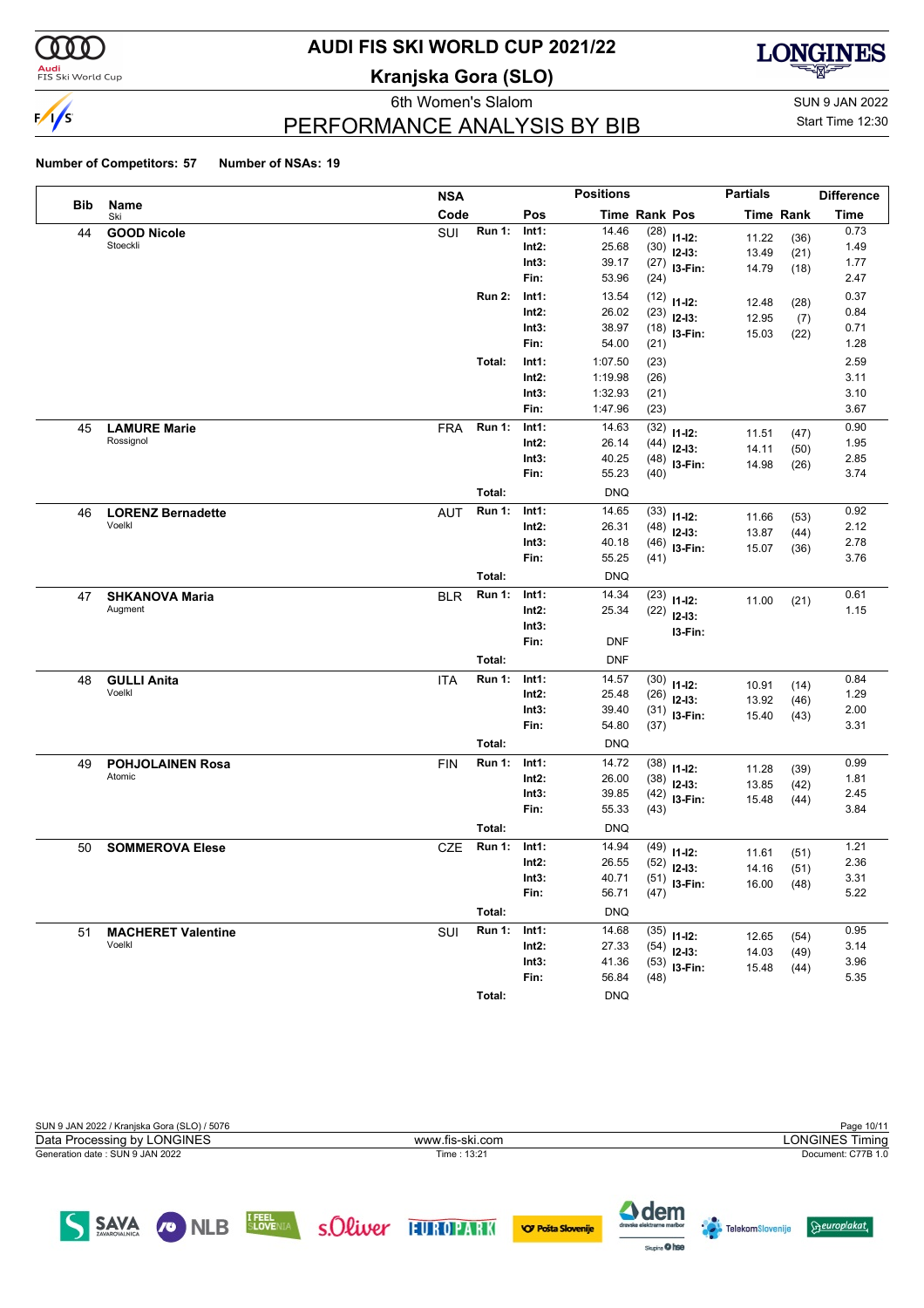# AUDI FIS SKI WORLD CUP 2021/22

## Kranjska Gora (SLO)

6th Women's Slalom

SUN 9 JAN 2022

Start Time 12:30

## PERFORMANCE ANALYSIS BY BIB

**Number of Competitors: 57** **Number of NSAs: 19**

| Bib | Name / Ski | NSA Code | Run | Pos | Time | Rank | Pos | Partials Time | Partials Rank | Difference Time |
|---|---|---|---|---|---|---|---|---|---|---|
| 44 | **GOOD Nicole** Stoeckli | SUI | Run 1: | Int1: | 14.46 | (28) | I1-I2: | 11.22 | (36) | 0.73 |
| | | | | Int2: | 25.68 | (30) | I2-I3: | 13.49 | (21) | 1.49 |
| | | | | Int3: | 39.17 | (27) | I3-Fin: | 14.79 | (18) | 1.77 |
| | | | | Fin: | 53.96 | (24) | | | | 2.47 |
| | | | Run 2: | Int1: | 13.54 | (12) | I1-I2: | 12.48 | (28) | 0.37 |
| | | | | Int2: | 26.02 | (23) | I2-I3: | 12.95 | (7) | 0.84 |
| | | | | Int3: | 38.97 | (18) | I3-Fin: | 15.03 | (22) | 0.71 |
| | | | | Fin: | 54.00 | (21) | | | | 1.28 |
| | | | Total: | Int1: | 1:07.50 | (23) | | | | 2.59 |
| | | | | Int2: | 1:19.98 | (26) | | | | 3.11 |
| | | | | Int3: | 1:32.93 | (21) | | | | 3.10 |
| | | | | Fin: | 1:47.96 | (23) | | | | 3.67 |
| 45 | **LAMURE Marie** Rossignol | FRA | Run 1: | Int1: | 14.63 | (32) | I1-I2: | 11.51 | (47) | 0.90 |
| | | | | Int2: | 26.14 | (44) | I2-I3: | 14.11 | (50) | 1.95 |
| | | | | Int3: | 40.25 | (48) | I3-Fin: | 14.98 | (26) | 2.85 |
| | | | | Fin: | 55.23 | (40) | | | | 3.74 |
| | | | Total: | | DNQ | | | | | |
| 46 | **LORENZ Bernadette** Voelkl | AUT | Run 1: | Int1: | 14.65 | (33) | I1-I2: | 11.66 | (53) | 0.92 |
| | | | | Int2: | 26.31 | (48) | I2-I3: | 13.87 | (44) | 2.12 |
| | | | | Int3: | 40.18 | (46) | I3-Fin: | 15.07 | (36) | 2.78 |
| | | | | Fin: | 55.25 | (41) | | | | 3.76 |
| | | | Total: | | DNQ | | | | | |
| 47 | **SHKANOVA Maria** Augment | BLR | Run 1: | Int1: | 14.34 | (23) | I1-I2: | 11.00 | (21) | 0.61 |
| | | | | Int2: | 25.34 | (22) | I2-I3: | | | 1.15 |
| | | | | Int3: | | | I3-Fin: | | | |
| | | | | Fin: | DNF | | | | | |
| | | | Total: | | DNF | | | | | |
| 48 | **GULLI Anita** Voelkl | ITA | Run 1: | Int1: | 14.57 | (30) | I1-I2: | 10.91 | (14) | 0.84 |
| | | | | Int2: | 25.48 | (26) | I2-I3: | 13.92 | (46) | 1.29 |
| | | | | Int3: | 39.40 | (31) | I3-Fin: | 15.40 | (43) | 2.00 |
| | | | | Fin: | 54.80 | (37) | | | | 3.31 |
| | | | Total: | | DNQ | | | | | |
| 49 | **POHJOLAINEN Rosa** Atomic | FIN | Run 1: | Int1: | 14.72 | (38) | I1-I2: | 11.28 | (39) | 0.99 |
| | | | | Int2: | 26.00 | (38) | I2-I3: | 13.85 | (42) | 1.81 |
| | | | | Int3: | 39.85 | (42) | I3-Fin: | 15.48 | (44) | 2.45 |
| | | | | Fin: | 55.33 | (43) | | | | 3.84 |
| | | | Total: | | DNQ | | | | | |
| 50 | **SOMMEROVA Elese** | CZE | Run 1: | Int1: | 14.94 | (49) | I1-I2: | 11.61 | (51) | 1.21 |
| | | | | Int2: | 26.55 | (52) | I2-I3: | 14.16 | (51) | 2.36 |
| | | | | Int3: | 40.71 | (51) | I3-Fin: | 16.00 | (48) | 3.31 |
| | | | | Fin: | 56.71 | (47) | | | | 5.22 |
| | | | Total: | | DNQ | | | | | |
| 51 | **MACHERET Valentine** Voelkl | SUI | Run 1: | Int1: | 14.68 | (35) | I1-I2: | 12.65 | (54) | 0.95 |
| | | | | Int2: | 27.33 | (54) | I2-I3: | 14.03 | (49) | 3.14 |
| | | | | Int3: | 41.36 | (53) | I3-Fin: | 15.48 | (44) | 3.96 |
| | | | | Fin: | 56.84 | (48) | | | | 5.35 |
| | | | Total: | | DNQ | | | | | |

SUN 9 JAN 2022 / Kranjska Gora (SLO) / 5076

Data Processing by LONGINES — www.fis-ski.com — LONGINES Timing

Generation date : SUN 9 JAN 2022 — Time : 13:21 — Document: C77B 1.0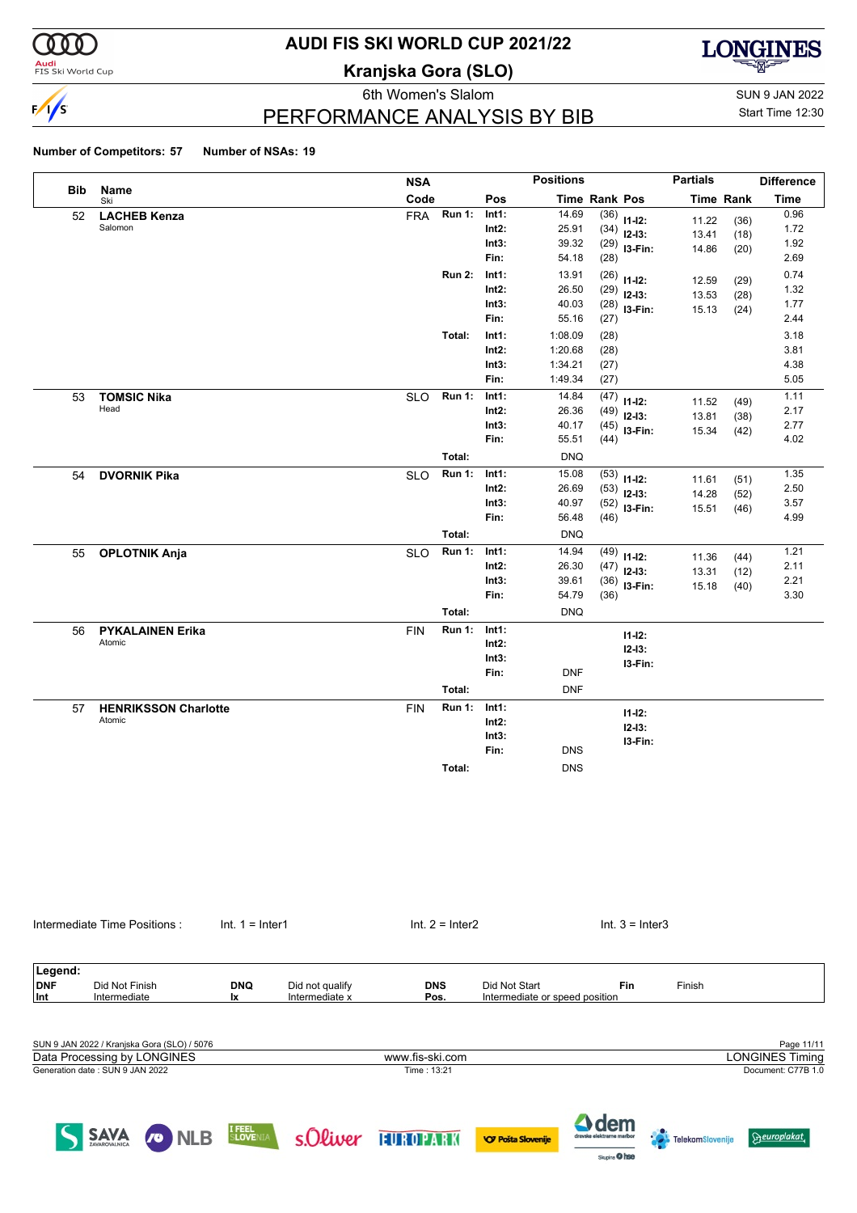# AUDI FIS SKI WORLD CUP 2021/22

## Kranjska Gora (SLO)

6th Women's Slalom

SUN 9 JAN 2022

Start Time 12:30

## PERFORMANCE ANALYSIS BY BIB

**Number of Competitors: 57** **Number of NSAs: 19**

| Bib | Name / Ski | NSA Code | | Pos | Time | Rank | Pos | Partials Time | Rank | Difference Time |
|---|---|---|---|---|---|---|---|---|---|---|
| 52 | **LACHEB Kenza** | FRA | **Run 1:** | **Int1:** | 14.69 | (36) | **I1-I2:** | 11.22 | (36) | 0.96 |
| | Salomon | | | **Int2:** | 25.91 | (34) | **I2-I3:** | 13.41 | (18) | 1.72 |
| | | | | **Int3:** | 39.32 | (29) | **I3-Fin:** | 14.86 | (20) | 1.92 |
| | | | | **Fin:** | 54.18 | (28) | | | | 2.69 |
| | | | **Run 2:** | **Int1:** | 13.91 | (26) | **I1-I2:** | 12.59 | (29) | 0.74 |
| | | | | **Int2:** | 26.50 | (29) | **I2-I3:** | 13.53 | (28) | 1.32 |
| | | | | **Int3:** | 40.03 | (28) | **I3-Fin:** | 15.13 | (24) | 1.77 |
| | | | | **Fin:** | 55.16 | (27) | | | | 2.44 |
| | | | **Total:** | **Int1:** | 1:08.09 | (28) | | | | 3.18 |
| | | | | **Int2:** | 1:20.68 | (28) | | | | 3.81 |
| | | | | **Int3:** | 1:34.21 | (27) | | | | 4.38 |
| | | | | **Fin:** | 1:49.34 | (27) | | | | 5.05 |
| 53 | **TOMSIC Nika** | SLO | **Run 1:** | **Int1:** | 14.84 | (47) | **I1-I2:** | 11.52 | (49) | 1.11 |
| | Head | | | **Int2:** | 26.36 | (49) | **I2-I3:** | 13.81 | (38) | 2.17 |
| | | | | **Int3:** | 40.17 | (45) | **I3-Fin:** | 15.34 | (42) | 2.77 |
| | | | | **Fin:** | 55.51 | (44) | | | | 4.02 |
| | | | **Total:** | | DNQ | | | | | |
| 54 | **DVORNIK Pika** | SLO | **Run 1:** | **Int1:** | 15.08 | (53) | **I1-I2:** | 11.61 | (51) | 1.35 |
| | | | | **Int2:** | 26.69 | (53) | **I2-I3:** | 14.28 | (52) | 2.50 |
| | | | | **Int3:** | 40.97 | (52) | **I3-Fin:** | 15.51 | (46) | 3.57 |
| | | | | **Fin:** | 56.48 | (46) | | | | 4.99 |
| | | | **Total:** | | DNQ | | | | | |
| 55 | **OPLOTNIK Anja** | SLO | **Run 1:** | **Int1:** | 14.94 | (49) | **I1-I2:** | 11.36 | (44) | 1.21 |
| | | | | **Int2:** | 26.30 | (47) | **I2-I3:** | 13.31 | (12) | 2.11 |
| | | | | **Int3:** | 39.61 | (36) | **I3-Fin:** | 15.18 | (40) | 2.21 |
| | | | | **Fin:** | 54.79 | (36) | | | | 3.30 |
| | | | **Total:** | | DNQ | | | | | |
| 56 | **PYKALAINEN Erika** | FIN | **Run 1:** | **Int1:** | | | **I1-I2:** | | | |
| | Atomic | | | **Int2:** | | | **I2-I3:** | | | |
| | | | | **Int3:** | | | **I3-Fin:** | | | |
| | | | | **Fin:** | DNF | | | | | |
| | | | **Total:** | | DNF | | | | | |
| 57 | **HENRIKSSON Charlotte** | FIN | **Run 1:** | **Int1:** | | | **I1-I2:** | | | |
| | Atomic | | | **Int2:** | | | **I2-I3:** | | | |
| | | | | **Int3:** | | | **I3-Fin:** | | | |
| | | | | **Fin:** | DNS | | | | | |
| | | | **Total:** | | DNS | | | | | |

Intermediate Time Positions : Int. 1 = Inter1 Int. 2 = Inter2 Int. 3 = Inter3

**Legend:**

| | | | | | | | |
|---|---|---|---|---|---|---|---|
| **DNF** | Did Not Finish | **DNQ** | Did not qualify | **DNS** | Did Not Start | **Fin** | Finish |
| **Int** | Intermediate | **Ix** | Intermediate x | **Pos.** | Intermediate or speed position | | |

SUN 9 JAN 2022 / Kranjska Gora (SLO) / 5076

Data Processing by LONGINES www.fis-ski.com LONGINES Timing

Generation date : SUN 9 JAN 2022 Time : 13:21 Document: C77B 1.0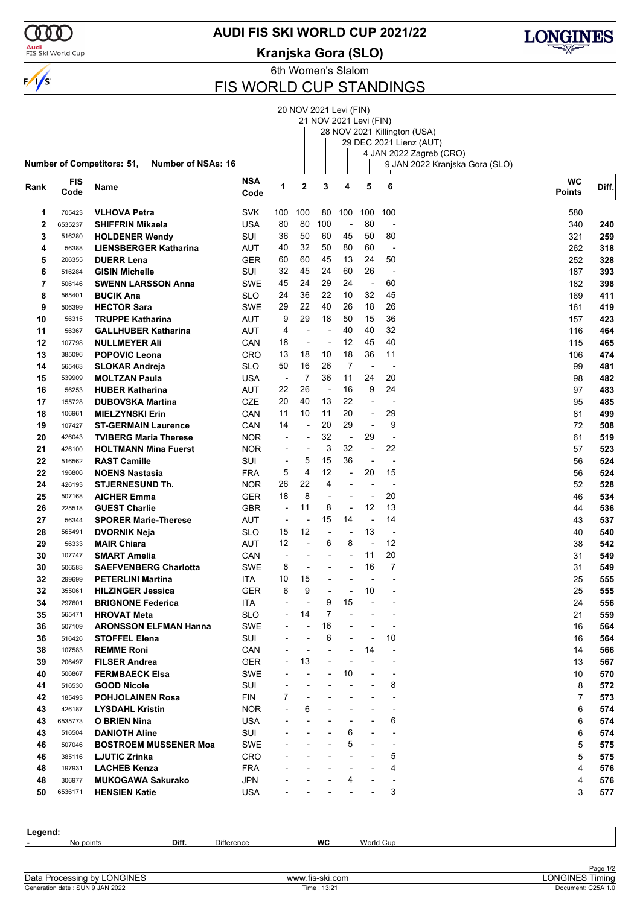# AUDI FIS SKI WORLD CUP 2021/22

**Kranjska Gora (SLO)**

6th Women's Slalom

## FIS WORLD CUP STANDINGS

1. 20 NOV 2021 Levi (FIN)
2. 21 NOV 2021 Levi (FIN)
3. 28 NOV 2021 Killington (USA)
4. 29 DEC 2021 Lienz (AUT)
5. 4 JAN 2022 Zagreb (CRO)
6. 9 JAN 2022 Kranjska Gora (SLO)

**Number of Competitors: 51, Number of NSAs: 16**

| Rank | FIS Code | Name | NSA Code | 1 | 2 | 3 | 4 | 5 | 6 | WC Points | Diff. |
|---|---|---|---|---|---|---|---|---|---|---|---|
| 1 | 705423 | VLHOVA Petra | SVK | 100 | 100 | 80 | 100 | 100 | 100 | 580 | |
| 2 | 6535237 | SHIFFRIN Mikaela | USA | 80 | 80 | 100 | - | 80 | - | 340 | 240 |
| 3 | 516280 | HOLDENER Wendy | SUI | 36 | 50 | 60 | 45 | 50 | 80 | 321 | 259 |
| 4 | 56388 | LIENSBERGER Katharina | AUT | 40 | 32 | 50 | 80 | 60 | - | 262 | 318 |
| 5 | 206355 | DUERR Lena | GER | 60 | 60 | 45 | 13 | 24 | 50 | 252 | 328 |
| 6 | 516284 | GISIN Michelle | SUI | 32 | 45 | 24 | 60 | 26 | - | 187 | 393 |
| 7 | 506146 | SWENN LARSSON Anna | SWE | 45 | 24 | 29 | 24 | - | 60 | 182 | 398 |
| 8 | 565401 | BUCIK Ana | SLO | 24 | 36 | 22 | 10 | 32 | 45 | 169 | 411 |
| 9 | 506399 | HECTOR Sara | SWE | 29 | 22 | 40 | 26 | 18 | 26 | 161 | 419 |
| 10 | 56315 | TRUPPE Katharina | AUT | 9 | 29 | 18 | 50 | 15 | 36 | 157 | 423 |
| 11 | 56367 | GALLHUBER Katharina | AUT | 4 | - | - | 40 | 40 | 32 | 116 | 464 |
| 12 | 107798 | NULLMEYER Ali | CAN | 18 | - | - | 12 | 45 | 40 | 115 | 465 |
| 13 | 385096 | POPOVIC Leona | CRO | 13 | 18 | 10 | 18 | 36 | 11 | 106 | 474 |
| 14 | 565463 | SLOKAR Andreja | SLO | 50 | 16 | 26 | 7 | - | - | 99 | 481 |
| 15 | 539909 | MOLTZAN Paula | USA | - | 7 | 36 | 11 | 24 | 20 | 98 | 482 |
| 16 | 56253 | HUBER Katharina | AUT | 22 | 26 | - | 16 | 9 | 24 | 97 | 483 |
| 17 | 155728 | DUBOVSKA Martina | CZE | 20 | 40 | 13 | 22 | - | - | 95 | 485 |
| 18 | 106961 | MIELZYNSKI Erin | CAN | 11 | 10 | 11 | 20 | - | 29 | 81 | 499 |
| 19 | 107427 | ST-GERMAIN Laurence | CAN | 14 | - | 20 | 29 | - | 9 | 72 | 508 |
| 20 | 426043 | TVIBERG Maria Therese | NOR | - | - | 32 | - | 29 | - | 61 | 519 |
| 21 | 426100 | HOLTMANN Mina Fuerst | NOR | - | - | 3 | 32 | - | 22 | 57 | 523 |
| 22 | 516562 | RAST Camille | SUI | - | 5 | 15 | 36 | - | - | 56 | 524 |
| 22 | 196806 | NOENS Nastasia | FRA | 5 | 4 | 12 | - | 20 | 15 | 56 | 524 |
| 24 | 426193 | STJERNESUND Th. | NOR | 26 | 22 | 4 | - | - | - | 52 | 528 |
| 25 | 507168 | AICHER Emma | GER | 18 | 8 | - | - | - | 20 | 46 | 534 |
| 26 | 225518 | GUEST Charlie | GBR | - | 11 | 8 | - | 12 | 13 | 44 | 536 |
| 27 | 56344 | SPORER Marie-Therese | AUT | - | - | 15 | 14 | - | 14 | 43 | 537 |
| 28 | 565491 | DVORNIK Neja | SLO | 15 | 12 | - | - | 13 | - | 40 | 540 |
| 29 | 56333 | MAIR Chiara | AUT | 12 | - | 6 | 8 | - | 12 | 38 | 542 |
| 30 | 107747 | SMART Amelia | CAN | - | - | - | - | 11 | 20 | 31 | 549 |
| 30 | 506583 | SAEFVENBERG Charlotta | SWE | 8 | - | - | - | 16 | 7 | 31 | 549 |
| 32 | 299699 | PETERLINI Martina | ITA | 10 | 15 | - | - | - | - | 25 | 555 |
| 32 | 355061 | HILZINGER Jessica | GER | 6 | 9 | - | - | 10 | - | 25 | 555 |
| 34 | 297601 | BRIGNONE Federica | ITA | - | - | 9 | 15 | - | - | 24 | 556 |
| 35 | 565471 | HROVAT Meta | SLO | - | 14 | 7 | - | - | - | 21 | 559 |
| 36 | 507109 | ARONSSON ELFMAN Hanna | SWE | - | - | 16 | - | - | - | 16 | 564 |
| 36 | 516426 | STOFFEL Elena | SUI | - | - | 6 | - | - | 10 | 16 | 564 |
| 38 | 107583 | REMME Roni | CAN | - | - | - | - | 14 | - | 14 | 566 |
| 39 | 206497 | FILSER Andrea | GER | - | 13 | - | - | - | - | 13 | 567 |
| 40 | 506867 | FERMBAECK Elsa | SWE | - | - | - | 10 | - | - | 10 | 570 |
| 41 | 516530 | GOOD Nicole | SUI | - | - | - | - | - | 8 | 8 | 572 |
| 42 | 185493 | POHJOLAINEN Rosa | FIN | 7 | - | - | - | - | - | 7 | 573 |
| 43 | 426187 | LYSDAHL Kristin | NOR | - | 6 | - | - | - | - | 6 | 574 |
| 43 | 6535773 | O BRIEN Nina | USA | - | - | - | - | - | 6 | 6 | 574 |
| 43 | 516504 | DANIOTH Aline | SUI | - | - | - | 6 | - | - | 6 | 574 |
| 46 | 507046 | BOSTROEM MUSSENER Moa | SWE | - | - | - | 5 | - | - | 5 | 575 |
| 46 | 385116 | LJUTIC Zrinka | CRO | - | - | - | - | - | 5 | 5 | 575 |
| 48 | 197931 | LACHEB Kenza | FRA | - | - | - | - | - | 4 | 4 | 576 |
| 48 | 306977 | MUKOGAWA Sakurako | JPN | - | - | - | 4 | - | - | 4 | 576 |
| 50 | 6536171 | HENSIEN Katie | USA | - | - | - | - | - | 3 | 3 | 577 |

**Legend:**
- No points | **Diff.** Difference | **WC** World Cup

Data Processing by LONGINES | www.fis-ski.com | LONGINES Timing
Generation date : SUN 9 JAN 2022 | Time : 13:21 | Document: C25A 1.0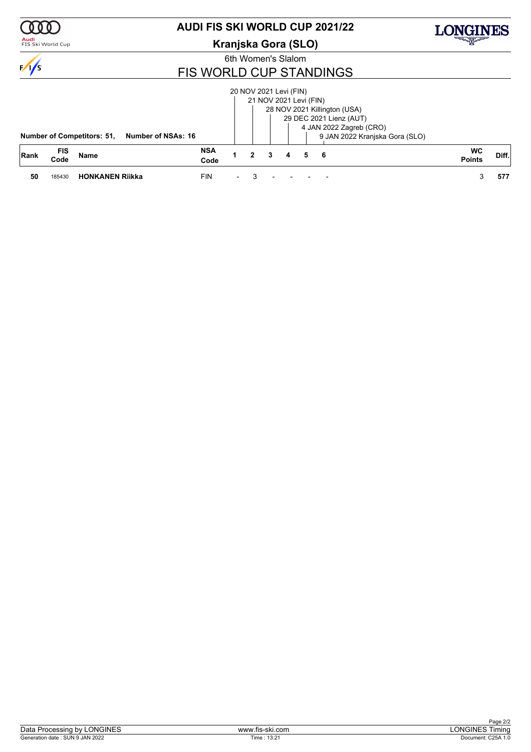# AUDI FIS SKI WORLD CUP 2021/22

## Kranjska Gora (SLO)

6th Women's Slalom

## FIS WORLD CUP STANDINGS

1. 20 NOV 2021 Levi (FIN)
2. 21 NOV 2021 Levi (FIN)
3. 28 NOV 2021 Killington (USA)
4. 29 DEC 2021 Lienz (AUT)
5. 4 JAN 2022 Zagreb (CRO)
6. 9 JAN 2022 Kranjska Gora (SLO)

**Number of Competitors: 51, Number of NSAs: 16**

| Rank | FIS Code | Name | NSA Code | 1 | 2 | 3 | 4 | 5 | 6 | WC Points | Diff. |
|---|---|---|---|---|---|---|---|---|---|---|---|
| 50 | 185430 | **HONKANEN Riikka** | FIN | - | 3 | - | - | - | - | 3 | 577 |

Data Processing by LONGINES | www.fis-ski.com | LONGINES Timing

Generation date : SUN 9 JAN 2022 | Time : 13:21 | Document: C25A 1.0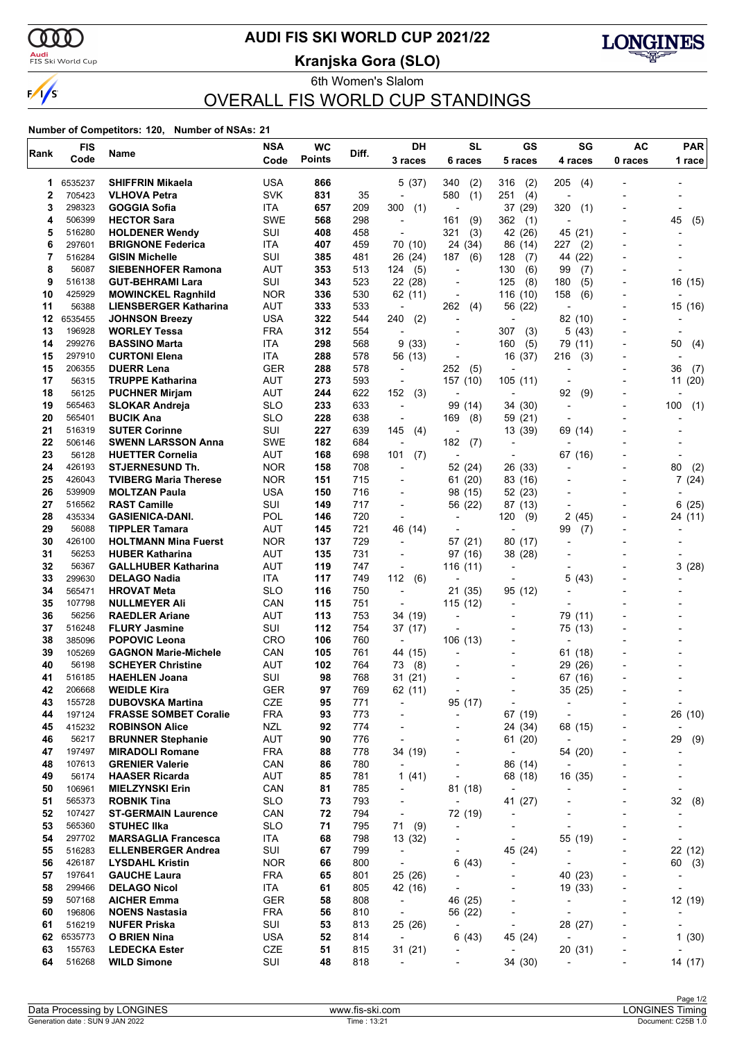# AUDI FIS SKI WORLD CUP 2021/22

**Kranjska Gora (SLO)**

6th Women's Slalom

## OVERALL FIS WORLD CUP STANDINGS

**Number of Competitors: 120, Number of NSAs: 21**

| Rank | FIS Code | Name | NSA Code | WC Points | Diff. | DH 3 races | SL 6 races | GS 5 races | SG 4 races | AC 0 races | PAR 1 race |
|---|---|---|---|---|---|---|---|---|---|---|---|
| 1 | 6535237 | **SHIFFRIN Mikaela** | USA | **866** | | 5 (37) | 340 (2) | 316 (2) | 205 (4) | - | - |
| 2 | 705423 | **VLHOVA Petra** | SVK | **831** | 35 | - | 580 (1) | 251 (4) | - | - | - |
| 3 | 298323 | **GOGGIA Sofia** | ITA | **657** | 209 | 300 (1) | - | 37 (29) | 320 (1) | - | - |
| 4 | 506399 | **HECTOR Sara** | SWE | **568** | 298 | - | 161 (9) | 362 (1) | - | - | 45 (5) |
| 5 | 516280 | **HOLDENER Wendy** | SUI | **408** | 458 | - | 321 (3) | 42 (26) | 45 (21) | - | - |
| 6 | 297601 | **BRIGNONE Federica** | ITA | **407** | 459 | 70 (10) | 24 (34) | 86 (14) | 227 (2) | - | - |
| 7 | 516284 | **GISIN Michelle** | SUI | **385** | 481 | 26 (24) | 187 (6) | 128 (7) | 44 (22) | - | - |
| 8 | 56087 | **SIEBENHOFER Ramona** | AUT | **353** | 513 | 124 (5) | - | 130 (6) | 99 (7) | - | - |
| 9 | 516138 | **GUT-BEHRAMI Lara** | SUI | **343** | 523 | 22 (28) | - | 125 (8) | 180 (5) | - | 16 (15) |
| 10 | 425929 | **MOWINCKEL Ragnhild** | NOR | **336** | 530 | 62 (11) | - | 116 (10) | 158 (6) | - | - |
| 11 | 56388 | **LIENSBERGER Katharina** | AUT | **333** | 533 | - | 262 (4) | 56 (22) | - | - | 15 (16) |
| 12 | 6535455 | **JOHNSON Breezy** | USA | **322** | 544 | 240 (2) | - | - | 82 (10) | - | - |
| 13 | 196928 | **WORLEY Tessa** | FRA | **312** | 554 | - | - | 307 (3) | 5 (43) | - | - |
| 14 | 299276 | **BASSINO Marta** | ITA | **298** | 568 | 9 (33) | - | 160 (5) | 79 (11) | - | 50 (4) |
| 15 | 297910 | **CURTONI Elena** | ITA | **288** | 578 | 56 (13) | - | 16 (37) | 216 (3) | - | - |
| 15 | 206355 | **DUERR Lena** | GER | **288** | 578 | - | 252 (5) | - | - | - | 36 (7) |
| 17 | 56315 | **TRUPPE Katharina** | AUT | **273** | 593 | - | 157 (10) | 105 (11) | - | - | 11 (20) |
| 18 | 56125 | **PUCHNER Mirjam** | AUT | **244** | 622 | 152 (3) | - | - | 92 (9) | - | - |
| 19 | 565463 | **SLOKAR Andreja** | SLO | **233** | 633 | - | 99 (14) | 34 (30) | - | - | 100 (1) |
| 20 | 565401 | **BUCIK Ana** | SLO | **228** | 638 | - | 169 (8) | 59 (21) | - | - | - |
| 21 | 516319 | **SUTER Corinne** | SUI | **227** | 639 | 145 (4) | - | 13 (39) | 69 (14) | - | - |
| 22 | 506146 | **SWENN LARSSON Anna** | SWE | **182** | 684 | - | 182 (7) | - | - | - | - |
| 23 | 56128 | **HUETTER Cornelia** | AUT | **168** | 698 | 101 (7) | - | - | 67 (16) | - | - |
| 24 | 426193 | **STJERNESUND Th.** | NOR | **158** | 708 | - | 52 (24) | 26 (33) | - | - | 80 (2) |
| 25 | 426043 | **TVIBERG Maria Therese** | NOR | **151** | 715 | - | 61 (20) | 83 (16) | - | - | 7 (24) |
| 26 | 539909 | **MOLTZAN Paula** | USA | **150** | 716 | - | 98 (15) | 52 (23) | - | - | - |
| 27 | 516562 | **RAST Camille** | SUI | **149** | 717 | - | 56 (22) | 87 (13) | - | - | 6 (25) |
| 28 | 435334 | **GASIENICA-DANI.** | POL | **146** | 720 | - | - | 120 (9) | 2 (45) | - | 24 (11) |
| 29 | 56088 | **TIPPLER Tamara** | AUT | **145** | 721 | 46 (14) | - | - | 99 (7) | - | - |
| 30 | 426100 | **HOLTMANN Mina Fuerst** | NOR | **137** | 729 | - | 57 (21) | 80 (17) | - | - | - |
| 31 | 56253 | **HUBER Katharina** | AUT | **135** | 731 | - | 97 (16) | 38 (28) | - | - | - |
| 32 | 56367 | **GALLHUBER Katharina** | AUT | **119** | 747 | - | 116 (11) | - | - | - | 3 (28) |
| 33 | 299630 | **DELAGO Nadia** | ITA | **117** | 749 | 112 (6) | - | - | 5 (43) | - | - |
| 34 | 565471 | **HROVAT Meta** | SLO | **116** | 750 | - | 21 (35) | 95 (12) | - | - | - |
| 35 | 107798 | **NULLMEYER Ali** | CAN | **115** | 751 | - | 115 (12) | - | - | - | - |
| 36 | 56256 | **RAEDLER Ariane** | AUT | **113** | 753 | 34 (19) | - | - | 79 (11) | - | - |
| 37 | 516248 | **FLURY Jasmine** | SUI | **112** | 754 | 37 (17) | - | - | 75 (13) | - | - |
| 38 | 385096 | **POPOVIC Leona** | CRO | **106** | 760 | - | 106 (13) | - | - | - | - |
| 39 | 105269 | **GAGNON Marie-Michele** | CAN | **105** | 761 | 44 (15) | - | - | 61 (18) | - | - |
| 40 | 56198 | **SCHEYER Christine** | AUT | **102** | 764 | 73 (8) | - | - | 29 (26) | - | - |
| 41 | 516185 | **HAEHLEN Joana** | SUI | **98** | 768 | 31 (21) | - | - | 67 (16) | - | - |
| 42 | 206668 | **WEIDLE Kira** | GER | **97** | 769 | 62 (11) | - | - | 35 (25) | - | - |
| 43 | 155728 | **DUBOVSKA Martina** | CZE | **95** | 771 | - | 95 (17) | - | - | - | - |
| 44 | 197124 | **FRASSE SOMBET Coralie** | FRA | **93** | 773 | - | - | 67 (19) | - | - | 26 (10) |
| 45 | 415232 | **ROBINSON Alice** | NZL | **92** | 774 | - | - | 24 (34) | 68 (15) | - | - |
| 46 | 56217 | **BRUNNER Stephanie** | AUT | **90** | 776 | - | - | 61 (20) | - | - | 29 (9) |
| 47 | 197497 | **MIRADOLI Romane** | FRA | **88** | 778 | 34 (19) | - | - | 54 (20) | - | - |
| 48 | 107613 | **GRENIER Valerie** | CAN | **86** | 780 | - | - | 86 (14) | - | - | - |
| 49 | 56174 | **HAASER Ricarda** | AUT | **85** | 781 | 1 (41) | - | 68 (18) | 16 (35) | - | - |
| 50 | 106961 | **MIELZYNSKI Erin** | CAN | **81** | 785 | - | 81 (18) | - | - | - | - |
| 51 | 565373 | **ROBNIK Tina** | SLO | **73** | 793 | - | - | 41 (27) | - | - | 32 (8) |
| 52 | 107427 | **ST-GERMAIN Laurence** | CAN | **72** | 794 | - | 72 (19) | - | - | - | - |
| 53 | 565360 | **STUHEC Ilka** | SLO | **71** | 795 | 71 (9) | - | - | - | - | - |
| 54 | 297702 | **MARSAGLIA Francesca** | ITA | **68** | 798 | 13 (32) | - | - | 55 (19) | - | - |
| 55 | 516283 | **ELLENBERGER Andrea** | SUI | **67** | 799 | - | - | 45 (24) | - | - | 22 (12) |
| 56 | 426187 | **LYSDAHL Kristin** | NOR | **66** | 800 | - | 6 (43) | - | - | - | 60 (3) |
| 57 | 197641 | **GAUCHE Laura** | FRA | **65** | 801 | 25 (26) | - | - | 40 (23) | - | - |
| 58 | 299466 | **DELAGO Nicol** | ITA | **61** | 805 | 42 (16) | - | - | 19 (33) | - | - |
| 59 | 507168 | **AICHER Emma** | GER | **58** | 808 | - | 46 (25) | - | - | - | 12 (19) |
| 60 | 196806 | **NOENS Nastasia** | FRA | **56** | 810 | - | 56 (22) | - | - | - | - |
| 61 | 516219 | **NUFER Priska** | SUI | **53** | 813 | 25 (26) | - | - | 28 (27) | - | - |
| 62 | 6535773 | **O BRIEN Nina** | USA | **52** | 814 | - | 6 (43) | 45 (24) | - | - | 1 (30) |
| 63 | 155763 | **LEDECKA Ester** | CZE | **51** | 815 | 31 (21) | - | - | 20 (31) | - | - |
| 64 | 516268 | **WILD Simone** | SUI | **48** | 818 | - | - | 34 (30) | - | - | 14 (17) |

Data Processing by LONGINES | www.fis-ski.com | LONGINES Timing

Generation date : SUN 9 JAN 2022 | Time : 13:21 | Document: C25B 1.0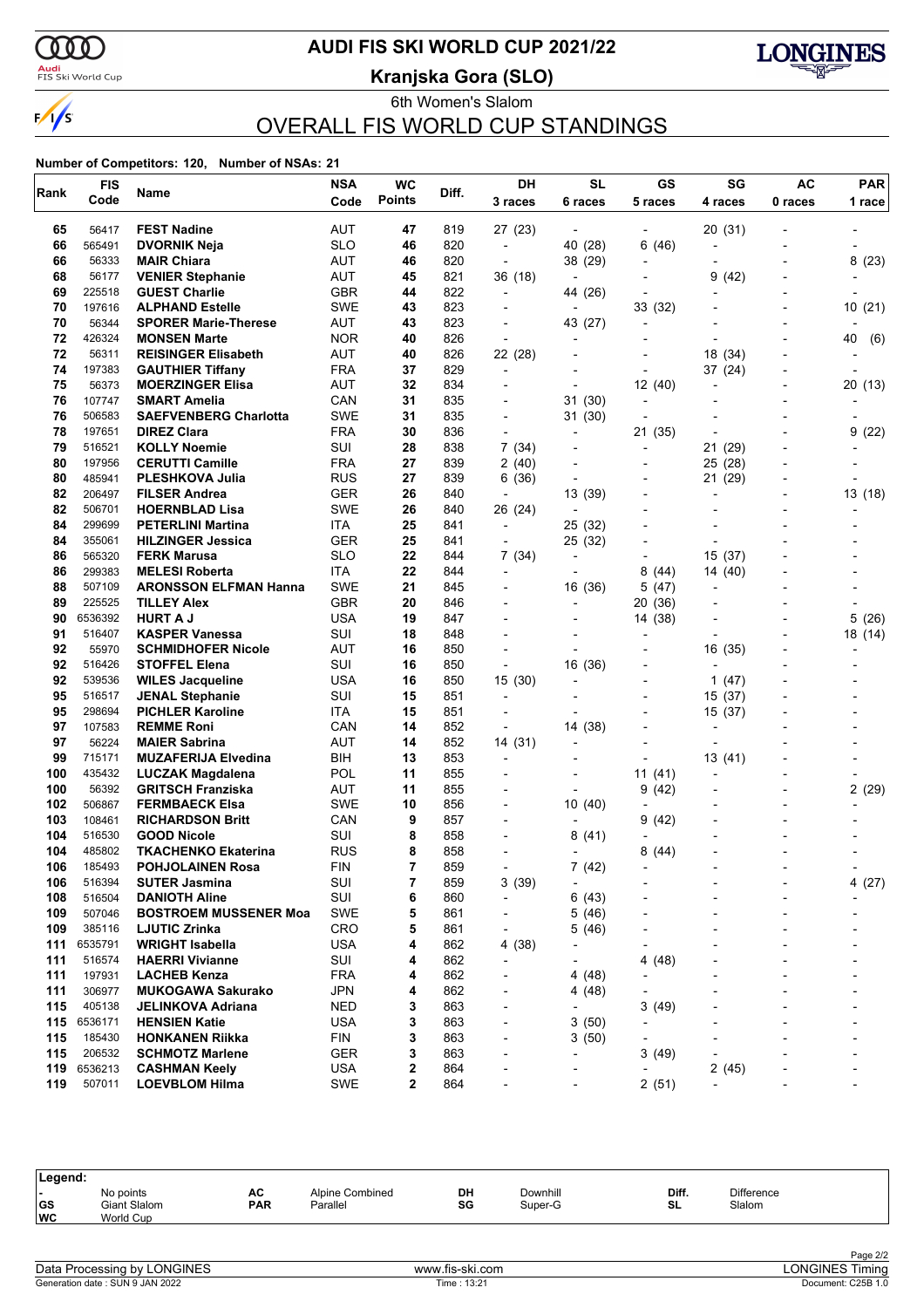# AUDI FIS SKI WORLD CUP 2021/22

**Kranjska Gora (SLO)**

6th Women's Slalom

## OVERALL FIS WORLD CUP STANDINGS

**Number of Competitors: 120, Number of NSAs: 21**

| Rank | FIS Code | Name | NSA Code | WC Points | Diff. | DH 3 races | SL 6 races | GS 5 races | SG 4 races | AC 0 races | PAR 1 race |
|---|---|---|---|---|---|---|---|---|---|---|---|
| 65 | 56417 | **FEST Nadine** | AUT | **47** | 819 | 27 (23) | - | - | 20 (31) | - | - |
| 66 | 565491 | **DVORNIK Neja** | SLO | **46** | 820 | - | 40 (28) | 6 (46) | - | - | - |
| 66 | 56333 | **MAIR Chiara** | AUT | **46** | 820 | - | 38 (29) | - | - | - | 8 (23) |
| 68 | 56177 | **VENIER Stephanie** | AUT | **45** | 821 | 36 (18) | - | - | 9 (42) | - | - |
| 69 | 225518 | **GUEST Charlie** | GBR | **44** | 822 | - | 44 (26) | - | - | - | - |
| 70 | 197616 | **ALPHAND Estelle** | SWE | **43** | 823 | - | - | 33 (32) | - | - | 10 (21) |
| 70 | 56344 | **SPORER Marie-Therese** | AUT | **43** | 823 | - | 43 (27) | - | - | - | - |
| 72 | 426324 | **MONSEN Marte** | NOR | **40** | 826 | - | - | - | - | - | 40 (6) |
| 72 | 56311 | **REISINGER Elisabeth** | AUT | **40** | 826 | 22 (28) | - | - | 18 (34) | - | - |
| 74 | 197383 | **GAUTHIER Tiffany** | FRA | **37** | 829 | - | - | - | 37 (24) | - | - |
| 75 | 56373 | **MOERZINGER Elisa** | AUT | **32** | 834 | - | - | 12 (40) | - | - | 20 (13) |
| 76 | 107747 | **SMART Amelia** | CAN | **31** | 835 | - | 31 (30) | - | - | - | - |
| 76 | 506583 | **SAEFVENBERG Charlotta** | SWE | **31** | 835 | - | 31 (30) | - | - | - | - |
| 78 | 197651 | **DIREZ Clara** | FRA | **30** | 836 | - | - | 21 (35) | - | - | 9 (22) |
| 79 | 516521 | **KOLLY Noemie** | SUI | **28** | 838 | 7 (34) | - | - | 21 (29) | - | - |
| 80 | 197956 | **CERUTTI Camille** | FRA | **27** | 839 | 2 (40) | - | - | 25 (28) | - | - |
| 80 | 485941 | **PLESHKOVA Julia** | RUS | **27** | 839 | 6 (36) | - | - | 21 (29) | - | - |
| 82 | 206497 | **FILSER Andrea** | GER | **26** | 840 | - | 13 (39) | - | - | - | 13 (18) |
| 82 | 506701 | **HOERNBLAD Lisa** | SWE | **26** | 840 | 26 (24) | - | - | - | - | - |
| 84 | 299699 | **PETERLINI Martina** | ITA | **25** | 841 | - | 25 (32) | - | - | - | - |
| 84 | 355061 | **HILZINGER Jessica** | GER | **25** | 841 | - | 25 (32) | - | - | - | - |
| 86 | 565320 | **FERK Marusa** | SLO | **22** | 844 | 7 (34) | - | - | 15 (37) | - | - |
| 86 | 299383 | **MELESI Roberta** | ITA | **22** | 844 | - | - | 8 (44) | 14 (40) | - | - |
| 88 | 507109 | **ARONSSON ELFMAN Hanna** | SWE | **21** | 845 | - | 16 (36) | 5 (47) | - | - | - |
| 89 | 225525 | **TILLEY Alex** | GBR | **20** | 846 | - | - | 20 (36) | - | - | - |
| 90 | 6536392 | **HURT A J** | USA | **19** | 847 | - | - | 14 (38) | - | - | 5 (26) |
| 91 | 516407 | **KASPER Vanessa** | SUI | **18** | 848 | - | - | - | - | - | 18 (14) |
| 92 | 55970 | **SCHMIDHOFER Nicole** | AUT | **16** | 850 | - | - | - | 16 (35) | - | - |
| 92 | 516426 | **STOFFEL Elena** | SUI | **16** | 850 | - | 16 (36) | - | - | - | - |
| 92 | 539536 | **WILES Jacqueline** | USA | **16** | 850 | 15 (30) | - | - | 1 (47) | - | - |
| 95 | 516517 | **JENAL Stephanie** | SUI | **15** | 851 | - | - | - | 15 (37) | - | - |
| 95 | 298694 | **PICHLER Karoline** | ITA | **15** | 851 | - | - | - | 15 (37) | - | - |
| 97 | 107583 | **REMME Roni** | CAN | **14** | 852 | - | 14 (38) | - | - | - | - |
| 97 | 56224 | **MAIER Sabrina** | AUT | **14** | 852 | 14 (31) | - | - | - | - | - |
| 99 | 715171 | **MUZAFERIJA Elvedina** | BIH | **13** | 853 | - | - | - | 13 (41) | - | - |
| 100 | 435432 | **LUCZAK Magdalena** | POL | **11** | 855 | - | - | 11 (41) | - | - | - |
| 100 | 56392 | **GRITSCH Franziska** | AUT | **11** | 855 | - | - | 9 (42) | - | - | 2 (29) |
| 102 | 506867 | **FERMBAECK Elsa** | SWE | **10** | 856 | - | 10 (40) | - | - | - | - |
| 103 | 108461 | **RICHARDSON Britt** | CAN | **9** | 857 | - | - | 9 (42) | - | - | - |
| 104 | 516530 | **GOOD Nicole** | SUI | **8** | 858 | - | 8 (41) | - | - | - | - |
| 104 | 485802 | **TKACHENKO Ekaterina** | RUS | **8** | 858 | - | - | 8 (44) | - | - | - |
| 106 | 185493 | **POHJOLAINEN Rosa** | FIN | **7** | 859 | - | 7 (42) | - | - | - | - |
| 106 | 516394 | **SUTER Jasmina** | SUI | **7** | 859 | 3 (39) | - | - | - | - | 4 (27) |
| 108 | 516504 | **DANIOTH Aline** | SUI | **6** | 860 | - | 6 (43) | - | - | - | - |
| 109 | 507046 | **BOSTROEM MUSSENER Moa** | SWE | **5** | 861 | - | 5 (46) | - | - | - | - |
| 109 | 385116 | **LJUTIC Zrinka** | CRO | **5** | 861 | - | 5 (46) | - | - | - | - |
| 111 | 6535791 | **WRIGHT Isabella** | USA | **4** | 862 | 4 (38) | - | - | - | - | - |
| 111 | 516574 | **HAERRI Vivianne** | SUI | **4** | 862 | - | - | 4 (48) | - | - | - |
| 111 | 197931 | **LACHEB Kenza** | FRA | **4** | 862 | - | 4 (48) | - | - | - | - |
| 111 | 306977 | **MUKOGAWA Sakurako** | JPN | **4** | 862 | - | 4 (48) | - | - | - | - |
| 115 | 405138 | **JELINKOVA Adriana** | NED | **3** | 863 | - | - | 3 (49) | - | - | - |
| 115 | 6536171 | **HENSIEN Katie** | USA | **3** | 863 | - | 3 (50) | - | - | - | - |
| 115 | 185430 | **HONKANEN Riikka** | FIN | **3** | 863 | - | 3 (50) | - | - | - | - |
| 115 | 206532 | **SCHMOTZ Marlene** | GER | **3** | 863 | - | - | 3 (49) | - | - | - |
| 119 | 6536213 | **CASHMAN Keely** | USA | **2** | 864 | - | - | - | 2 (45) | - | - |
| 119 | 507011 | **LOEVBLOM Hilma** | SWE | **2** | 864 | - | - | 2 (51) | - | - | - |

**Legend:**

| | | | | | | | |
|---|---|---|---|---|---|---|---|
| - | No points | AC | Alpine Combined | DH | Downhill | Diff. | Difference |
| GS | Giant Slalom | PAR | Parallel | SG | Super-G | SL | Slalom |
| WC | World Cup | | | | | | |

Data Processing by LONGINES — www.fis-ski.com — LONGINES Timing

Generation date : SUN 9 JAN 2022 — Time : 13:21 — Document: C25B 1.0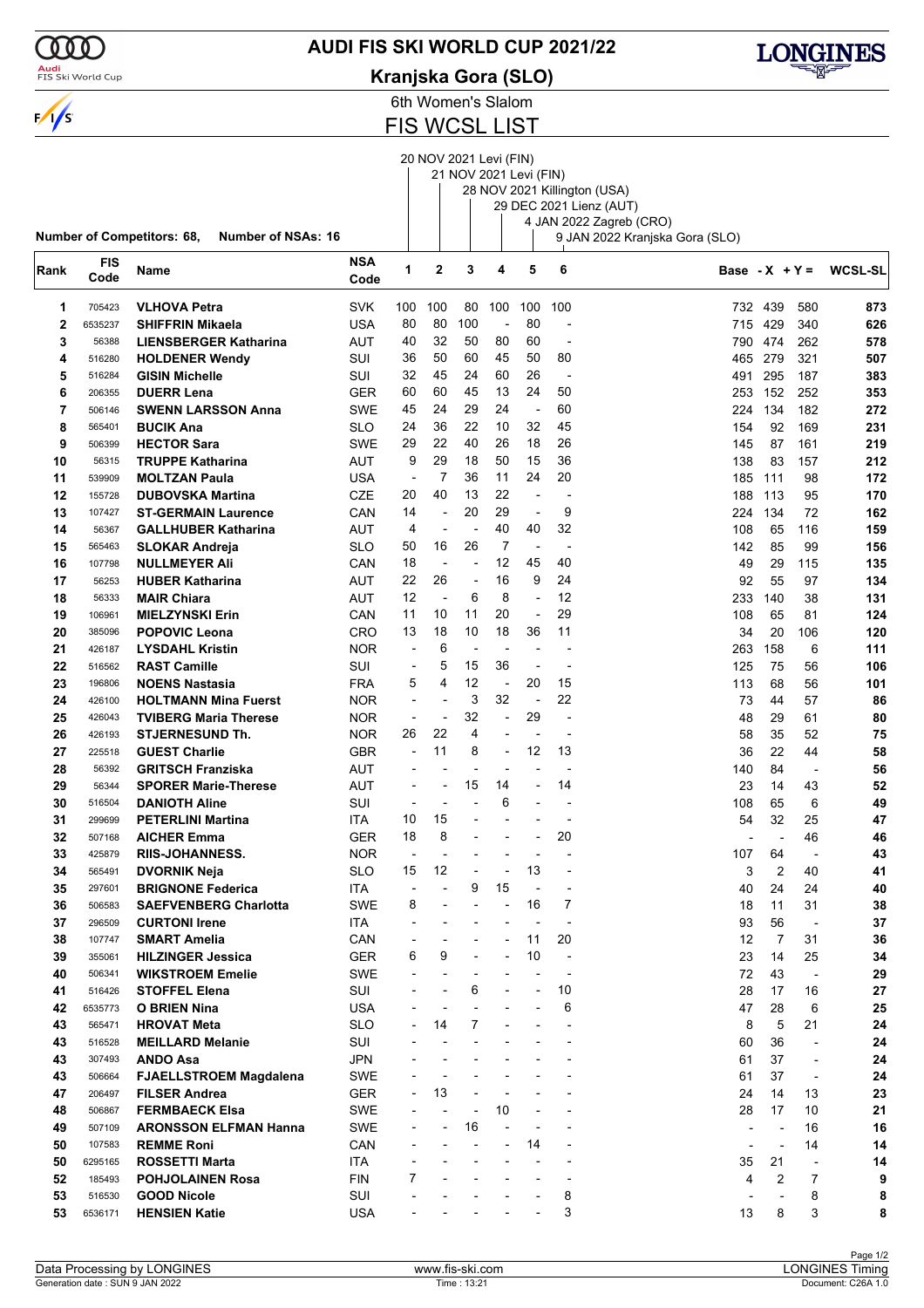# AUDI FIS SKI WORLD CUP 2021/22

## Kranjska Gora (SLO)

### 6th Women's Slalom

### FIS WCSL LIST

1. 20 NOV 2021 Levi (FIN)
2. 21 NOV 2021 Levi (FIN)
3. 28 NOV 2021 Killington (USA)
4. 29 DEC 2021 Lienz (AUT)
5. 4 JAN 2022 Zagreb (CRO)
6. 9 JAN 2022 Kranjska Gora (SLO)

**Number of Competitors: 68, Number of NSAs: 16**

| Rank | FIS Code | Name | NSA Code | 1 | 2 | 3 | 4 | 5 | 6 | Base | -X | +Y = | WCSL-SL |
|---|---|---|---|---|---|---|---|---|---|---|---|---|---|
| 1 | 705423 | **VLHOVA Petra** | SVK | 100 | 100 | 80 | 100 | 100 | 100 | 732 | 439 | 580 | **873** |
| 2 | 6535237 | **SHIFFRIN Mikaela** | USA | 80 | 80 | 100 | - | 80 | - | 715 | 429 | 340 | **626** |
| 3 | 56388 | **LIENSBERGER Katharina** | AUT | 40 | 32 | 50 | 80 | 60 | - | 790 | 474 | 262 | **578** |
| 4 | 516280 | **HOLDENER Wendy** | SUI | 36 | 50 | 60 | 45 | 50 | 80 | 465 | 279 | 321 | **507** |
| 5 | 516284 | **GISIN Michelle** | SUI | 32 | 45 | 24 | 60 | 26 | - | 491 | 295 | 187 | **383** |
| 6 | 206355 | **DUERR Lena** | GER | 60 | 60 | 45 | 13 | 24 | 50 | 253 | 152 | 252 | **353** |
| 7 | 506146 | **SWENN LARSSON Anna** | SWE | 45 | 24 | 29 | 24 | - | 60 | 224 | 134 | 182 | **272** |
| 8 | 565401 | **BUCIK Ana** | SLO | 24 | 36 | 22 | 10 | 32 | 45 | 154 | 92 | 169 | **231** |
| 9 | 506399 | **HECTOR Sara** | SWE | 29 | 22 | 40 | 26 | 18 | 26 | 145 | 87 | 161 | **219** |
| 10 | 56315 | **TRUPPE Katharina** | AUT | 9 | 29 | 18 | 50 | 15 | 36 | 138 | 83 | 157 | **212** |
| 11 | 539909 | **MOLTZAN Paula** | USA | - | 7 | 36 | 11 | 24 | 20 | 185 | 111 | 98 | **172** |
| 12 | 155728 | **DUBOVSKA Martina** | CZE | 20 | 40 | 13 | 22 | - | - | 188 | 113 | 95 | **170** |
| 13 | 107427 | **ST-GERMAIN Laurence** | CAN | 14 | - | 20 | 29 | - | 9 | 224 | 134 | 72 | **162** |
| 14 | 56367 | **GALLHUBER Katharina** | AUT | 4 | - | - | 40 | 40 | 32 | 108 | 65 | 116 | **159** |
| 15 | 565463 | **SLOKAR Andreja** | SLO | 50 | 16 | 26 | 7 | - | - | 142 | 85 | 99 | **156** |
| 16 | 107798 | **NULLMEYER Ali** | CAN | 18 | - | - | 12 | 45 | 40 | 49 | 29 | 115 | **135** |
| 17 | 56253 | **HUBER Katharina** | AUT | 22 | 26 | - | 16 | 9 | 24 | 92 | 55 | 97 | **134** |
| 18 | 56333 | **MAIR Chiara** | AUT | 12 | - | 6 | 8 | - | 12 | 233 | 140 | 38 | **131** |
| 19 | 106961 | **MIELZYNSKI Erin** | CAN | 11 | 10 | 11 | 20 | - | 29 | 108 | 65 | 81 | **124** |
| 20 | 385096 | **POPOVIC Leona** | CRO | 13 | 18 | 10 | 18 | 36 | 11 | 34 | 20 | 106 | **120** |
| 21 | 426187 | **LYSDAHL Kristin** | NOR | - | 6 | - | - | - | - | 263 | 158 | 6 | **111** |
| 22 | 516562 | **RAST Camille** | SUI | - | 5 | 15 | 36 | - | - | 125 | 75 | 56 | **106** |
| 23 | 196806 | **NOENS Nastasia** | FRA | 5 | 4 | 12 | - | 20 | 15 | 113 | 68 | 56 | **101** |
| 24 | 426100 | **HOLTMANN Mina Fuerst** | NOR | - | - | 3 | 32 | - | 22 | 73 | 44 | 57 | **86** |
| 25 | 426043 | **TVIBERG Maria Therese** | NOR | - | - | 32 | - | 29 | - | 48 | 29 | 61 | **80** |
| 26 | 426193 | **STJERNESUND Th.** | NOR | 26 | 22 | 4 | - | - | - | 58 | 35 | 52 | **75** |
| 27 | 225518 | **GUEST Charlie** | GBR | - | 11 | 8 | - | 12 | 13 | 36 | 22 | 44 | **58** |
| 28 | 56392 | **GRITSCH Franziska** | AUT | - | - | - | - | - | - | 140 | 84 | - | **56** |
| 29 | 56344 | **SPORER Marie-Therese** | AUT | - | - | 15 | 14 | - | 14 | 23 | 14 | 43 | **52** |
| 30 | 516504 | **DANIOTH Aline** | SUI | - | - | - | 6 | - | - | 108 | 65 | 6 | **49** |
| 31 | 299699 | **PETERLINI Martina** | ITA | 10 | 15 | - | - | - | - | 54 | 32 | 25 | **47** |
| 32 | 507168 | **AICHER Emma** | GER | 18 | 8 | - | - | - | 20 | - | - | 46 | **46** |
| 33 | 425879 | **RIIS-JOHANNESS.** | NOR | - | - | - | - | - | - | 107 | 64 | - | **43** |
| 34 | 565491 | **DVORNIK Neja** | SLO | 15 | 12 | - | - | 13 | - | 3 | 2 | 40 | **41** |
| 35 | 297601 | **BRIGNONE Federica** | ITA | - | - | 9 | 15 | - | - | 40 | 24 | 24 | **40** |
| 36 | 506583 | **SAEFVENBERG Charlotta** | SWE | 8 | - | - | - | 16 | 7 | 18 | 11 | 31 | **38** |
| 37 | 296509 | **CURTONI Irene** | ITA | - | - | - | - | - | - | 93 | 56 | - | **37** |
| 38 | 107747 | **SMART Amelia** | CAN | - | - | - | - | 11 | 20 | 12 | 7 | 31 | **36** |
| 39 | 355061 | **HILZINGER Jessica** | GER | 6 | 9 | - | - | 10 | - | 23 | 14 | 25 | **34** |
| 40 | 506341 | **WIKSTROEM Emelie** | SWE | - | - | - | - | - | - | 72 | 43 | - | **29** |
| 41 | 516426 | **STOFFEL Elena** | SUI | - | - | 6 | - | - | 10 | 28 | 17 | 16 | **27** |
| 42 | 6535773 | **O BRIEN Nina** | USA | - | - | - | - | - | 6 | 47 | 28 | 6 | **25** |
| 43 | 565471 | **HROVAT Meta** | SLO | - | 14 | 7 | - | - | - | 8 | 5 | 21 | **24** |
| 43 | 516528 | **MEILLARD Melanie** | SUI | - | - | - | - | - | - | 60 | 36 | - | **24** |
| 43 | 307493 | **ANDO Asa** | JPN | - | - | - | - | - | - | 61 | 37 | - | **24** |
| 43 | 506664 | **FJAELLSTROEM Magdalena** | SWE | - | - | - | - | - | - | 61 | 37 | - | **24** |
| 47 | 206497 | **FILSER Andrea** | GER | - | 13 | - | - | - | - | 24 | 14 | 13 | **23** |
| 48 | 506867 | **FERMBAECK Elsa** | SWE | - | - | - | 10 | - | - | 28 | 17 | 10 | **21** |
| 49 | 507109 | **ARONSSON ELFMAN Hanna** | SWE | - | - | 16 | - | - | - | - | - | 16 | **16** |
| 50 | 107583 | **REMME Roni** | CAN | - | - | - | - | 14 | - | - | - | 14 | **14** |
| 50 | 6295165 | **ROSSETTI Marta** | ITA | - | - | - | - | - | - | 35 | 21 | - | **14** |
| 52 | 185493 | **POHJOLAINEN Rosa** | FIN | 7 | - | - | - | - | - | 4 | 2 | 7 | **9** |
| 53 | 516530 | **GOOD Nicole** | SUI | - | - | - | - | - | 8 | - | - | 8 | **8** |
| 53 | 6536171 | **HENSIEN Katie** | USA | - | - | - | - | - | 3 | 13 | 8 | 3 | **8** |

Data Processing by LONGINES | www.fis-ski.com | LONGINES Timing

Generation date : SUN 9 JAN 2022 | Time : 13:21 | Document: C26A 1.0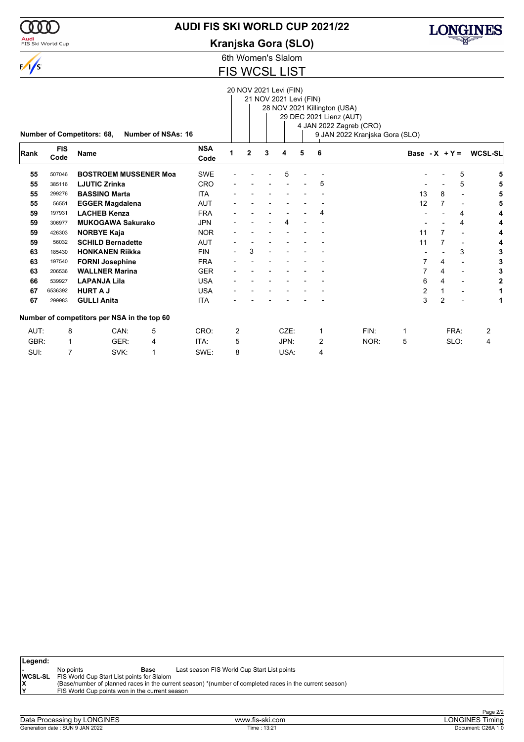# AUDI FIS SKI WORLD CUP 2021/22

## Kranjska Gora (SLO)

### 6th Women's Slalom

## FIS WCSL LIST

Races:
1. 20 NOV 2021 Levi (FIN)
2. 21 NOV 2021 Levi (FIN)
3. 28 NOV 2021 Killington (USA)
4. 29 DEC 2021 Lienz (AUT)
5. 4 JAN 2022 Zagreb (CRO)
6. 9 JAN 2022 Kranjska Gora (SLO)

**Number of Competitors: 68, Number of NSAs: 16**

| Rank | FIS Code | Name | NSA Code | 1 | 2 | 3 | 4 | 5 | 6 | Base | -X | +Y = | WCSL-SL |
|---|---|---|---|---|---|---|---|---|---|---|---|---|---|
| 55 | 507046 | **BOSTROEM MUSSENER Moa** | SWE | - | - | - | 5 | - | - | - | - | 5 | **5** |
| 55 | 385116 | **LJUTIC Zrinka** | CRO | - | - | - | - | - | 5 | - | - | 5 | **5** |
| 55 | 299276 | **BASSINO Marta** | ITA | - | - | - | - | - | - | 13 | 8 | - | **5** |
| 55 | 56551 | **EGGER Magdalena** | AUT | - | - | - | - | - | - | 12 | 7 | - | **5** |
| 59 | 197931 | **LACHEB Kenza** | FRA | - | - | - | - | - | 4 | - | - | 4 | **4** |
| 59 | 306977 | **MUKOGAWA Sakurako** | JPN | - | - | - | 4 | - | - | - | - | 4 | **4** |
| 59 | 426303 | **NORBYE Kaja** | NOR | - | - | - | - | - | - | 11 | 7 | - | **4** |
| 59 | 56032 | **SCHILD Bernadette** | AUT | - | - | - | - | - | - | 11 | 7 | - | **4** |
| 63 | 185430 | **HONKANEN Riikka** | FIN | - | 3 | - | - | - | - | - | - | 3 | **3** |
| 63 | 197540 | **FORNI Josephine** | FRA | - | - | - | - | - | - | 7 | 4 | - | **3** |
| 63 | 206536 | **WALLNER Marina** | GER | - | - | - | - | - | - | 7 | 4 | - | **3** |
| 66 | 539927 | **LAPANJA Lila** | USA | - | - | - | - | - | - | 6 | 4 | - | **2** |
| 67 | 6536392 | **HURT A J** | USA | - | - | - | - | - | - | 2 | 1 | - | **1** |
| 67 | 299983 | **GULLI Anita** | ITA | - | - | - | - | - | - | 3 | 2 | - | **1** |

**Number of competitors per NSA in the top 60**

| | | | | | | | | | | | |
|---|---|---|---|---|---|---|---|---|---|---|---|
| AUT: | 8 | CAN: | 5 | CRO: | 2 | CZE: | 1 | FIN: | 1 | FRA: | 2 |
| GBR: | 1 | GER: | 4 | ITA: | 5 | JPN: | 2 | NOR: | 5 | SLO: | 4 |
| SUI: | 7 | SVK: | 1 | SWE: | 8 | USA: | 4 | | | | |

**Legend:**

- **-** No points
- **Base** Last season FIS World Cup Start List points
- **WCSL-SL** FIS World Cup Start List points for Slalom
- **X** (Base/number of planned races in the current season) *(number of completed races in the current season)
- **Y** FIS World Cup points won in the current season

Data Processing by LONGINES | www.fis-ski.com | LONGINES Timing
Generation date : SUN 9 JAN 2022 | Time : 13:21 | Document: C26A 1.0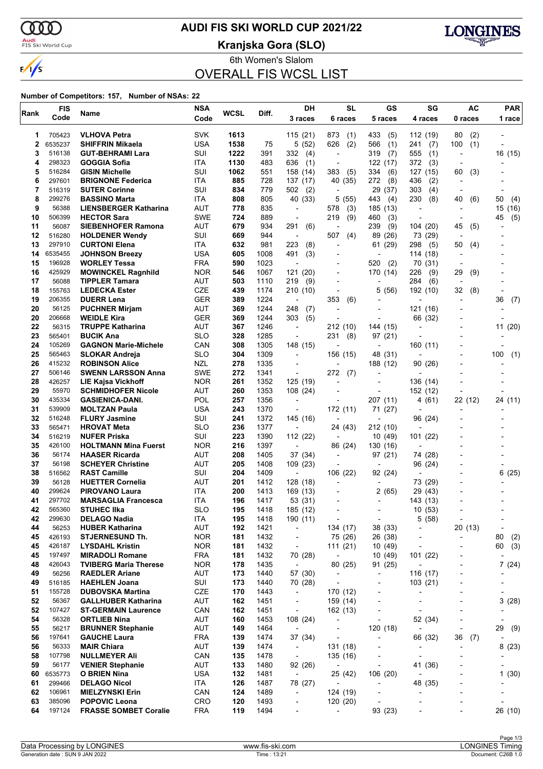# AUDI FIS SKI WORLD CUP 2021/22

**Kranjska Gora (SLO)**

6th Women's Slalom

## OVERALL FIS WCSL LIST

**Number of Competitors: 157, Number of NSAs: 22**

| Rank | FIS Code | Name | NSA Code | WCSL | Diff. | DH 3 races | SL 6 races | GS 5 races | SG 4 races | AC 0 races | PAR 1 race |
|---|---|---|---|---|---|---|---|---|---|---|---|
| 1 | 705423 | **VLHOVA Petra** | SVK | **1613** | | 115 (21) | 873 (1) | 433 (5) | 112 (19) | 80 (2) | - |
| 2 | 6535237 | **SHIFFRIN Mikaela** | USA | **1538** | 75 | 5 (52) | 626 (2) | 566 (1) | 241 (7) | 100 (1) | - |
| 3 | 516138 | **GUT-BEHRAMI Lara** | SUI | **1222** | 391 | 332 (4) | - | 319 (7) | 555 (1) | - | 16 (15) |
| 4 | 298323 | **GOGGIA Sofia** | ITA | **1130** | 483 | 636 (1) | - | 122 (17) | 372 (3) | - | - |
| 5 | 516284 | **GISIN Michelle** | SUI | **1062** | 551 | 158 (14) | 383 (5) | 334 (6) | 127 (15) | 60 (3) | - |
| 6 | 297601 | **BRIGNONE Federica** | ITA | **885** | 728 | 137 (17) | 40 (35) | 272 (8) | 436 (2) | - | - |
| 7 | 516319 | **SUTER Corinne** | SUI | **834** | 779 | 502 (2) | - | 29 (37) | 303 (4) | - | - |
| 8 | 299276 | **BASSINO Marta** | ITA | **808** | 805 | 40 (33) | 5 (55) | 443 (4) | 230 (8) | 40 (6) | 50 (4) |
| 9 | 56388 | **LIENSBERGER Katharina** | AUT | **778** | 835 | - | 578 (3) | 185 (13) | - | - | 15 (16) |
| 10 | 506399 | **HECTOR Sara** | SWE | **724** | 889 | - | 219 (9) | 460 (3) | - | - | 45 (5) |
| 11 | 56087 | **SIEBENHOFER Ramona** | AUT | **679** | 934 | 291 (6) | - | 239 (9) | 104 (20) | 45 (5) | - |
| 12 | 516280 | **HOLDENER Wendy** | SUI | **669** | 944 | - | 507 (4) | 89 (26) | 73 (29) | - | - |
| 13 | 297910 | **CURTONI Elena** | ITA | **632** | 981 | 223 (8) | - | 61 (29) | 298 (5) | 50 (4) | - |
| 14 | 6535455 | **JOHNSON Breezy** | USA | **605** | 1008 | 491 (3) | - | - | 114 (18) | - | - |
| 15 | 196928 | **WORLEY Tessa** | FRA | **590** | 1023 | - | - | 520 (2) | 70 (31) | - | - |
| 16 | 425929 | **MOWINCKEL Ragnhild** | NOR | **546** | 1067 | 121 (20) | - | 170 (14) | 226 (9) | 29 (9) | - |
| 17 | 56088 | **TIPPLER Tamara** | AUT | **503** | 1110 | 219 (9) | - | - | 284 (6) | - | - |
| 18 | 155763 | **LEDECKA Ester** | CZE | **439** | 1174 | 210 (10) | - | 5 (56) | 192 (10) | 32 (8) | - |
| 19 | 206355 | **DUERR Lena** | GER | **389** | 1224 | - | 353 (6) | - | - | - | 36 (7) |
| 20 | 56125 | **PUCHNER Mirjam** | AUT | **369** | 1244 | 248 (7) | - | - | 121 (16) | - | - |
| 20 | 206668 | **WEIDLE Kira** | GER | **369** | 1244 | 303 (5) | - | - | 66 (32) | - | - |
| 22 | 56315 | **TRUPPE Katharina** | AUT | **367** | 1246 | - | 212 (10) | 144 (15) | - | - | 11 (20) |
| 23 | 565401 | **BUCIK Ana** | SLO | **328** | 1285 | - | 231 (8) | 97 (21) | - | - | - |
| 24 | 105269 | **GAGNON Marie-Michele** | CAN | **308** | 1305 | 148 (15) | - | - | 160 (11) | - | - |
| 25 | 565463 | **SLOKAR Andreja** | SLO | **304** | 1309 | - | 156 (15) | 48 (31) | - | - | 100 (1) |
| 26 | 415232 | **ROBINSON Alice** | NZL | **278** | 1335 | - | - | 188 (12) | 90 (26) | - | - |
| 27 | 506146 | **SWENN LARSSON Anna** | SWE | **272** | 1341 | - | 272 (7) | - | - | - | - |
| 28 | 426257 | **LIE Kajsa Vickhoff** | NOR | **261** | 1352 | 125 (19) | - | - | 136 (14) | - | - |
| 29 | 55970 | **SCHMIDHOFER Nicole** | AUT | **260** | 1353 | 108 (24) | - | - | 152 (12) | - | - |
| 30 | 435334 | **GASIENICA-DANI.** | POL | **257** | 1356 | - | - | 207 (11) | 4 (61) | 22 (12) | 24 (11) |
| 31 | 539909 | **MOLTZAN Paula** | USA | **243** | 1370 | - | 172 (11) | 71 (27) | - | - | - |
| 32 | 516248 | **FLURY Jasmine** | SUI | **241** | 1372 | 145 (16) | - | - | 96 (24) | - | - |
| 33 | 565471 | **HROVAT Meta** | SLO | **236** | 1377 | - | 24 (43) | 212 (10) | - | - | - |
| 34 | 516219 | **NUFER Priska** | SUI | **223** | 1390 | 112 (22) | - | 10 (49) | 101 (22) | - | - |
| 35 | 426100 | **HOLTMANN Mina Fuerst** | NOR | **216** | 1397 | - | 86 (24) | 130 (16) | - | - | - |
| 36 | 56174 | **HAASER Ricarda** | AUT | **208** | 1405 | 37 (34) | - | 97 (21) | 74 (28) | - | - |
| 37 | 56198 | **SCHEYER Christine** | AUT | **205** | 1408 | 109 (23) | - | - | 96 (24) | - | - |
| 38 | 516562 | **RAST Camille** | SUI | **204** | 1409 | - | 106 (22) | 92 (24) | - | - | 6 (25) |
| 39 | 56128 | **HUETTER Cornelia** | AUT | **201** | 1412 | 128 (18) | - | - | 73 (29) | - | - |
| 40 | 299624 | **PIROVANO Laura** | ITA | **200** | 1413 | 169 (13) | - | 2 (65) | 29 (43) | - | - |
| 41 | 297702 | **MARSAGLIA Francesca** | ITA | **196** | 1417 | 53 (31) | - | - | 143 (13) | - | - |
| 42 | 565360 | **STUHEC Ilka** | SLO | **195** | 1418 | 185 (12) | - | - | 10 (53) | - | - |
| 42 | 299630 | **DELAGO Nadia** | ITA | **195** | 1418 | 190 (11) | - | - | 5 (58) | - | - |
| 44 | 56253 | **HUBER Katharina** | AUT | **192** | 1421 | - | 134 (17) | 38 (33) | - | 20 (13) | - |
| 45 | 426193 | **STJERNESUND Th.** | NOR | **181** | 1432 | - | 75 (26) | 26 (38) | - | - | 80 (2) |
| 45 | 426187 | **LYSDAHL Kristin** | NOR | **181** | 1432 | - | 111 (21) | 10 (49) | - | - | 60 (3) |
| 45 | 197497 | **MIRADOLI Romane** | FRA | **181** | 1432 | 70 (28) | - | 10 (49) | 101 (22) | - | - |
| 48 | 426043 | **TVIBERG Maria Therese** | NOR | **178** | 1435 | - | 80 (25) | 91 (25) | - | - | 7 (24) |
| 49 | 56256 | **RAEDLER Ariane** | AUT | **173** | 1440 | 57 (30) | - | - | 116 (17) | - | - |
| 49 | 516185 | **HAEHLEN Joana** | SUI | **173** | 1440 | 70 (28) | - | - | 103 (21) | - | - |
| 51 | 155728 | **DUBOVSKA Martina** | CZE | **170** | 1443 | - | 170 (12) | - | - | - | - |
| 52 | 56367 | **GALLHUBER Katharina** | AUT | **162** | 1451 | - | 159 (14) | - | - | - | 3 (28) |
| 52 | 107427 | **ST-GERMAIN Laurence** | CAN | **162** | 1451 | - | 162 (13) | - | - | - | - |
| 54 | 56328 | **ORTLIEB Nina** | AUT | **160** | 1453 | 108 (24) | - | - | 52 (34) | - | - |
| 55 | 56217 | **BRUNNER Stephanie** | AUT | **149** | 1464 | - | - | 120 (18) | - | - | 29 (9) |
| 56 | 197641 | **GAUCHE Laura** | FRA | **139** | 1474 | 37 (34) | - | - | 66 (32) | 36 (7) | - |
| 56 | 56333 | **MAIR Chiara** | AUT | **139** | 1474 | - | 131 (18) | - | - | - | 8 (23) |
| 58 | 107798 | **NULLMEYER Ali** | CAN | **135** | 1478 | - | 135 (16) | - | - | - | - |
| 59 | 56177 | **VENIER Stephanie** | AUT | **133** | 1480 | 92 (26) | - | - | 41 (36) | - | - |
| 60 | 6535773 | **O BRIEN Nina** | USA | **132** | 1481 | - | 25 (42) | 106 (20) | - | - | 1 (30) |
| 61 | 299466 | **DELAGO Nicol** | ITA | **126** | 1487 | 78 (27) | - | - | 48 (35) | - | - |
| 62 | 106961 | **MIELZYNSKI Erin** | CAN | **124** | 1489 | - | 124 (19) | - | - | - | - |
| 63 | 385096 | **POPOVIC Leona** | CRO | **120** | 1493 | - | 120 (20) | - | - | - | - |
| 64 | 197124 | **FRASSE SOMBET Coralie** | FRA | **119** | 1494 | - | - | 93 (23) | - | - | 26 (10) |

Data Processing by LONGINES | www.fis-ski.com | LONGINES Timing

Generation date : SUN 9 JAN 2022 | Time : 13:21 | Document: C26B 1.0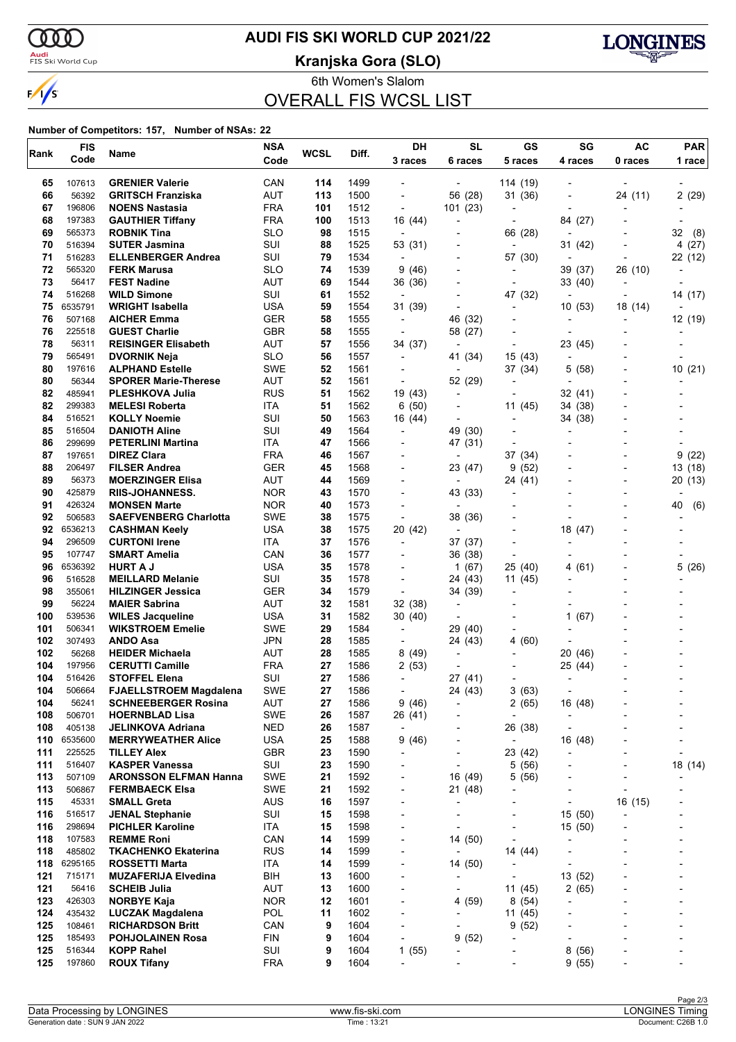# AUDI FIS SKI WORLD CUP 2021/22

**Kranjska Gora (SLO)**

6th Women's Slalom

## OVERALL FIS WCSL LIST

**Number of Competitors: 157, Number of NSAs: 22**

| Rank | FIS Code | Name | NSA Code | WCSL | Diff. | DH 3 races | SL 6 races | GS 5 races | SG 4 races | AC 0 races | PAR 1 race |
|---|---|---|---|---|---|---|---|---|---|---|---|
| 65 | 107613 | **GRENIER Valerie** | CAN | **114** | 1499 | - | - | 114 (19) | - | - | - |
| 66 | 56392 | **GRITSCH Franziska** | AUT | **113** | 1500 | - | 56 (28) | 31 (36) | - | 24 (11) | 2 (29) |
| 67 | 196806 | **NOENS Nastasia** | FRA | **101** | 1512 | - | 101 (23) | - | - | - | - |
| 68 | 197383 | **GAUTHIER Tiffany** | FRA | **100** | 1513 | 16 (44) | - | - | 84 (27) | - | - |
| 69 | 565373 | **ROBNIK Tina** | SLO | **98** | 1515 | - | - | 66 (28) | - | - | 32 (8) |
| 70 | 516394 | **SUTER Jasmina** | SUI | **88** | 1525 | 53 (31) | - | - | 31 (42) | - | 4 (27) |
| 71 | 516283 | **ELLENBERGER Andrea** | SUI | **79** | 1534 | - | - | 57 (30) | - | - | 22 (12) |
| 72 | 565320 | **FERK Marusa** | SLO | **74** | 1539 | 9 (46) | - | - | 39 (37) | 26 (10) | - |
| 73 | 56417 | **FEST Nadine** | AUT | **69** | 1544 | 36 (36) | - | - | 33 (40) | - | - |
| 74 | 516268 | **WILD Simone** | SUI | **61** | 1552 | - | - | 47 (32) | - | - | 14 (17) |
| 75 | 6535791 | **WRIGHT Isabella** | USA | **59** | 1554 | 31 (39) | - | - | 10 (53) | 18 (14) | - |
| 76 | 507168 | **AICHER Emma** | GER | **58** | 1555 | - | 46 (32) | - | - | - | 12 (19) |
| 76 | 225518 | **GUEST Charlie** | GBR | **58** | 1555 | - | 58 (27) | - | - | - | - |
| 78 | 56311 | **REISINGER Elisabeth** | AUT | **57** | 1556 | 34 (37) | - | - | 23 (45) | - | - |
| 79 | 565491 | **DVORNIK Neja** | SLO | **56** | 1557 | - | 41 (34) | 15 (43) | - | - | - |
| 80 | 197616 | **ALPHAND Estelle** | SWE | **52** | 1561 | - | - | 37 (34) | 5 (58) | - | 10 (21) |
| 80 | 56344 | **SPORER Marie-Therese** | AUT | **52** | 1561 | - | 52 (29) | - | - | - | - |
| 82 | 485941 | **PLESHKOVA Julia** | RUS | **51** | 1562 | 19 (43) | - | - | 32 (41) | - | - |
| 82 | 299383 | **MELESI Roberta** | ITA | **51** | 1562 | 6 (50) | - | 11 (45) | 34 (38) | - | - |
| 84 | 516521 | **KOLLY Noemie** | SUI | **50** | 1563 | 16 (44) | - | - | 34 (38) | - | - |
| 85 | 516504 | **DANIOTH Aline** | SUI | **49** | 1564 | - | 49 (30) | - | - | - | - |
| 86 | 299699 | **PETERLINI Martina** | ITA | **47** | 1566 | - | 47 (31) | - | - | - | - |
| 87 | 197651 | **DIREZ Clara** | FRA | **46** | 1567 | - | - | 37 (34) | - | - | 9 (22) |
| 88 | 206497 | **FILSER Andrea** | GER | **45** | 1568 | - | 23 (47) | 9 (52) | - | - | 13 (18) |
| 89 | 56373 | **MOERZINGER Elisa** | AUT | **44** | 1569 | - | - | 24 (41) | - | - | 20 (13) |
| 90 | 425879 | **RIIS-JOHANNESS.** | NOR | **43** | 1570 | - | 43 (33) | - | - | - | - |
| 91 | 426324 | **MONSEN Marte** | NOR | **40** | 1573 | - | - | - | - | - | 40 (6) |
| 92 | 506583 | **SAEFVENBERG Charlotta** | SWE | **38** | 1575 | - | 38 (36) | - | - | - | - |
| 92 | 6536213 | **CASHMAN Keely** | USA | **38** | 1575 | 20 (42) | - | - | 18 (47) | - | - |
| 94 | 296509 | **CURTONI Irene** | ITA | **37** | 1576 | - | 37 (37) | - | - | - | - |
| 95 | 107747 | **SMART Amelia** | CAN | **36** | 1577 | - | 36 (38) | - | - | - | - |
| 96 | 6536392 | **HURT A J** | USA | **35** | 1578 | - | 1 (67) | 25 (40) | 4 (61) | - | 5 (26) |
| 96 | 516528 | **MEILLARD Melanie** | SUI | **35** | 1578 | - | 24 (43) | 11 (45) | - | - | - |
| 98 | 355061 | **HILZINGER Jessica** | GER | **34** | 1579 | - | 34 (39) | - | - | - | - |
| 99 | 56224 | **MAIER Sabrina** | AUT | **32** | 1581 | 32 (38) | - | - | - | - | - |
| 100 | 539536 | **WILES Jacqueline** | USA | **31** | 1582 | 30 (40) | - | - | 1 (67) | - | - |
| 101 | 506341 | **WIKSTROEM Emelie** | SWE | **29** | 1584 | - | 29 (40) | - | - | - | - |
| 102 | 307493 | **ANDO Asa** | JPN | **28** | 1585 | - | 24 (43) | 4 (60) | - | - | - |
| 102 | 56268 | **HEIDER Michaela** | AUT | **28** | 1585 | 8 (49) | - | - | 20 (46) | - | - |
| 104 | 197956 | **CERUTTI Camille** | FRA | **27** | 1586 | 2 (53) | - | - | 25 (44) | - | - |
| 104 | 516426 | **STOFFEL Elena** | SUI | **27** | 1586 | - | 27 (41) | - | - | - | - |
| 104 | 506664 | **FJAELLSTROEM Magdalena** | SWE | **27** | 1586 | - | 24 (43) | 3 (63) | - | - | - |
| 104 | 56241 | **SCHNEEBERGER Rosina** | AUT | **27** | 1586 | 9 (46) | - | 2 (65) | 16 (48) | - | - |
| 108 | 506701 | **HOERNBLAD Lisa** | SWE | **26** | 1587 | 26 (41) | - | - | - | - | - |
| 108 | 405138 | **JELINKOVA Adriana** | NED | **26** | 1587 | - | - | 26 (38) | - | - | - |
| 110 | 6535600 | **MERRYWEATHER Alice** | USA | **25** | 1588 | 9 (46) | - | - | 16 (48) | - | - |
| 111 | 225525 | **TILLEY Alex** | GBR | **23** | 1590 | - | - | 23 (42) | - | - | - |
| 111 | 516407 | **KASPER Vanessa** | SUI | **23** | 1590 | - | - | 5 (56) | - | - | 18 (14) |
| 113 | 507109 | **ARONSSON ELFMAN Hanna** | SWE | **21** | 1592 | - | 16 (49) | 5 (56) | - | - | - |
| 113 | 506867 | **FERMBAECK Elsa** | SWE | **21** | 1592 | - | 21 (48) | - | - | - | - |
| 115 | 45331 | **SMALL Greta** | AUS | **16** | 1597 | - | - | - | - | 16 (15) | - |
| 116 | 516517 | **JENAL Stephanie** | SUI | **15** | 1598 | - | - | - | 15 (50) | - | - |
| 116 | 298694 | **PICHLER Karoline** | ITA | **15** | 1598 | - | - | - | 15 (50) | - | - |
| 118 | 107583 | **REMME Roni** | CAN | **14** | 1599 | - | 14 (50) | - | - | - | - |
| 118 | 485802 | **TKACHENKO Ekaterina** | RUS | **14** | 1599 | - | - | 14 (44) | - | - | - |
| 118 | 6295165 | **ROSSETTI Marta** | ITA | **14** | 1599 | - | 14 (50) | - | - | - | - |
| 121 | 715171 | **MUZAFERIJA Elvedina** | BIH | **13** | 1600 | - | - | - | 13 (52) | - | - |
| 121 | 56416 | **SCHEIB Julia** | AUT | **13** | 1600 | - | - | 11 (45) | 2 (65) | - | - |
| 123 | 426303 | **NORBYE Kaja** | NOR | **12** | 1601 | - | 4 (59) | 8 (54) | - | - | - |
| 124 | 435432 | **LUCZAK Magdalena** | POL | **11** | 1602 | - | - | 11 (45) | - | - | - |
| 125 | 108461 | **RICHARDSON Britt** | CAN | **9** | 1604 | - | - | 9 (52) | - | - | - |
| 125 | 185493 | **POHJOLAINEN Rosa** | FIN | **9** | 1604 | - | 9 (52) | - | - | - | - |
| 125 | 516344 | **KOPP Rahel** | SUI | **9** | 1604 | 1 (55) | - | - | 8 (56) | - | - |
| 125 | 197860 | **ROUX Tifany** | FRA | **9** | 1604 | - | - | - | 9 (55) | - | - |

Data Processing by LONGINES | www.fis-ski.com | LONGINES Timing

Generation date : SUN 9 JAN 2022 | Time : 13:21 | Document: C26B 1.0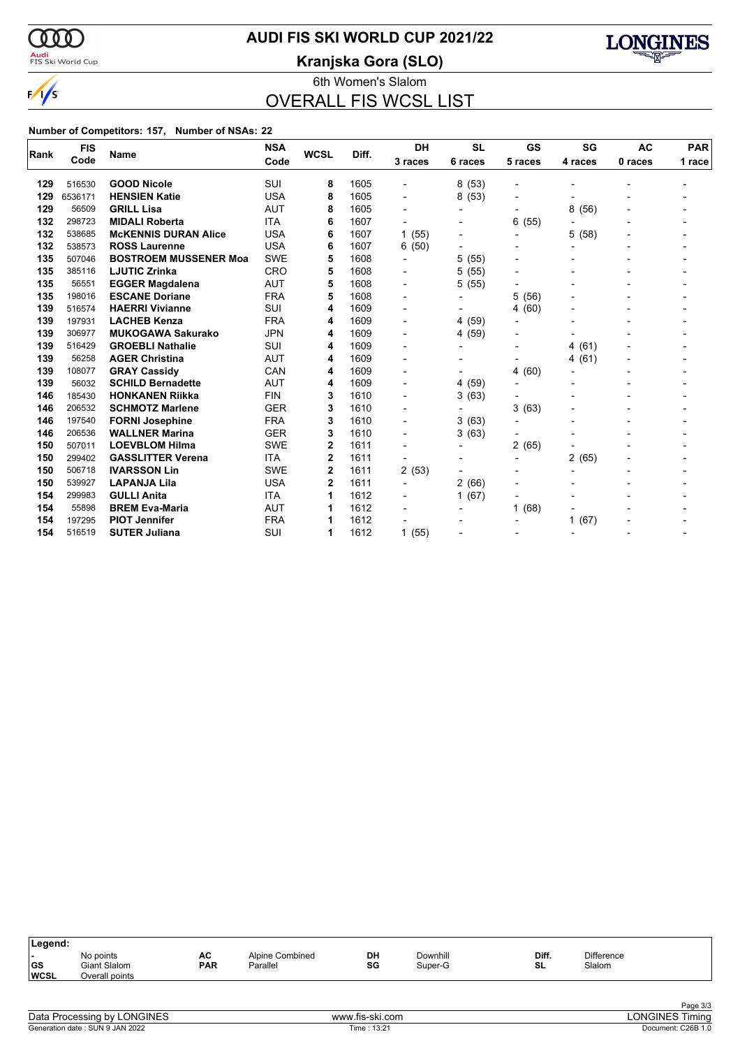# AUDI FIS SKI WORLD CUP 2021/22

## Kranjska Gora (SLO)

6th Women's Slalom

## OVERALL FIS WCSL LIST

**Number of Competitors: 157, Number of NSAs: 22**

| Rank | FIS Code | Name | NSA Code | WCSL | Diff. | DH 3 races | SL 6 races | GS 5 races | SG 4 races | AC 0 races | PAR 1 race |
|---|---|---|---|---|---|---|---|---|---|---|---|
| 129 | 516530 | **GOOD Nicole** | SUI | 8 | 1605 | - | 8 (53) | - | - | - | - |
| 129 | 6536171 | **HENSIEN Katie** | USA | 8 | 1605 | - | 8 (53) | - | - | - | - |
| 129 | 56509 | **GRILL Lisa** | AUT | 8 | 1605 | - | - | - | 8 (56) | - | - |
| 132 | 298723 | **MIDALI Roberta** | ITA | 6 | 1607 | - | - | 6 (55) | - | - | - |
| 132 | 538685 | **McKENNIS DURAN Alice** | USA | 6 | 1607 | 1 (55) | - | - | 5 (58) | - | - |
| 132 | 538573 | **ROSS Laurenne** | USA | 6 | 1607 | 6 (50) | - | - | - | - | - |
| 135 | 507046 | **BOSTROEM MUSSENER Moa** | SWE | 5 | 1608 | - | 5 (55) | - | - | - | - |
| 135 | 385116 | **LJUTIC Zrinka** | CRO | 5 | 1608 | - | 5 (55) | - | - | - | - |
| 135 | 56551 | **EGGER Magdalena** | AUT | 5 | 1608 | - | 5 (55) | - | - | - | - |
| 135 | 198016 | **ESCANE Doriane** | FRA | 5 | 1608 | - | - | 5 (56) | - | - | - |
| 139 | 516574 | **HAERRI Vivianne** | SUI | 4 | 1609 | - | - | 4 (60) | - | - | - |
| 139 | 197931 | **LACHEB Kenza** | FRA | 4 | 1609 | - | 4 (59) | - | - | - | - |
| 139 | 306977 | **MUKOGAWA Sakurako** | JPN | 4 | 1609 | - | 4 (59) | - | - | - | - |
| 139 | 516429 | **GROEBLI Nathalie** | SUI | 4 | 1609 | - | - | - | 4 (61) | - | - |
| 139 | 56258 | **AGER Christina** | AUT | 4 | 1609 | - | - | - | 4 (61) | - | - |
| 139 | 108077 | **GRAY Cassidy** | CAN | 4 | 1609 | - | - | 4 (60) | - | - | - |
| 139 | 56032 | **SCHILD Bernadette** | AUT | 4 | 1609 | - | 4 (59) | - | - | - | - |
| 146 | 185430 | **HONKANEN Riikka** | FIN | 3 | 1610 | - | 3 (63) | - | - | - | - |
| 146 | 206532 | **SCHMOTZ Marlene** | GER | 3 | 1610 | - | - | 3 (63) | - | - | - |
| 146 | 197540 | **FORNI Josephine** | FRA | 3 | 1610 | - | 3 (63) | - | - | - | - |
| 146 | 206536 | **WALLNER Marina** | GER | 3 | 1610 | - | 3 (63) | - | - | - | - |
| 150 | 507011 | **LOEVBLOM Hilma** | SWE | 2 | 1611 | - | - | 2 (65) | - | - | - |
| 150 | 299402 | **GASSLITTER Verena** | ITA | 2 | 1611 | - | - | - | 2 (65) | - | - |
| 150 | 506718 | **IVARSSON Lin** | SWE | 2 | 1611 | 2 (53) | - | - | - | - | - |
| 150 | 539927 | **LAPANJA Lila** | USA | 2 | 1611 | - | 2 (66) | - | - | - | - |
| 154 | 299983 | **GULLI Anita** | ITA | 1 | 1612 | - | 1 (67) | - | - | - | - |
| 154 | 55898 | **BREM Eva-Maria** | AUT | 1 | 1612 | - | - | 1 (68) | - | - | - |
| 154 | 197295 | **PIOT Jennifer** | FRA | 1 | 1612 | - | - | - | 1 (67) | - | - |
| 154 | 516519 | **SUTER Juliana** | SUI | 1 | 1612 | 1 (55) | - | - | - | - | - |

**Legend:**

| | | | | | | | |
|---|---|---|---|---|---|---|---|
| - | No points | AC | Alpine Combined | DH | Downhill | Diff. | Difference |
| GS | Giant Slalom | PAR | Parallel | SG | Super-G | SL | Slalom |
| WCSL | Overall points | | | | | | |

Data Processing by LONGINES — www.fis-ski.com — LONGINES Timing

Generation date : SUN 9 JAN 2022 — Time : 13:21 — Document: C26B 1.0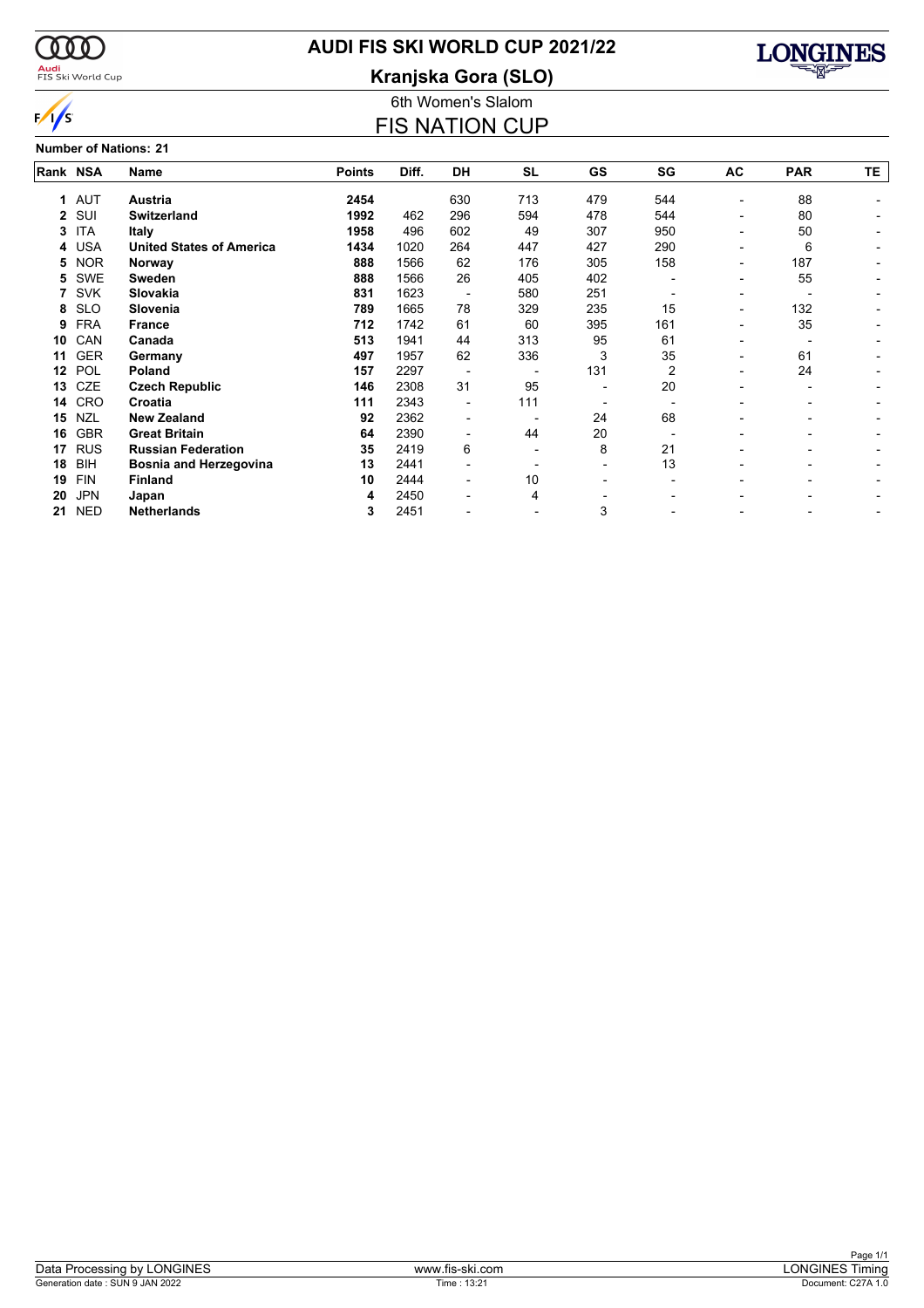# AUDI FIS SKI WORLD CUP 2021/22

## Kranjska Gora (SLO)

6th Women's Slalom

## FIS NATION CUP

**Number of Nations: 21**

| Rank | NSA | Name | Points | Diff. | DH | SL | GS | SG | AC | PAR | TE |
|---|---|---|---|---|---|---|---|---|---|---|---|
| **1** | AUT | **Austria** | **2454** | | 630 | 713 | 479 | 544 | - | 88 | - |
| **2** | SUI | **Switzerland** | **1992** | 462 | 296 | 594 | 478 | 544 | - | 80 | - |
| **3** | ITA | **Italy** | **1958** | 496 | 602 | 49 | 307 | 950 | - | 50 | - |
| **4** | USA | **United States of America** | **1434** | 1020 | 264 | 447 | 427 | 290 | - | 6 | - |
| **5** | NOR | **Norway** | **888** | 1566 | 62 | 176 | 305 | 158 | - | 187 | - |
| **5** | SWE | **Sweden** | **888** | 1566 | 26 | 405 | 402 | - | - | 55 | - |
| **7** | SVK | **Slovakia** | **831** | 1623 | - | 580 | 251 | - | - | - | - |
| **8** | SLO | **Slovenia** | **789** | 1665 | 78 | 329 | 235 | 15 | - | 132 | - |
| **9** | FRA | **France** | **712** | 1742 | 61 | 60 | 395 | 161 | - | 35 | - |
| **10** | CAN | **Canada** | **513** | 1941 | 44 | 313 | 95 | 61 | - | - | - |
| **11** | GER | **Germany** | **497** | 1957 | 62 | 336 | 3 | 35 | - | 61 | - |
| **12** | POL | **Poland** | **157** | 2297 | - | - | 131 | 2 | - | 24 | - |
| **13** | CZE | **Czech Republic** | **146** | 2308 | 31 | 95 | - | 20 | - | - | - |
| **14** | CRO | **Croatia** | **111** | 2343 | - | 111 | - | - | - | - | - |
| **15** | NZL | **New Zealand** | **92** | 2362 | - | - | 24 | 68 | - | - | - |
| **16** | GBR | **Great Britain** | **64** | 2390 | - | 44 | 20 | - | - | - | - |
| **17** | RUS | **Russian Federation** | **35** | 2419 | 6 | - | 8 | 21 | - | - | - |
| **18** | BIH | **Bosnia and Herzegovina** | **13** | 2441 | - | - | - | 13 | - | - | - |
| **19** | FIN | **Finland** | **10** | 2444 | - | 10 | - | - | - | - | - |
| **20** | JPN | **Japan** | **4** | 2450 | - | 4 | - | - | - | - | - |
| **21** | NED | **Netherlands** | **3** | 2451 | - | - | 3 | - | - | - | - |

Data Processing by LONGINES — www.fis-ski.com — LONGINES Timing

Generation date : SUN 9 JAN 2022 — Time : 13:21 — Document: C27A 1.0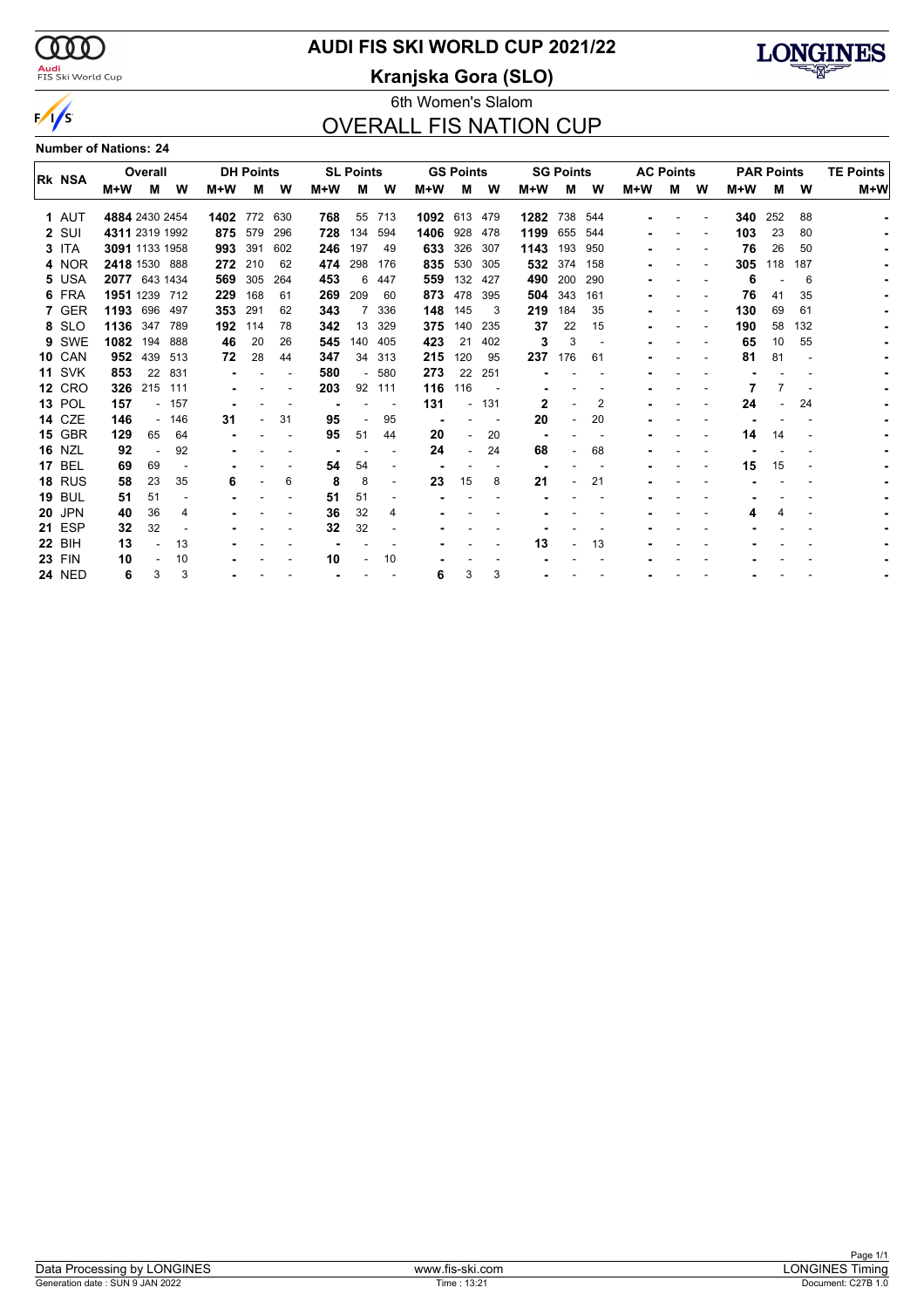# AUDI FIS SKI WORLD CUP 2021/22

## Kranjska Gora (SLO)

6th Women's Slalom

## OVERALL FIS NATION CUP

**Number of Nations: 24**

| Rk | NSA | Overall | | | DH Points | | | SL Points | | | GS Points | | | SG Points | | | AC Points | | | PAR Points | | | TE Points |
|---|---|---|---|---|---|---|---|---|---|---|---|---|---|---|---|---|---|---|---|---|---|---|---|
| | | M+W | M | W | M+W | M | W | M+W | M | W | M+W | M | W | M+W | M | W | M+W | M | W | M+W | M | W | M+W |
| 1 | AUT | **4884** | 2430 | 2454 | **1402** | 772 | 630 | **768** | 55 | 713 | **1092** | 613 | 479 | **1282** | 738 | 544 | - | - | - | **340** | 252 | 88 | - |
| 2 | SUI | **4311** | 2319 | 1992 | **875** | 579 | 296 | **728** | 134 | 594 | **1406** | 928 | 478 | **1199** | 655 | 544 | - | - | - | **103** | 23 | 80 | - |
| 3 | ITA | **3091** | 1133 | 1958 | **993** | 391 | 602 | **246** | 197 | 49 | **633** | 326 | 307 | **1143** | 193 | 950 | - | - | - | **76** | 26 | 50 | - |
| 4 | NOR | **2418** | 1530 | 888 | **272** | 210 | 62 | **474** | 298 | 176 | **835** | 530 | 305 | **532** | 374 | 158 | - | - | - | **305** | 118 | 187 | - |
| 5 | USA | **2077** | 643 | 1434 | **569** | 305 | 264 | **453** | 6 | 447 | **559** | 132 | 427 | **490** | 200 | 290 | - | - | - | **6** | - | 6 | - |
| 6 | FRA | **1951** | 1239 | 712 | **229** | 168 | 61 | **269** | 209 | 60 | **873** | 478 | 395 | **504** | 343 | 161 | - | - | - | **76** | 41 | 35 | - |
| 7 | GER | **1193** | 696 | 497 | **353** | 291 | 62 | **343** | 7 | 336 | **148** | 145 | 3 | **219** | 184 | 35 | - | - | - | **130** | 69 | 61 | - |
| 8 | SLO | **1136** | 347 | 789 | **192** | 114 | 78 | **342** | 13 | 329 | **375** | 140 | 235 | **37** | 22 | 15 | - | - | - | **190** | 58 | 132 | - |
| 9 | SWE | **1082** | 194 | 888 | **46** | 20 | 26 | **545** | 140 | 405 | **423** | 21 | 402 | **3** | 3 | - | - | - | - | **65** | 10 | 55 | - |
| 10 | CAN | **952** | 439 | 513 | **72** | 28 | 44 | **347** | 34 | 313 | **215** | 120 | 95 | **237** | 176 | 61 | - | - | - | **81** | 81 | - | - |
| 11 | SVK | **853** | 22 | 831 | - | - | - | **580** | - | 580 | **273** | 22 | 251 | - | - | - | - | - | - | - | - | - | - |
| 12 | CRO | **326** | 215 | 111 | - | - | - | **203** | 92 | 111 | **116** | 116 | - | - | - | - | - | - | - | **7** | 7 | - | - |
| 13 | POL | **157** | - | 157 | - | - | - | - | - | - | **131** | - | 131 | **2** | - | 2 | - | - | - | **24** | - | 24 | - |
| 14 | CZE | **146** | - | 146 | **31** | - | 31 | **95** | - | 95 | - | - | - | **20** | - | 20 | - | - | - | - | - | - | - |
| 15 | GBR | **129** | 65 | 64 | - | - | - | **95** | 51 | 44 | **20** | - | 20 | - | - | - | - | - | - | **14** | 14 | - | - |
| 16 | NZL | **92** | - | 92 | - | - | - | - | - | - | **24** | - | 24 | **68** | - | 68 | - | - | - | - | - | - | - |
| 17 | BEL | **69** | 69 | - | - | - | - | **54** | 54 | - | - | - | - | - | - | - | - | - | - | **15** | 15 | - | - |
| 18 | RUS | **58** | 23 | 35 | **6** | - | 6 | **8** | 8 | - | **23** | 15 | 8 | **21** | - | 21 | - | - | - | - | - | - | - |
| 19 | BUL | **51** | 51 | - | - | - | - | **51** | 51 | - | - | - | - | - | - | - | - | - | - | - | - | - | - |
| 20 | JPN | **40** | 36 | 4 | - | - | - | **36** | 32 | 4 | - | - | - | - | - | - | - | - | - | **4** | 4 | - | - |
| 21 | ESP | **32** | 32 | - | - | - | - | **32** | 32 | - | - | - | - | - | - | - | - | - | - | - | - | - | - |
| 22 | BIH | **13** | - | 13 | - | - | - | - | - | - | - | - | - | **13** | - | 13 | - | - | - | - | - | - | - |
| 23 | FIN | **10** | - | 10 | - | - | - | **10** | - | 10 | - | - | - | - | - | - | - | - | - | - | - | - | - |
| 24 | NED | **6** | 3 | 3 | - | - | - | - | - | - | **6** | 3 | 3 | - | - | - | - | - | - | - | - | - | - |

Data Processing by LONGINES | www.fis-ski.com | LONGINES Timing

Generation date : SUN 9 JAN 2022 | Time : 13:21 | Document: C27B 1.0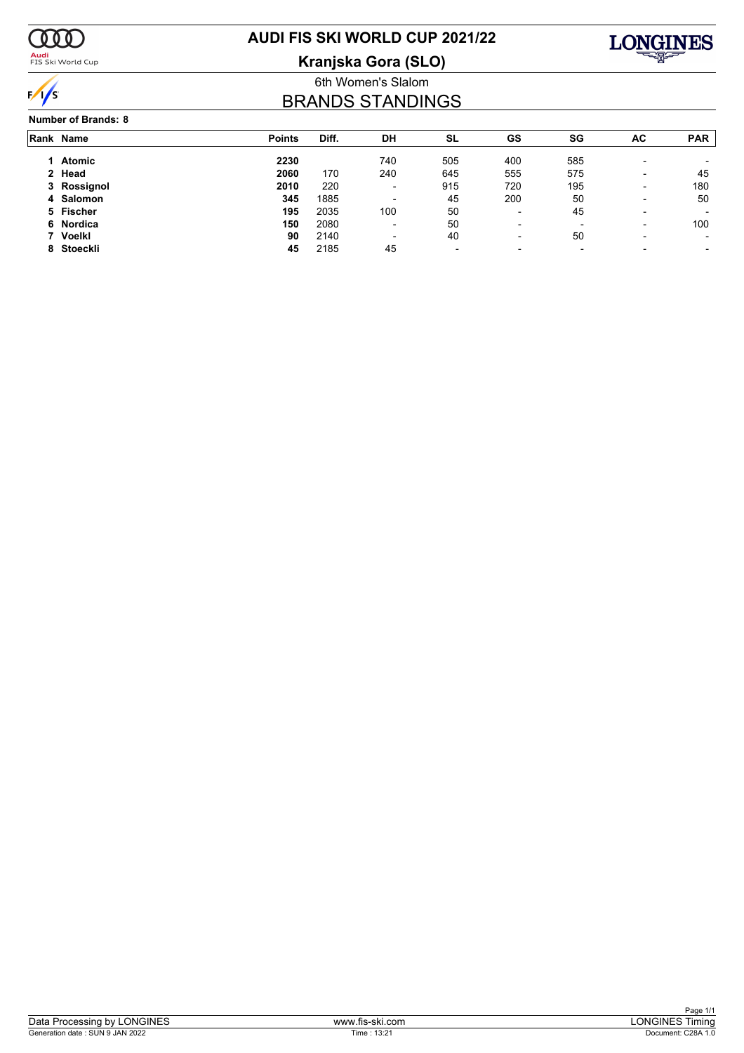# AUDI FIS SKI WORLD CUP 2021/22

## Kranjska Gora (SLO)

6th Women's Slalom

## BRANDS STANDINGS

**Number of Brands: 8**

| Rank | Name | Points | Diff. | DH | SL | GS | SG | AC | PAR |
|---|---|---|---|---|---|---|---|---|---|
| 1 | **Atomic** | **2230** | | 740 | 505 | 400 | 585 | - | - |
| 2 | **Head** | **2060** | 170 | 240 | 645 | 555 | 575 | - | 45 |
| 3 | **Rossignol** | **2010** | 220 | - | 915 | 720 | 195 | - | 180 |
| 4 | **Salomon** | **345** | 1885 | - | 45 | 200 | 50 | - | 50 |
| 5 | **Fischer** | **195** | 2035 | 100 | 50 | - | 45 | - | - |
| 6 | **Nordica** | **150** | 2080 | - | 50 | - | - | - | 100 |
| 7 | **Voelkl** | **90** | 2140 | - | 40 | - | 50 | - | - |
| 8 | **Stoeckli** | **45** | 2185 | 45 | - | - | - | - | - |

Data Processing by LONGINES | www.fis-ski.com | LONGINES Timing

Generation date : SUN 9 JAN 2022 | Time : 13:21 | Document: C28A 1.0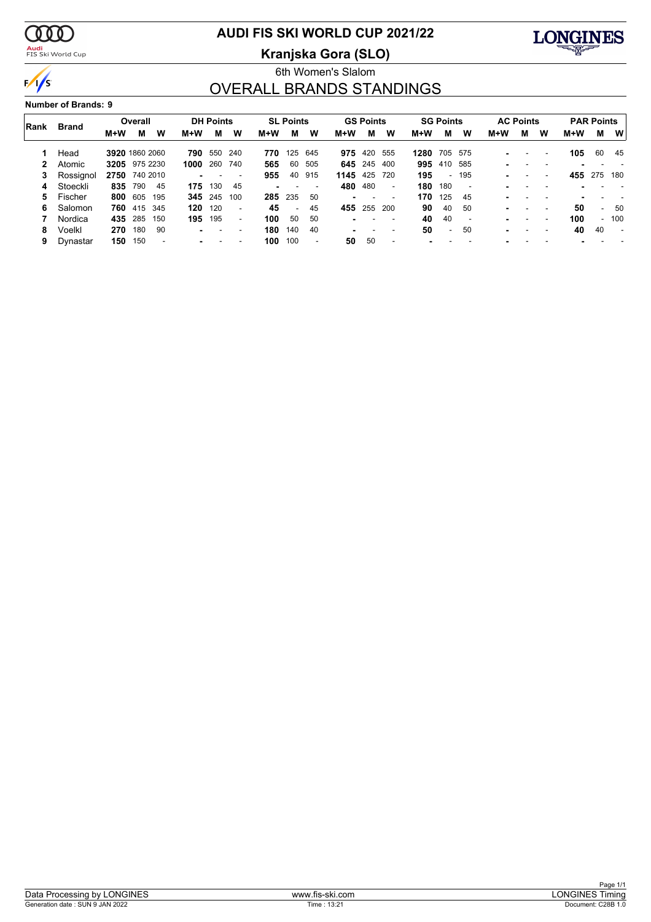# AUDI FIS SKI WORLD CUP 2021/22

## Kranjska Gora (SLO)

6th Women's Slalom

## OVERALL BRANDS STANDINGS

**Number of Brands: 9**

| Rank | Brand | Overall | | | DH Points | | | SL Points | | | GS Points | | | SG Points | | | AC Points | | | PAR Points | | |
|---|---|---|---|---|---|---|---|---|---|---|---|---|---|---|---|---|---|---|---|---|---|---|
| | | M+W | M | W | M+W | M | W | M+W | M | W | M+W | M | W | M+W | M | W | M+W | M | W | M+W | M | W |
| 1 | Head | **3920** | 1860 | 2060 | **790** | 550 | 240 | **770** | 125 | 645 | **975** | 420 | 555 | **1280** | 705 | 575 | - | - | - | **105** | 60 | 45 |
| 2 | Atomic | **3205** | 975 | 2230 | **1000** | 260 | 740 | **565** | 60 | 505 | **645** | 245 | 400 | **995** | 410 | 585 | - | - | - | - | - | - |
| 3 | Rossignol | **2750** | 740 | 2010 | - | - | - | **955** | 40 | 915 | **1145** | 425 | 720 | **195** | - | 195 | - | - | - | **455** | 275 | 180 |
| 4 | Stoeckli | **835** | 790 | 45 | **175** | 130 | 45 | - | - | - | **480** | 480 | - | **180** | 180 | - | - | - | - | - | - | - |
| 5 | Fischer | **800** | 605 | 195 | **345** | 245 | 100 | **285** | 235 | 50 | - | - | - | **170** | 125 | 45 | - | - | - | - | - | - |
| 6 | Salomon | **760** | 415 | 345 | **120** | 120 | - | **45** | - | 45 | **455** | 255 | 200 | **90** | 40 | 50 | - | - | - | **50** | - | 50 |
| 7 | Nordica | **435** | 285 | 150 | **195** | 195 | - | **100** | 50 | 50 | - | - | - | **40** | 40 | - | - | - | - | **100** | - | 100 |
| 8 | Voelkl | **270** | 180 | 90 | - | - | - | **180** | 140 | 40 | - | - | - | **50** | - | 50 | - | - | - | **40** | 40 | - |
| 9 | Dynastar | **150** | 150 | - | - | - | - | **100** | 100 | - | **50** | 50 | - | - | - | - | - | - | - | - | - | - |

Data Processing by LONGINES | www.fis-ski.com | LONGINES Timing

Generation date : SUN 9 JAN 2022 | Time : 13:21 | Document: C28B 1.0